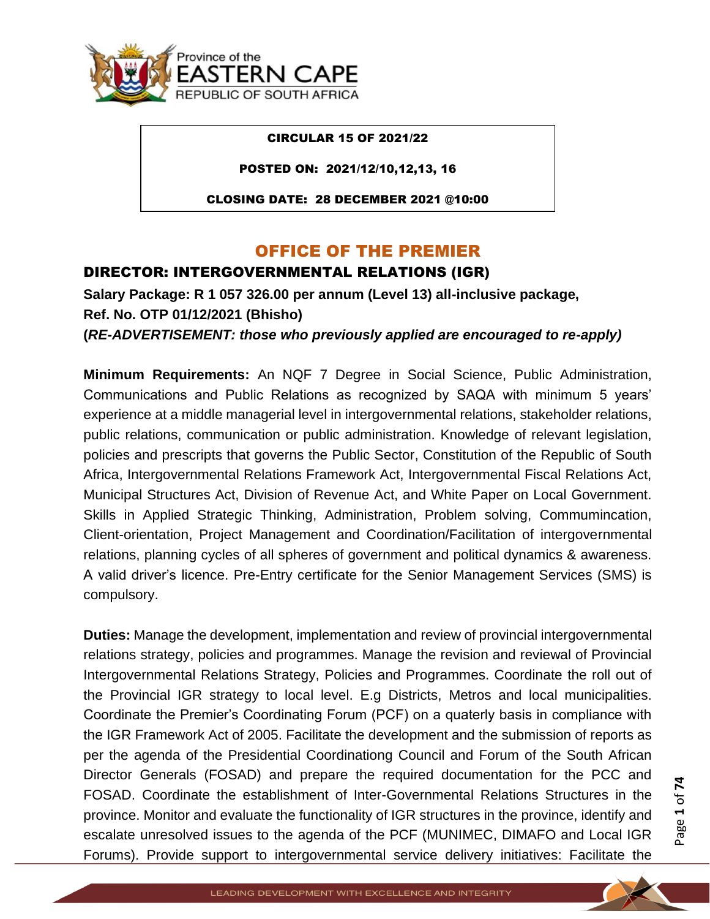Province of the
EASTERN CAPE
REPUBLIC OF SOUTH AFRICA

**CIRCULAR 15 OF 2021/22**

**POSTED ON: 2021/12/10,12,13, 16**

**CLOSING DATE: 28 DECEMBER 2021 @10:00**

# OFFICE OF THE PREMIER

## DIRECTOR: INTERGOVERNMENTAL RELATIONS (IGR)

**Salary Package: R 1 057 326.00 per annum (Level 13) all-inclusive package,**
**Ref. No. OTP 01/12/2021 (Bhisho)**
**(*RE-ADVERTISEMENT: those who previously applied are encouraged to re-apply)***

**Minimum Requirements:** An NQF 7 Degree in Social Science, Public Administration, Communications and Public Relations as recognized by SAQA with minimum 5 years' experience at a middle managerial level in intergovernmental relations, stakeholder relations, public relations, communication or public administration. Knowledge of relevant legislation, policies and prescripts that governs the Public Sector, Constitution of the Republic of South Africa, Intergovernmental Relations Framework Act, Intergovernmental Fiscal Relations Act, Municipal Structures Act, Division of Revenue Act, and White Paper on Local Government. Skills in Applied Strategic Thinking, Administration, Problem solving, Commumincation, Client-orientation, Project Management and Coordination/Facilitation of intergovernmental relations, planning cycles of all spheres of government and political dynamics & awareness. A valid driver's licence. Pre-Entry certificate for the Senior Management Services (SMS) is compulsory.

**Duties:** Manage the development, implementation and review of provincial intergovernmental relations strategy, policies and programmes. Manage the revision and reviewal of Provincial Intergovernmental Relations Strategy, Policies and Programmes. Coordinate the roll out of the Provincial IGR strategy to local level. E.g Districts, Metros and local municipalities. Coordinate the Premier's Coordinating Forum (PCF) on a quaterly basis in compliance with the IGR Framework Act of 2005. Facilitate the development and the submission of reports as per the agenda of the Presidential Coordinationg Council and Forum of the South African Director Generals (FOSAD) and prepare the required documentation for the PCC and FOSAD. Coordinate the establishment of Inter-Governmental Relations Structures in the province. Monitor and evaluate the functionality of IGR structures in the province, identify and escalate unresolved issues to the agenda of the PCF (MUNIMEC, DIMAFO and Local IGR Forums). Provide support to intergovernmental service delivery initiatives: Facilitate the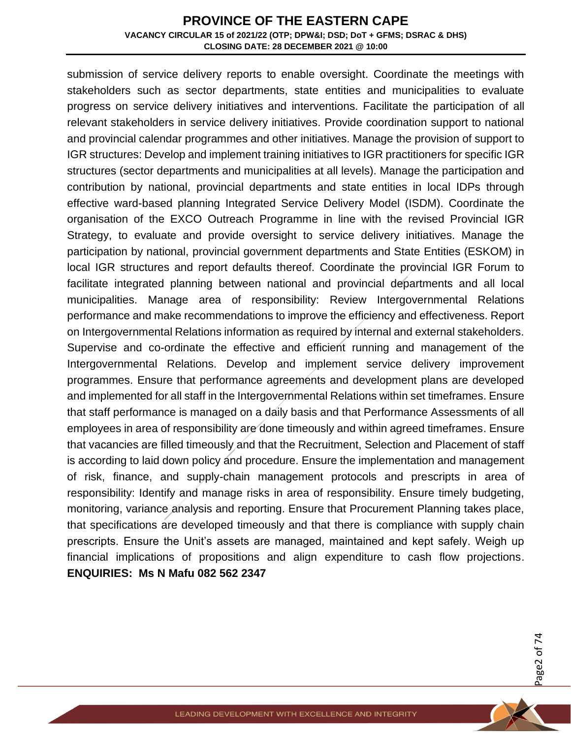submission of service delivery reports to enable oversight. Coordinate the meetings with stakeholders such as sector departments, state entities and municipalities to evaluate progress on service delivery initiatives and interventions. Facilitate the participation of all relevant stakeholders in service delivery initiatives. Provide coordination support to national and provincial calendar programmes and other initiatives. Manage the provision of support to IGR structures: Develop and implement training initiatives to IGR practitioners for specific IGR structures (sector departments and municipalities at all levels). Manage the participation and contribution by national, provincial departments and state entities in local IDPs through effective ward-based planning Integrated Service Delivery Model (ISDM). Coordinate the organisation of the EXCO Outreach Programme in line with the revised Provincial IGR Strategy, to evaluate and provide oversight to service delivery initiatives. Manage the participation by national, provincial government departments and State Entities (ESKOM) in local IGR structures and report defaults thereof. Coordinate the provincial IGR Forum to facilitate integrated planning between national and provincial departments and all local municipalities. Manage area of responsibility: Review Intergovernmental Relations performance and make recommendations to improve the efficiency and effectiveness. Report on Intergovernmental Relations information as required by internal and external stakeholders. Supervise and co-ordinate the effective and efficient running and management of the Intergovernmental Relations. Develop and implement service delivery improvement programmes. Ensure that performance agreements and development plans are developed and implemented for all staff in the Intergovernmental Relations within set timeframes. Ensure that staff performance is managed on a daily basis and that Performance Assessments of all employees in area of responsibility are done timeously and within agreed timeframes. Ensure that vacancies are filled timeously and that the Recruitment, Selection and Placement of staff is according to laid down policy and procedure. Ensure the implementation and management of risk, finance, and supply-chain management protocols and prescripts in area of responsibility: Identify and manage risks in area of responsibility. Ensure timely budgeting, monitoring, variance analysis and reporting. Ensure that Procurement Planning takes place, that specifications are developed timeously and that there is compliance with supply chain prescripts. Ensure the Unit's assets are managed, maintained and kept safely. Weigh up financial implications of propositions and align expenditure to cash flow projections.

**ENQUIRIES: Ms N Mafu 082 562 2347**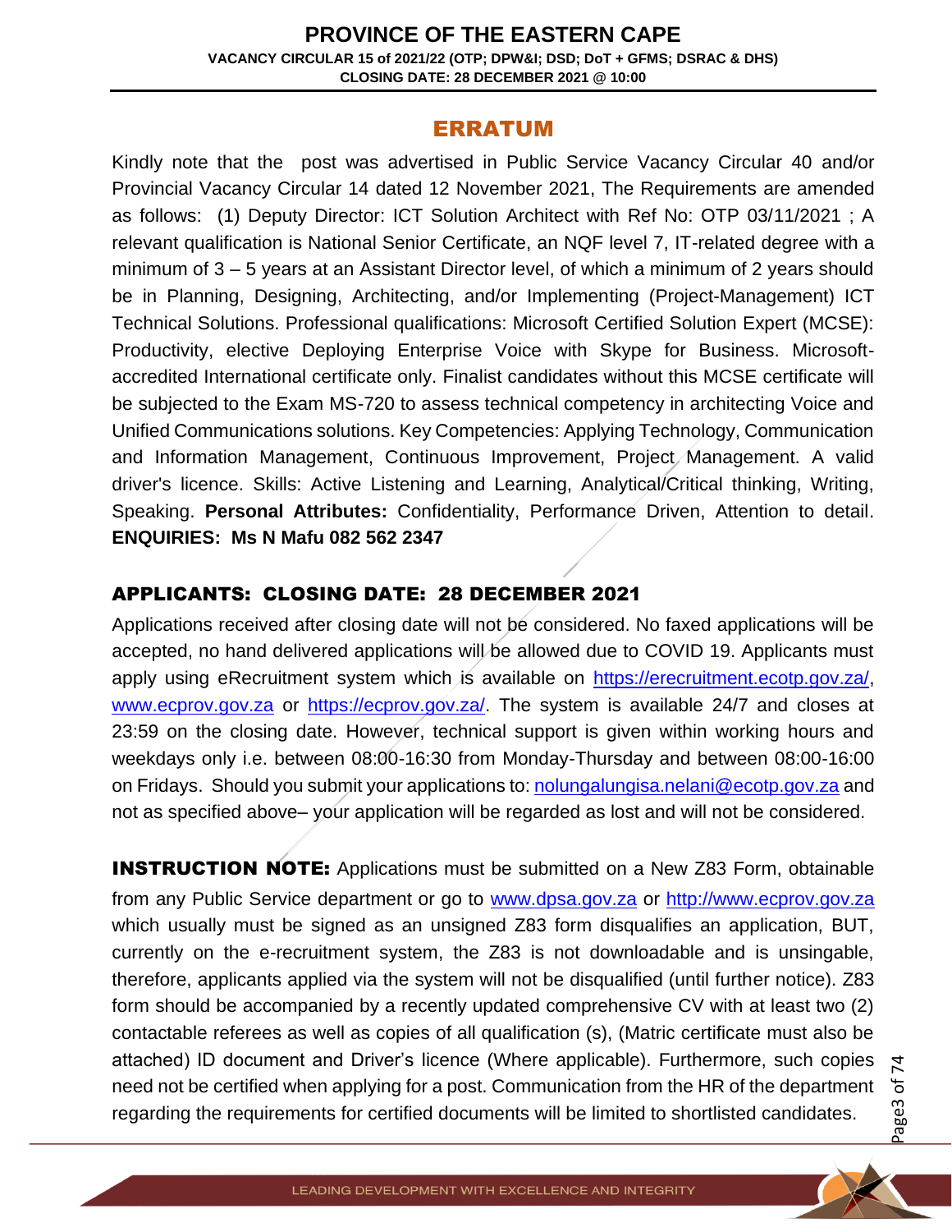## ERRATUM

Kindly note that the post was advertised in Public Service Vacancy Circular 40 and/or Provincial Vacancy Circular 14 dated 12 November 2021, The Requirements are amended as follows: (1) Deputy Director: ICT Solution Architect with Ref No: OTP 03/11/2021 ; A relevant qualification is National Senior Certificate, an NQF level 7, IT-related degree with a minimum of 3 – 5 years at an Assistant Director level, of which a minimum of 2 years should be in Planning, Designing, Architecting, and/or Implementing (Project-Management) ICT Technical Solutions. Professional qualifications: Microsoft Certified Solution Expert (MCSE): Productivity, elective Deploying Enterprise Voice with Skype for Business. Microsoft-accredited International certificate only. Finalist candidates without this MCSE certificate will be subjected to the Exam MS-720 to assess technical competency in architecting Voice and Unified Communications solutions. Key Competencies: Applying Technology, Communication and Information Management, Continuous Improvement, Project Management. A valid driver's licence. Skills: Active Listening and Learning, Analytical/Critical thinking, Writing, Speaking. **Personal Attributes:** Confidentiality, Performance Driven, Attention to detail. **ENQUIRIES: Ms N Mafu 082 562 2347**

### APPLICANTS: CLOSING DATE: 28 DECEMBER 2021

Applications received after closing date will not be considered. No faxed applications will be accepted, no hand delivered applications will be allowed due to COVID 19. Applicants must apply using eRecruitment system which is available on https://erecruitment.ecotp.gov.za/, www.ecprov.gov.za or https://ecprov.gov.za/. The system is available 24/7 and closes at 23:59 on the closing date. However, technical support is given within working hours and weekdays only i.e. between 08:00-16:30 from Monday-Thursday and between 08:00-16:00 on Fridays. Should you submit your applications to: nolungalungisa.nelani@ecotp.gov.za and not as specified above– your application will be regarded as lost and will not be considered.

**INSTRUCTION NOTE:** Applications must be submitted on a New Z83 Form, obtainable from any Public Service department or go to www.dpsa.gov.za or http://www.ecprov.gov.za which usually must be signed as an unsigned Z83 form disqualifies an application, BUT, currently on the e-recruitment system, the Z83 is not downloadable and is unsingable, therefore, applicants applied via the system will not be disqualified (until further notice). Z83 form should be accompanied by a recently updated comprehensive CV with at least two (2) contactable referees as well as copies of all qualification (s), (Matric certificate must also be attached) ID document and Driver's licence (Where applicable). Furthermore, such copies need not be certified when applying for a post. Communication from the HR of the department regarding the requirements for certified documents will be limited to shortlisted candidates.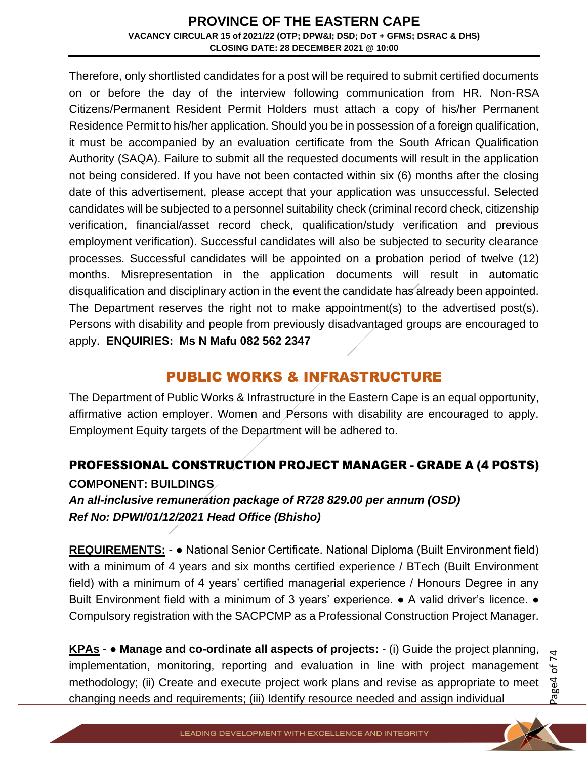Therefore, only shortlisted candidates for a post will be required to submit certified documents on or before the day of the interview following communication from HR. Non-RSA Citizens/Permanent Resident Permit Holders must attach a copy of his/her Permanent Residence Permit to his/her application. Should you be in possession of a foreign qualification, it must be accompanied by an evaluation certificate from the South African Qualification Authority (SAQA). Failure to submit all the requested documents will result in the application not being considered. If you have not been contacted within six (6) months after the closing date of this advertisement, please accept that your application was unsuccessful. Selected candidates will be subjected to a personnel suitability check (criminal record check, citizenship verification, financial/asset record check, qualification/study verification and previous employment verification). Successful candidates will also be subjected to security clearance processes. Successful candidates will be appointed on a probation period of twelve (12) months. Misrepresentation in the application documents will result in automatic disqualification and disciplinary action in the event the candidate has already been appointed. The Department reserves the right not to make appointment(s) to the advertised post(s). Persons with disability and people from previously disadvantaged groups are encouraged to apply. **ENQUIRIES: Ms N Mafu 082 562 2347**

## PUBLIC WORKS & INFRASTRUCTURE

The Department of Public Works & Infrastructure in the Eastern Cape is an equal opportunity, affirmative action employer. Women and Persons with disability are encouraged to apply. Employment Equity targets of the Department will be adhered to.

### PROFESSIONAL CONSTRUCTION PROJECT MANAGER - GRADE A (4 POSTS)

**COMPONENT: BUILDINGS**

***An all-inclusive remuneration package of R728 829.00 per annum (OSD)***

***Ref No: DPWI/01/12/2021 Head Office (Bhisho)***

**REQUIREMENTS:** - ● National Senior Certificate. National Diploma (Built Environment field) with a minimum of 4 years and six months certified experience / BTech (Built Environment field) with a minimum of 4 years' certified managerial experience / Honours Degree in any Built Environment field with a minimum of 3 years' experience. ● A valid driver's licence. ● Compulsory registration with the SACPCMP as a Professional Construction Project Manager.

**KPAs** - ● **Manage and co-ordinate all aspects of projects:** - (i) Guide the project planning, implementation, monitoring, reporting and evaluation in line with project management methodology; (ii) Create and execute project work plans and revise as appropriate to meet changing needs and requirements; (iii) Identify resource needed and assign individual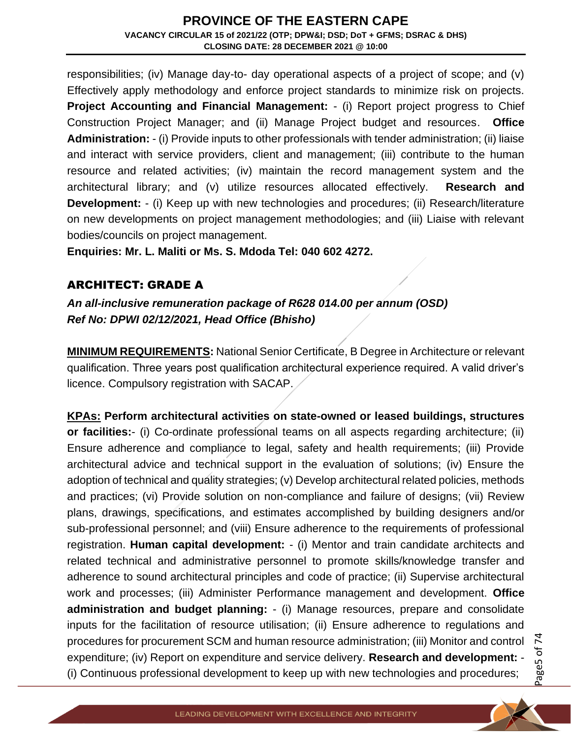responsibilities; (iv) Manage day-to- day operational aspects of a project of scope; and (v) Effectively apply methodology and enforce project standards to minimize risk on projects. **Project Accounting and Financial Management:** - (i) Report project progress to Chief Construction Project Manager; and (ii) Manage Project budget and resources. **Office Administration:** - (i) Provide inputs to other professionals with tender administration; (ii) liaise and interact with service providers, client and management; (iii) contribute to the human resource and related activities; (iv) maintain the record management system and the architectural library; and (v) utilize resources allocated effectively. **Research and Development:** - (i) Keep up with new technologies and procedures; (ii) Research/literature on new developments on project management methodologies; and (iii) Liaise with relevant bodies/councils on project management.

**Enquiries: Mr. L. Maliti or Ms. S. Mdoda Tel: 040 602 4272.**

## ARCHITECT: GRADE A

***An all-inclusive remuneration package of R628 014.00 per annum (OSD)***
***Ref No: DPWI 02/12/2021, Head Office (Bhisho)***

**MINIMUM REQUIREMENTS:** National Senior Certificate, B Degree in Architecture or relevant qualification. Three years post qualification architectural experience required. A valid driver's licence. Compulsory registration with SACAP.

**KPAs: Perform architectural activities on state-owned or leased buildings, structures or facilities:**- (i) Co-ordinate professional teams on all aspects regarding architecture; (ii) Ensure adherence and compliance to legal, safety and health requirements; (iii) Provide architectural advice and technical support in the evaluation of solutions; (iv) Ensure the adoption of technical and quality strategies; (v) Develop architectural related policies, methods and practices; (vi) Provide solution on non-compliance and failure of designs; (vii) Review plans, drawings, specifications, and estimates accomplished by building designers and/or sub-professional personnel; and (viii) Ensure adherence to the requirements of professional registration. **Human capital development:** - (i) Mentor and train candidate architects and related technical and administrative personnel to promote skills/knowledge transfer and adherence to sound architectural principles and code of practice; (ii) Supervise architectural work and processes; (iii) Administer Performance management and development. **Office administration and budget planning:** - (i) Manage resources, prepare and consolidate inputs for the facilitation of resource utilisation; (ii) Ensure adherence to regulations and procedures for procurement SCM and human resource administration; (iii) Monitor and control expenditure; (iv) Report on expenditure and service delivery. **Research and development:** - (i) Continuous professional development to keep up with new technologies and procedures;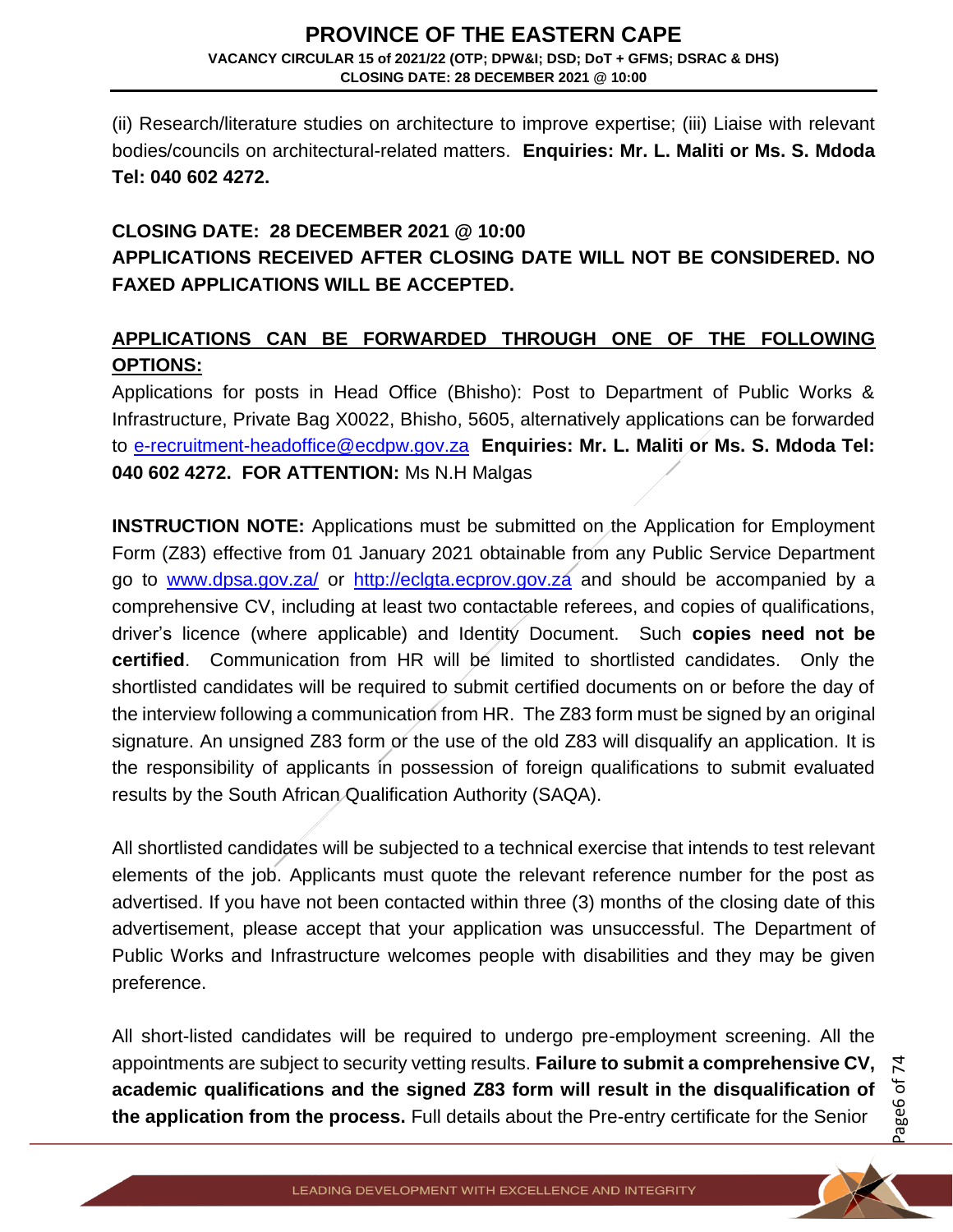(ii) Research/literature studies on architecture to improve expertise; (iii) Liaise with relevant bodies/councils on architectural-related matters. **Enquiries: Mr. L. Maliti or Ms. S. Mdoda Tel: 040 602 4272.**

**CLOSING DATE: 28 DECEMBER 2021 @ 10:00**

**APPLICATIONS RECEIVED AFTER CLOSING DATE WILL NOT BE CONSIDERED. NO FAXED APPLICATIONS WILL BE ACCEPTED.**

**APPLICATIONS CAN BE FORWARDED THROUGH ONE OF THE FOLLOWING OPTIONS:**

Applications for posts in Head Office (Bhisho): Post to Department of Public Works & Infrastructure, Private Bag X0022, Bhisho, 5605, alternatively applications can be forwarded to e-recruitment-headoffice@ecdpw.gov.za **Enquiries: Mr. L. Maliti or Ms. S. Mdoda Tel: 040 602 4272. FOR ATTENTION:** Ms N.H Malgas

**INSTRUCTION NOTE:** Applications must be submitted on the Application for Employment Form (Z83) effective from 01 January 2021 obtainable from any Public Service Department go to www.dpsa.gov.za/ or http://eclgta.ecprov.gov.za and should be accompanied by a comprehensive CV, including at least two contactable referees, and copies of qualifications, driver's licence (where applicable) and Identity Document. Such **copies need not be certified**. Communication from HR will be limited to shortlisted candidates. Only the shortlisted candidates will be required to submit certified documents on or before the day of the interview following a communication from HR. The Z83 form must be signed by an original signature. An unsigned Z83 form or the use of the old Z83 will disqualify an application. It is the responsibility of applicants in possession of foreign qualifications to submit evaluated results by the South African Qualification Authority (SAQA).

All shortlisted candidates will be subjected to a technical exercise that intends to test relevant elements of the job. Applicants must quote the relevant reference number for the post as advertised. If you have not been contacted within three (3) months of the closing date of this advertisement, please accept that your application was unsuccessful. The Department of Public Works and Infrastructure welcomes people with disabilities and they may be given preference.

All short-listed candidates will be required to undergo pre-employment screening. All the appointments are subject to security vetting results. **Failure to submit a comprehensive CV, academic qualifications and the signed Z83 form will result in the disqualification of the application from the process.** Full details about the Pre-entry certificate for the Senior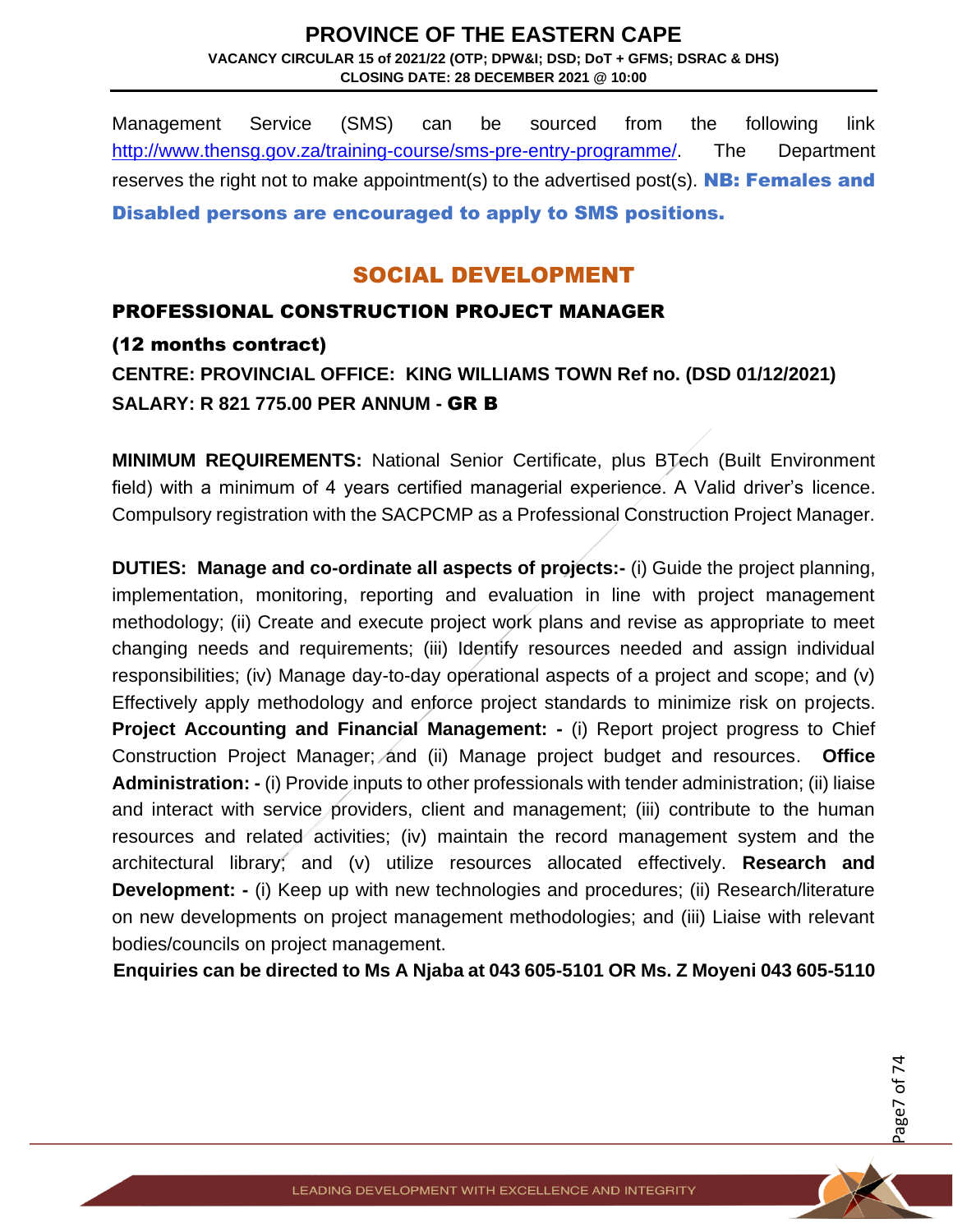Management Service (SMS) can be sourced from the following link http://www.thensg.gov.za/training-course/sms-pre-entry-programme/. The Department reserves the right not to make appointment(s) to the advertised post(s). **NB: Females and Disabled persons are encouraged to apply to SMS positions.**

# SOCIAL DEVELOPMENT

## PROFESSIONAL CONSTRUCTION PROJECT MANAGER

**(12 months contract)**

**CENTRE: PROVINCIAL OFFICE: KING WILLIAMS TOWN Ref no. (DSD 01/12/2021)**

**SALARY: R 821 775.00 PER ANNUM - GR B**

**MINIMUM REQUIREMENTS:** National Senior Certificate, plus BTech (Built Environment field) with a minimum of 4 years certified managerial experience. A Valid driver's licence. Compulsory registration with the SACPCMP as a Professional Construction Project Manager.

**DUTIES: Manage and co-ordinate all aspects of projects:-** (i) Guide the project planning, implementation, monitoring, reporting and evaluation in line with project management methodology; (ii) Create and execute project work plans and revise as appropriate to meet changing needs and requirements; (iii) Identify resources needed and assign individual responsibilities; (iv) Manage day-to-day operational aspects of a project and scope; and (v) Effectively apply methodology and enforce project standards to minimize risk on projects. **Project Accounting and Financial Management: -** (i) Report project progress to Chief Construction Project Manager; and (ii) Manage project budget and resources. **Office Administration: -** (i) Provide inputs to other professionals with tender administration; (ii) liaise and interact with service providers, client and management; (iii) contribute to the human resources and related activities; (iv) maintain the record management system and the architectural library; and (v) utilize resources allocated effectively. **Research and Development: -** (i) Keep up with new technologies and procedures; (ii) Research/literature on new developments on project management methodologies; and (iii) Liaise with relevant bodies/councils on project management.

**Enquiries can be directed to Ms A Njaba at 043 605-5101 OR Ms. Z Moyeni 043 605-5110**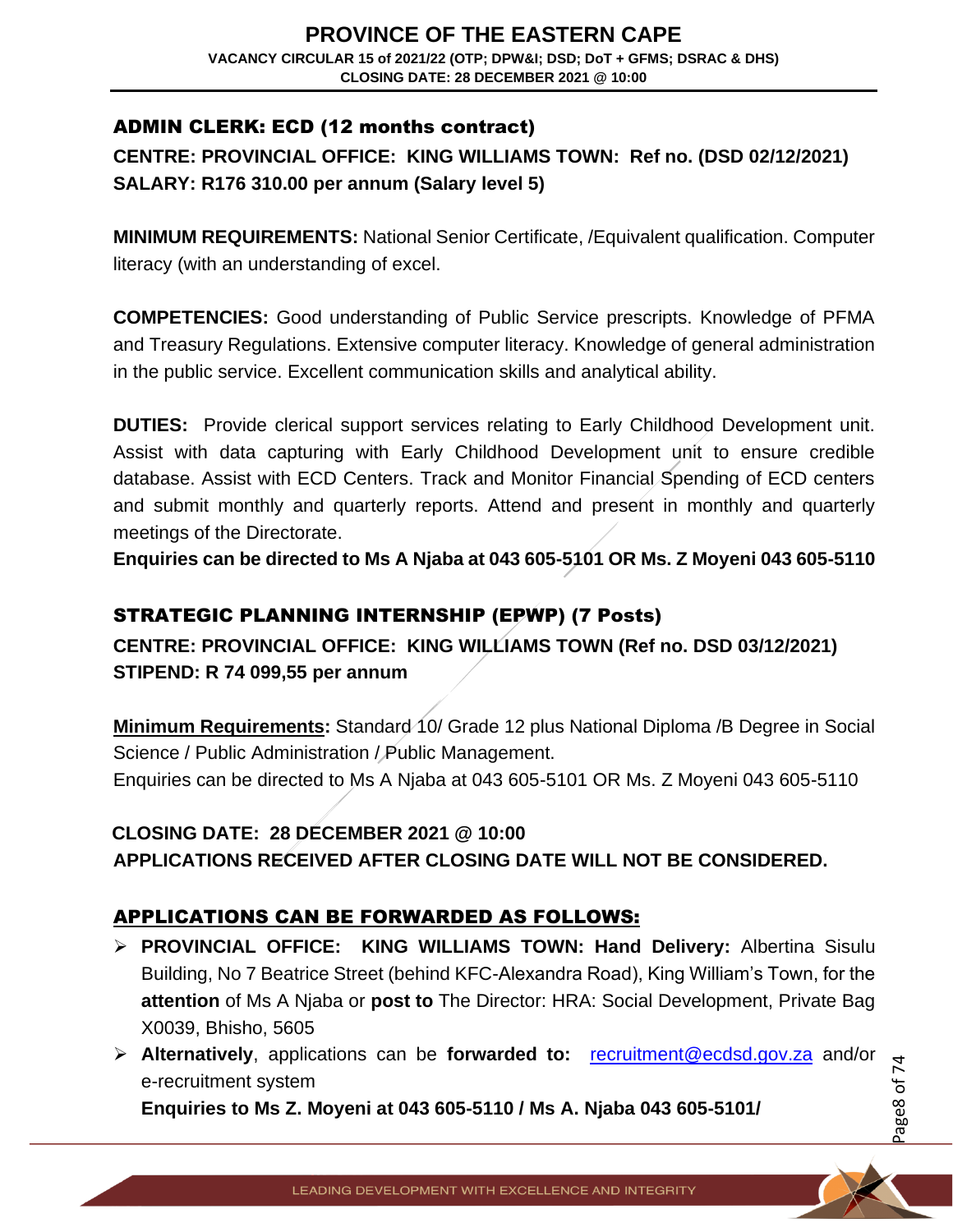## ADMIN CLERK: ECD (12 months contract)

**CENTRE: PROVINCIAL OFFICE: KING WILLIAMS TOWN: Ref no. (DSD 02/12/2021)**
**SALARY: R176 310.00 per annum (Salary level 5)**

**MINIMUM REQUIREMENTS:** National Senior Certificate, /Equivalent qualification. Computer literacy (with an understanding of excel.

**COMPETENCIES:** Good understanding of Public Service prescripts. Knowledge of PFMA and Treasury Regulations. Extensive computer literacy. Knowledge of general administration in the public service. Excellent communication skills and analytical ability.

**DUTIES:** Provide clerical support services relating to Early Childhood Development unit. Assist with data capturing with Early Childhood Development unit to ensure credible database. Assist with ECD Centers. Track and Monitor Financial Spending of ECD centers and submit monthly and quarterly reports. Attend and present in monthly and quarterly meetings of the Directorate.
**Enquiries can be directed to Ms A Njaba at 043 605-5101 OR Ms. Z Moyeni 043 605-5110**

## STRATEGIC PLANNING INTERNSHIP (EPWP) (7 Posts)

**CENTRE: PROVINCIAL OFFICE: KING WILLIAMS TOWN (Ref no. DSD 03/12/2021)**
**STIPEND: R 74 099,55 per annum**

**Minimum Requirements:** Standard 10/ Grade 12 plus National Diploma /B Degree in Social Science / Public Administration / Public Management.
Enquiries can be directed to Ms A Njaba at 043 605-5101 OR Ms. Z Moyeni 043 605-5110

**CLOSING DATE: 28 DECEMBER 2021 @ 10:00**
**APPLICATIONS RECEIVED AFTER CLOSING DATE WILL NOT BE CONSIDERED.**

## APPLICATIONS CAN BE FORWARDED AS FOLLOWS:

- **PROVINCIAL OFFICE: KING WILLIAMS TOWN: Hand Delivery:** Albertina Sisulu Building, No 7 Beatrice Street (behind KFC-Alexandra Road), King William's Town, for the **attention** of Ms A Njaba or **post to** The Director: HRA: Social Development, Private Bag X0039, Bhisho, 5605
- **Alternatively**, applications can be **forwarded to:** recruitment@ecdsd.gov.za and/or e-recruitment system
  **Enquiries to Ms Z. Moyeni at 043 605-5110 / Ms A. Njaba 043 605-5101/**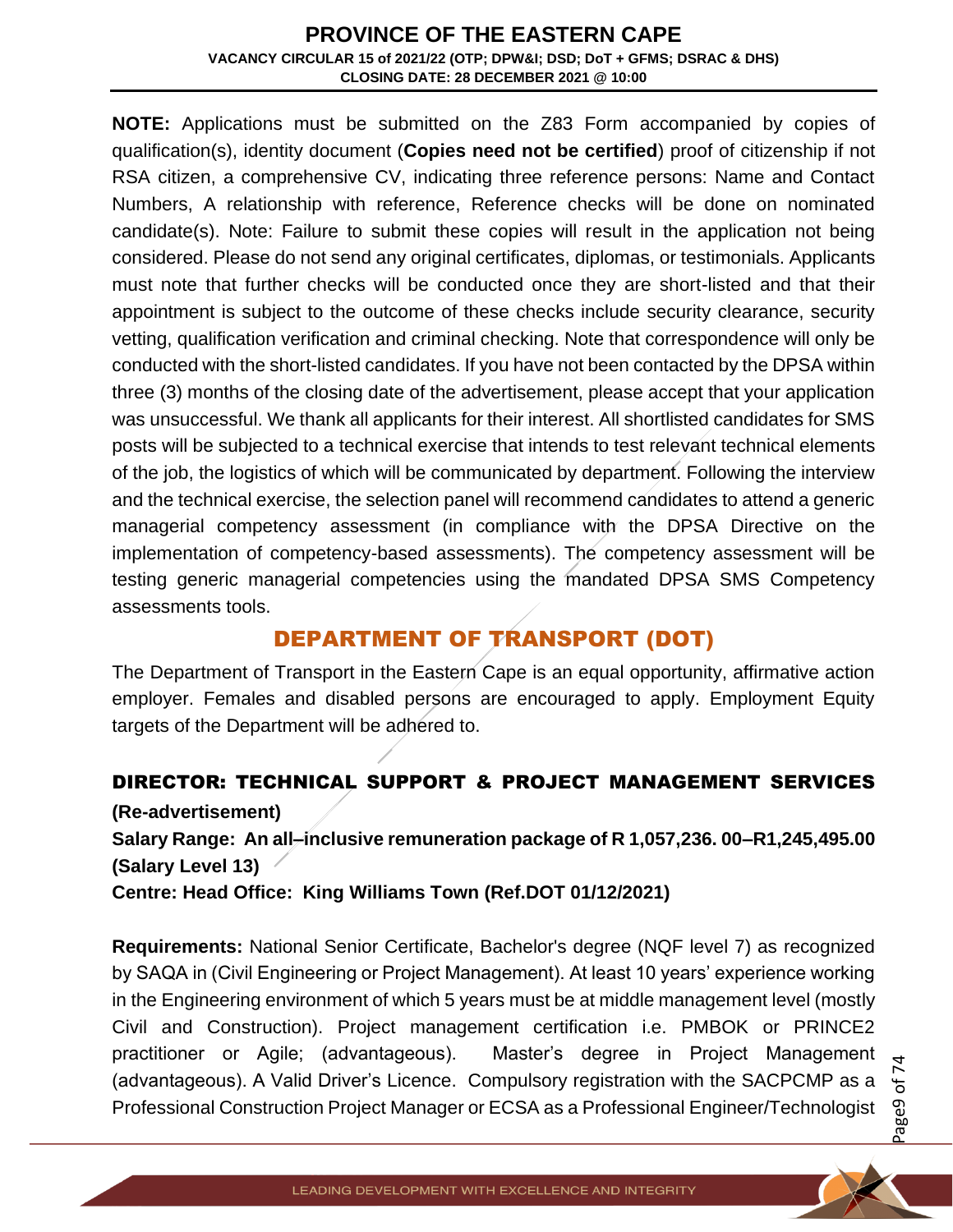**NOTE:** Applications must be submitted on the Z83 Form accompanied by copies of qualification(s), identity document (**Copies need not be certified**) proof of citizenship if not RSA citizen, a comprehensive CV, indicating three reference persons: Name and Contact Numbers, A relationship with reference, Reference checks will be done on nominated candidate(s). Note: Failure to submit these copies will result in the application not being considered. Please do not send any original certificates, diplomas, or testimonials. Applicants must note that further checks will be conducted once they are short-listed and that their appointment is subject to the outcome of these checks include security clearance, security vetting, qualification verification and criminal checking. Note that correspondence will only be conducted with the short-listed candidates. If you have not been contacted by the DPSA within three (3) months of the closing date of the advertisement, please accept that your application was unsuccessful. We thank all applicants for their interest. All shortlisted candidates for SMS posts will be subjected to a technical exercise that intends to test relevant technical elements of the job, the logistics of which will be communicated by department. Following the interview and the technical exercise, the selection panel will recommend candidates to attend a generic managerial competency assessment (in compliance with the DPSA Directive on the implementation of competency-based assessments). The competency assessment will be testing generic managerial competencies using the mandated DPSA SMS Competency assessments tools.

## DEPARTMENT OF TRANSPORT (DOT)

The Department of Transport in the Eastern Cape is an equal opportunity, affirmative action employer. Females and disabled persons are encouraged to apply. Employment Equity targets of the Department will be adhered to.

### DIRECTOR: TECHNICAL SUPPORT & PROJECT MANAGEMENT SERVICES

**(Re-advertisement)**

**Salary Range: An all–inclusive remuneration package of R 1,057,236. 00–R1,245,495.00 (Salary Level 13)**

**Centre: Head Office: King Williams Town (Ref.DOT 01/12/2021)**

**Requirements:** National Senior Certificate, Bachelor's degree (NQF level 7) as recognized by SAQA in (Civil Engineering or Project Management). At least 10 years' experience working in the Engineering environment of which 5 years must be at middle management level (mostly Civil and Construction). Project management certification i.e. PMBOK or PRINCE2 practitioner or Agile; (advantageous). Master's degree in Project Management (advantageous). A Valid Driver's Licence. Compulsory registration with the SACPCMP as a Professional Construction Project Manager or ECSA as a Professional Engineer/Technologist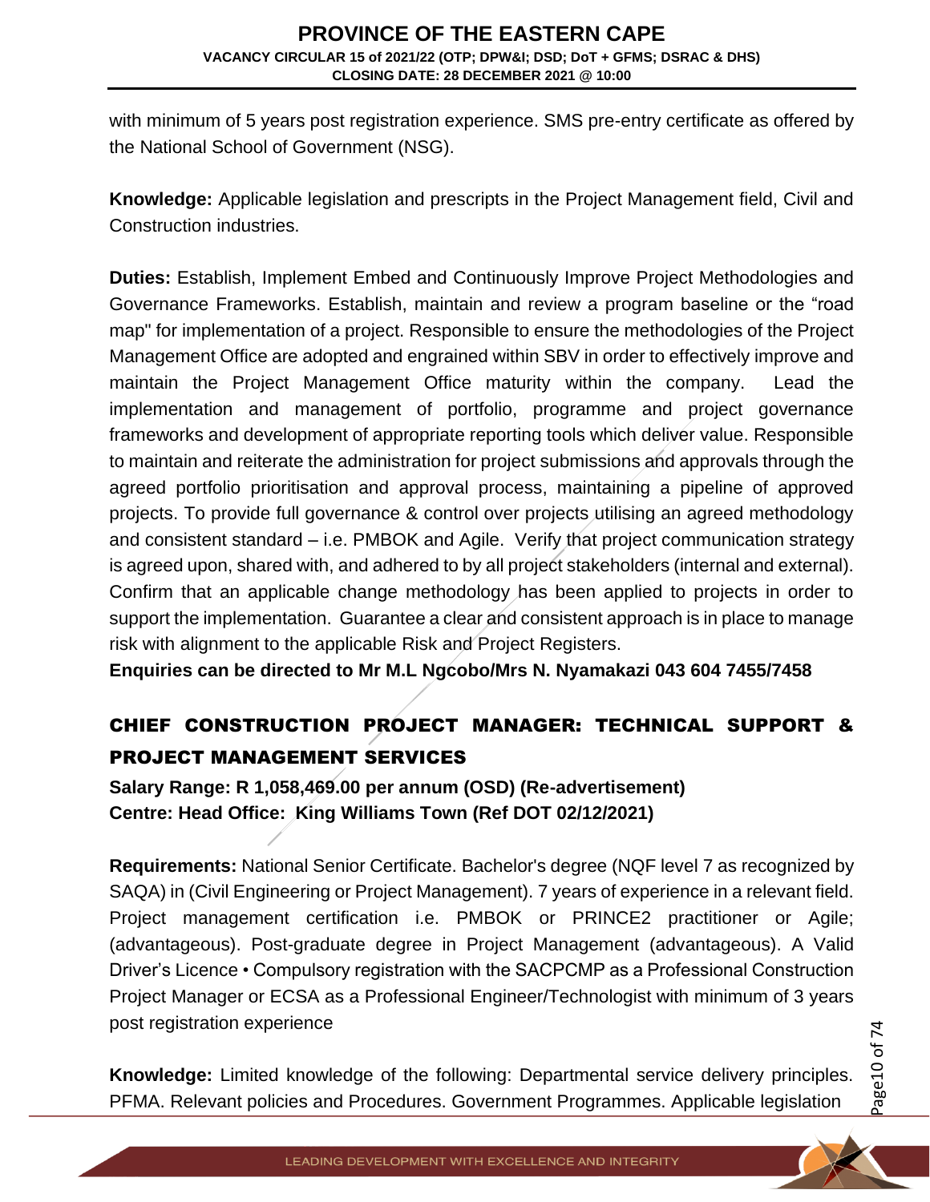with minimum of 5 years post registration experience. SMS pre-entry certificate as offered by the National School of Government (NSG).

**Knowledge:** Applicable legislation and prescripts in the Project Management field, Civil and Construction industries.

**Duties:** Establish, Implement Embed and Continuously Improve Project Methodologies and Governance Frameworks. Establish, maintain and review a program baseline or the "road map" for implementation of a project. Responsible to ensure the methodologies of the Project Management Office are adopted and engrained within SBV in order to effectively improve and maintain the Project Management Office maturity within the company. Lead the implementation and management of portfolio, programme and project governance frameworks and development of appropriate reporting tools which deliver value. Responsible to maintain and reiterate the administration for project submissions and approvals through the agreed portfolio prioritisation and approval process, maintaining a pipeline of approved projects. To provide full governance & control over projects utilising an agreed methodology and consistent standard – i.e. PMBOK and Agile. Verify that project communication strategy is agreed upon, shared with, and adhered to by all project stakeholders (internal and external). Confirm that an applicable change methodology has been applied to projects in order to support the implementation. Guarantee a clear and consistent approach is in place to manage risk with alignment to the applicable Risk and Project Registers.

**Enquiries can be directed to Mr M.L Ngcobo/Mrs N. Nyamakazi 043 604 7455/7458**

## CHIEF CONSTRUCTION PROJECT MANAGER: TECHNICAL SUPPORT & PROJECT MANAGEMENT SERVICES

**Salary Range: R 1,058,469.00 per annum (OSD) (Re-advertisement)**
**Centre: Head Office: King Williams Town (Ref DOT 02/12/2021)**

**Requirements:** National Senior Certificate. Bachelor's degree (NQF level 7 as recognized by SAQA) in (Civil Engineering or Project Management). 7 years of experience in a relevant field. Project management certification i.e. PMBOK or PRINCE2 practitioner or Agile; (advantageous). Post-graduate degree in Project Management (advantageous). A Valid Driver's Licence • Compulsory registration with the SACPCMP as a Professional Construction Project Manager or ECSA as a Professional Engineer/Technologist with minimum of 3 years post registration experience

**Knowledge:** Limited knowledge of the following: Departmental service delivery principles. PFMA. Relevant policies and Procedures. Government Programmes. Applicable legislation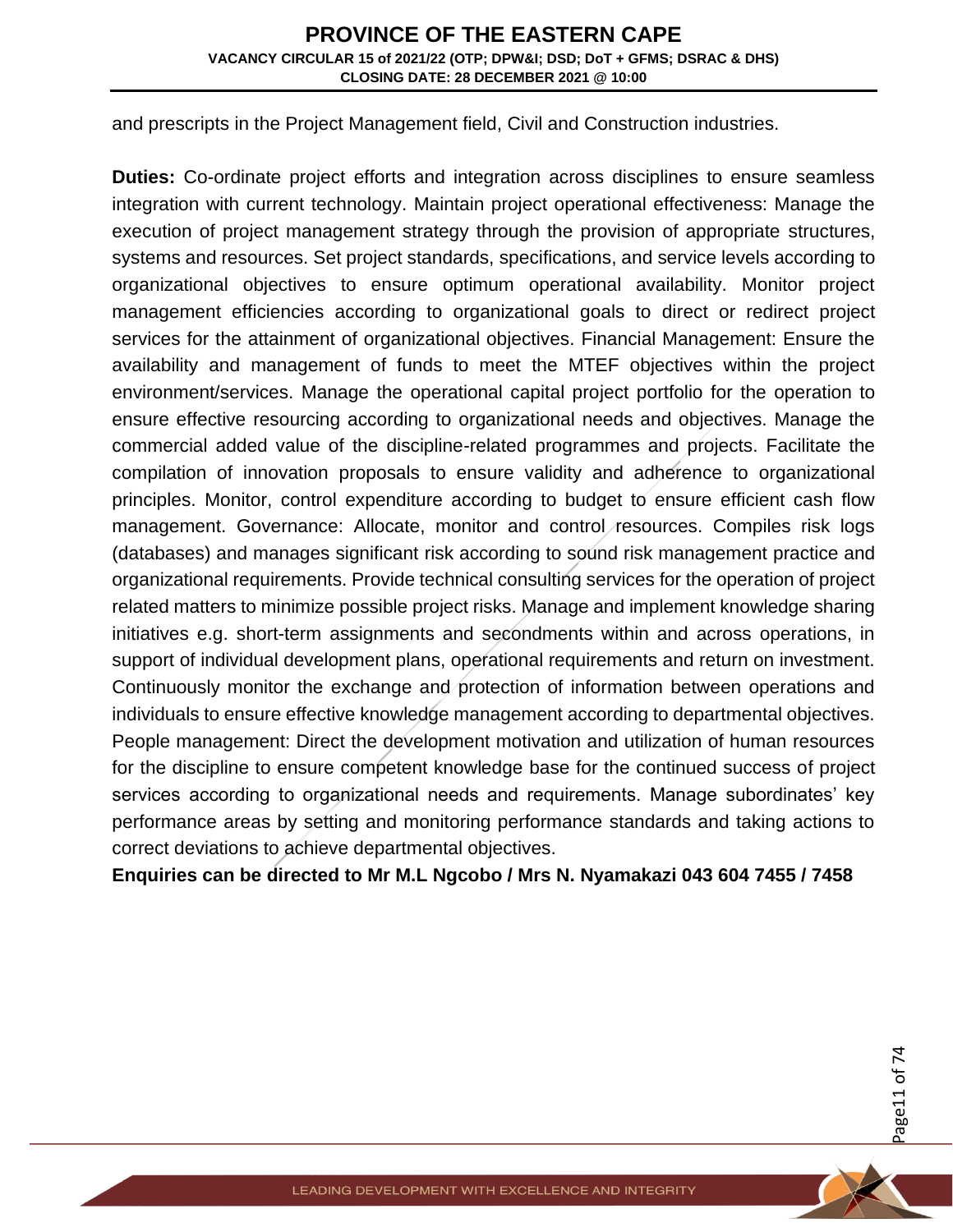and prescripts in the Project Management field, Civil and Construction industries.

**Duties:** Co-ordinate project efforts and integration across disciplines to ensure seamless integration with current technology. Maintain project operational effectiveness: Manage the execution of project management strategy through the provision of appropriate structures, systems and resources. Set project standards, specifications, and service levels according to organizational objectives to ensure optimum operational availability. Monitor project management efficiencies according to organizational goals to direct or redirect project services for the attainment of organizational objectives. Financial Management: Ensure the availability and management of funds to meet the MTEF objectives within the project environment/services. Manage the operational capital project portfolio for the operation to ensure effective resourcing according to organizational needs and objectives. Manage the commercial added value of the discipline-related programmes and projects. Facilitate the compilation of innovation proposals to ensure validity and adherence to organizational principles. Monitor, control expenditure according to budget to ensure efficient cash flow management. Governance: Allocate, monitor and control resources. Compiles risk logs (databases) and manages significant risk according to sound risk management practice and organizational requirements. Provide technical consulting services for the operation of project related matters to minimize possible project risks. Manage and implement knowledge sharing initiatives e.g. short-term assignments and secondments within and across operations, in support of individual development plans, operational requirements and return on investment. Continuously monitor the exchange and protection of information between operations and individuals to ensure effective knowledge management according to departmental objectives. People management: Direct the development motivation and utilization of human resources for the discipline to ensure competent knowledge base for the continued success of project services according to organizational needs and requirements. Manage subordinates' key performance areas by setting and monitoring performance standards and taking actions to correct deviations to achieve departmental objectives.

**Enquiries can be directed to Mr M.L Ngcobo / Mrs N. Nyamakazi 043 604 7455 / 7458**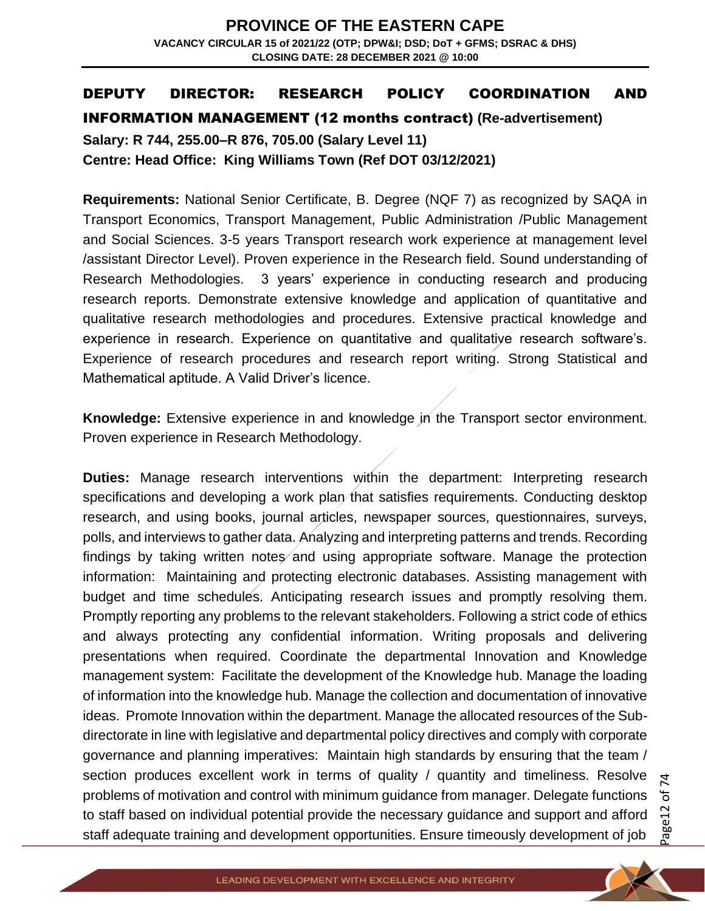## DEPUTY DIRECTOR: RESEARCH POLICY COORDINATION AND INFORMATION MANAGEMENT (12 months contract) (Re-advertisement)

**Salary: R 744, 255.00–R 876, 705.00 (Salary Level 11)**

**Centre: Head Office: King Williams Town (Ref DOT 03/12/2021)**

**Requirements:** National Senior Certificate, B. Degree (NQF 7) as recognized by SAQA in Transport Economics, Transport Management, Public Administration /Public Management and Social Sciences. 3-5 years Transport research work experience at management level /assistant Director Level). Proven experience in the Research field. Sound understanding of Research Methodologies. 3 years' experience in conducting research and producing research reports. Demonstrate extensive knowledge and application of quantitative and qualitative research methodologies and procedures. Extensive practical knowledge and experience in research. Experience on quantitative and qualitative research software's. Experience of research procedures and research report writing. Strong Statistical and Mathematical aptitude. A Valid Driver's licence.

**Knowledge:** Extensive experience in and knowledge in the Transport sector environment. Proven experience in Research Methodology.

**Duties:** Manage research interventions within the department: Interpreting research specifications and developing a work plan that satisfies requirements. Conducting desktop research, and using books, journal articles, newspaper sources, questionnaires, surveys, polls, and interviews to gather data. Analyzing and interpreting patterns and trends. Recording findings by taking written notes and using appropriate software. Manage the protection information: Maintaining and protecting electronic databases. Assisting management with budget and time schedules. Anticipating research issues and promptly resolving them. Promptly reporting any problems to the relevant stakeholders. Following a strict code of ethics and always protecting any confidential information. Writing proposals and delivering presentations when required. Coordinate the departmental Innovation and Knowledge management system: Facilitate the development of the Knowledge hub. Manage the loading of information into the knowledge hub. Manage the collection and documentation of innovative ideas. Promote Innovation within the department. Manage the allocated resources of the Sub-directorate in line with legislative and departmental policy directives and comply with corporate governance and planning imperatives: Maintain high standards by ensuring that the team / section produces excellent work in terms of quality / quantity and timeliness. Resolve problems of motivation and control with minimum guidance from manager. Delegate functions to staff based on individual potential provide the necessary guidance and support and afford staff adequate training and development opportunities. Ensure timeously development of job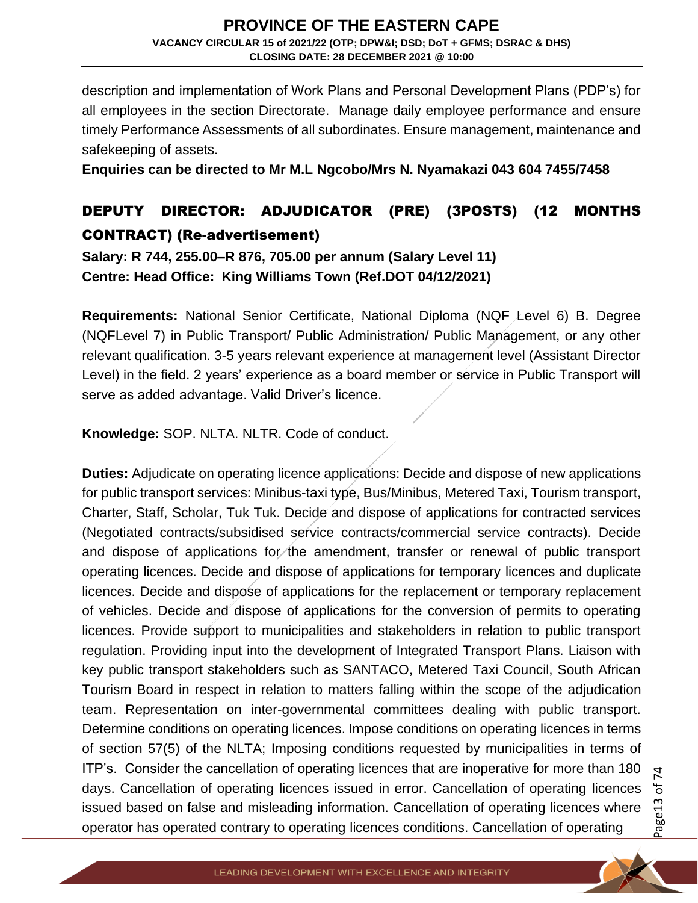description and implementation of Work Plans and Personal Development Plans (PDP's) for all employees in the section Directorate. Manage daily employee performance and ensure timely Performance Assessments of all subordinates. Ensure management, maintenance and safekeeping of assets.

**Enquiries can be directed to Mr M.L Ngcobo/Mrs N. Nyamakazi 043 604 7455/7458**

## DEPUTY DIRECTOR: ADJUDICATOR (PRE) (3POSTS) (12 MONTHS CONTRACT) (Re-advertisement)

**Salary: R 744, 255.00–R 876, 705.00 per annum (Salary Level 11)**
**Centre: Head Office: King Williams Town (Ref.DOT 04/12/2021)**

**Requirements:** National Senior Certificate, National Diploma (NQF Level 6) B. Degree (NQFLevel 7) in Public Transport/ Public Administration/ Public Management, or any other relevant qualification. 3-5 years relevant experience at management level (Assistant Director Level) in the field. 2 years' experience as a board member or service in Public Transport will serve as added advantage. Valid Driver's licence.

**Knowledge:** SOP. NLTA. NLTR. Code of conduct.

**Duties:** Adjudicate on operating licence applications: Decide and dispose of new applications for public transport services: Minibus-taxi type, Bus/Minibus, Metered Taxi, Tourism transport, Charter, Staff, Scholar, Tuk Tuk. Decide and dispose of applications for contracted services (Negotiated contracts/subsidised service contracts/commercial service contracts). Decide and dispose of applications for the amendment, transfer or renewal of public transport operating licences. Decide and dispose of applications for temporary licences and duplicate licences. Decide and dispose of applications for the replacement or temporary replacement of vehicles. Decide and dispose of applications for the conversion of permits to operating licences. Provide support to municipalities and stakeholders in relation to public transport regulation. Providing input into the development of Integrated Transport Plans. Liaison with key public transport stakeholders such as SANTACO, Metered Taxi Council, South African Tourism Board in respect in relation to matters falling within the scope of the adjudication team. Representation on inter-governmental committees dealing with public transport. Determine conditions on operating licences. Impose conditions on operating licences in terms of section 57(5) of the NLTA; Imposing conditions requested by municipalities in terms of ITP's. Consider the cancellation of operating licences that are inoperative for more than 180 days. Cancellation of operating licences issued in error. Cancellation of operating licences issued based on false and misleading information. Cancellation of operating licences where operator has operated contrary to operating licences conditions. Cancellation of operating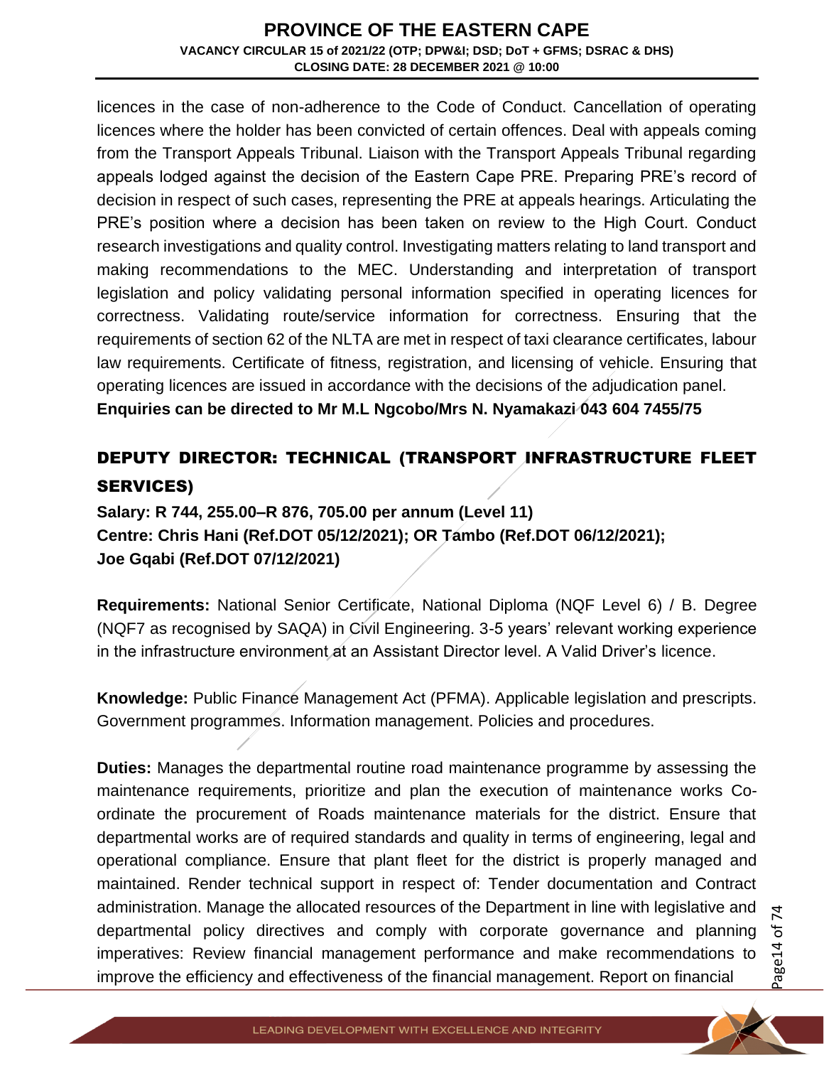licences in the case of non-adherence to the Code of Conduct. Cancellation of operating licences where the holder has been convicted of certain offences. Deal with appeals coming from the Transport Appeals Tribunal. Liaison with the Transport Appeals Tribunal regarding appeals lodged against the decision of the Eastern Cape PRE. Preparing PRE's record of decision in respect of such cases, representing the PRE at appeals hearings. Articulating the PRE's position where a decision has been taken on review to the High Court. Conduct research investigations and quality control. Investigating matters relating to land transport and making recommendations to the MEC. Understanding and interpretation of transport legislation and policy validating personal information specified in operating licences for correctness. Validating route/service information for correctness. Ensuring that the requirements of section 62 of the NLTA are met in respect of taxi clearance certificates, labour law requirements. Certificate of fitness, registration, and licensing of vehicle. Ensuring that operating licences are issued in accordance with the decisions of the adjudication panel.
**Enquiries can be directed to Mr M.L Ngcobo/Mrs N. Nyamakazi 043 604 7455/75**

## DEPUTY DIRECTOR: TECHNICAL (TRANSPORT INFRASTRUCTURE FLEET SERVICES)

**Salary: R 744, 255.00–R 876, 705.00 per annum (Level 11)**
**Centre: Chris Hani (Ref.DOT 05/12/2021); OR Tambo (Ref.DOT 06/12/2021); Joe Gqabi (Ref.DOT 07/12/2021)**

**Requirements:** National Senior Certificate, National Diploma (NQF Level 6) / B. Degree (NQF7 as recognised by SAQA) in Civil Engineering. 3-5 years' relevant working experience in the infrastructure environment at an Assistant Director level. A Valid Driver's licence.

**Knowledge:** Public Finance Management Act (PFMA). Applicable legislation and prescripts. Government programmes. Information management. Policies and procedures.

**Duties:** Manages the departmental routine road maintenance programme by assessing the maintenance requirements, prioritize and plan the execution of maintenance works Co-ordinate the procurement of Roads maintenance materials for the district. Ensure that departmental works are of required standards and quality in terms of engineering, legal and operational compliance. Ensure that plant fleet for the district is properly managed and maintained. Render technical support in respect of: Tender documentation and Contract administration. Manage the allocated resources of the Department in line with legislative and departmental policy directives and comply with corporate governance and planning imperatives: Review financial management performance and make recommendations to improve the efficiency and effectiveness of the financial management. Report on financial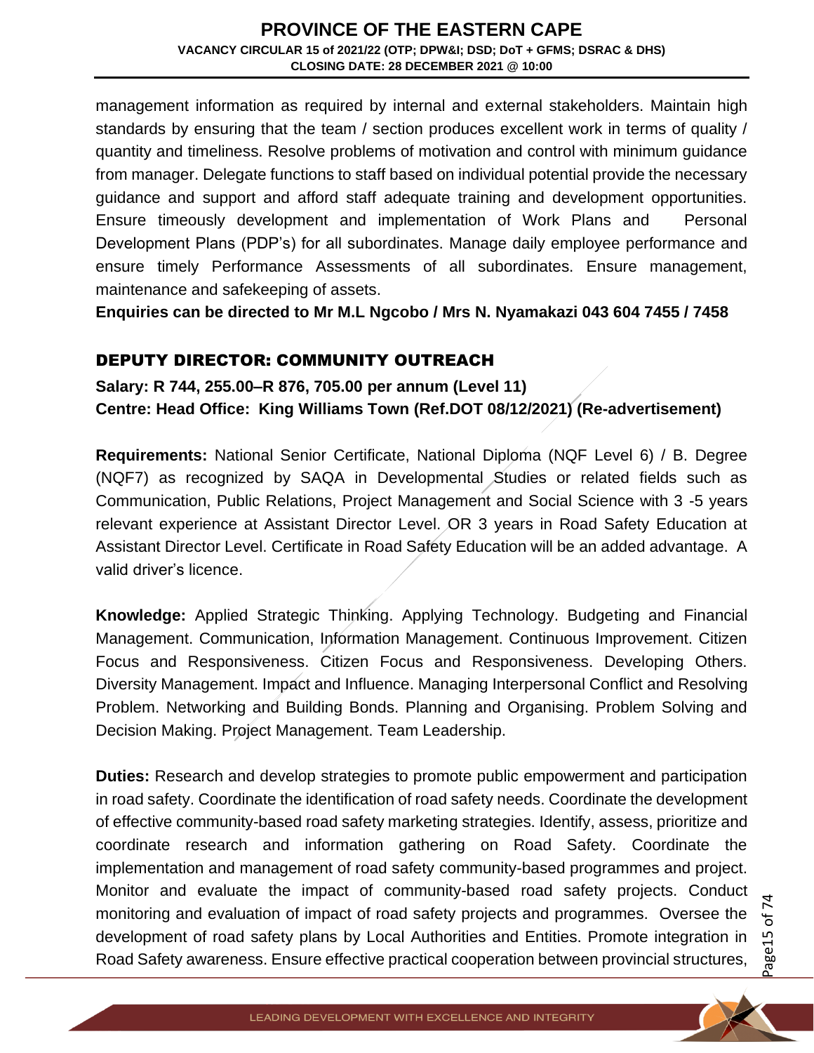management information as required by internal and external stakeholders. Maintain high standards by ensuring that the team / section produces excellent work in terms of quality / quantity and timeliness. Resolve problems of motivation and control with minimum guidance from manager. Delegate functions to staff based on individual potential provide the necessary guidance and support and afford staff adequate training and development opportunities. Ensure timeously development and implementation of Work Plans and Personal Development Plans (PDP's) for all subordinates. Manage daily employee performance and ensure timely Performance Assessments of all subordinates. Ensure management, maintenance and safekeeping of assets.

**Enquiries can be directed to Mr M.L Ngcobo / Mrs N. Nyamakazi 043 604 7455 / 7458**

## DEPUTY DIRECTOR: COMMUNITY OUTREACH

**Salary: R 744, 255.00–R 876, 705.00 per annum (Level 11)**
**Centre: Head Office: King Williams Town (Ref.DOT 08/12/2021) (Re-advertisement)**

**Requirements:** National Senior Certificate, National Diploma (NQF Level 6) / B. Degree (NQF7) as recognized by SAQA in Developmental Studies or related fields such as Communication, Public Relations, Project Management and Social Science with 3 -5 years relevant experience at Assistant Director Level. OR 3 years in Road Safety Education at Assistant Director Level. Certificate in Road Safety Education will be an added advantage. A valid driver's licence.

**Knowledge:** Applied Strategic Thinking. Applying Technology. Budgeting and Financial Management. Communication, Information Management. Continuous Improvement. Citizen Focus and Responsiveness. Citizen Focus and Responsiveness. Developing Others. Diversity Management. Impact and Influence. Managing Interpersonal Conflict and Resolving Problem. Networking and Building Bonds. Planning and Organising. Problem Solving and Decision Making. Project Management. Team Leadership.

**Duties:** Research and develop strategies to promote public empowerment and participation in road safety. Coordinate the identification of road safety needs. Coordinate the development of effective community-based road safety marketing strategies. Identify, assess, prioritize and coordinate research and information gathering on Road Safety. Coordinate the implementation and management of road safety community-based programmes and project. Monitor and evaluate the impact of community-based road safety projects. Conduct monitoring and evaluation of impact of road safety projects and programmes. Oversee the development of road safety plans by Local Authorities and Entities. Promote integration in Road Safety awareness. Ensure effective practical cooperation between provincial structures,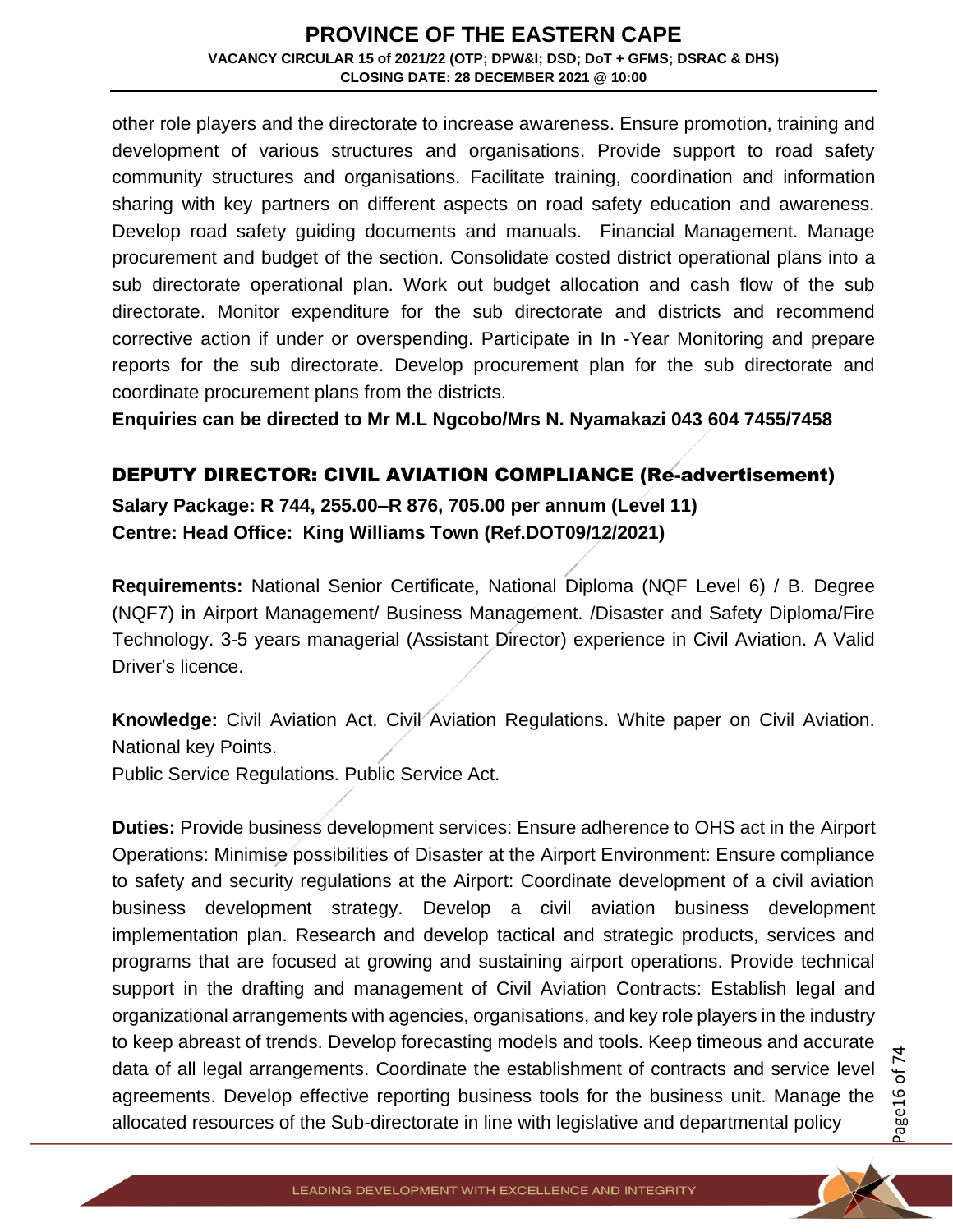other role players and the directorate to increase awareness. Ensure promotion, training and development of various structures and organisations. Provide support to road safety community structures and organisations. Facilitate training, coordination and information sharing with key partners on different aspects on road safety education and awareness. Develop road safety guiding documents and manuals. Financial Management. Manage procurement and budget of the section. Consolidate costed district operational plans into a sub directorate operational plan. Work out budget allocation and cash flow of the sub directorate. Monitor expenditure for the sub directorate and districts and recommend corrective action if under or overspending. Participate in In -Year Monitoring and prepare reports for the sub directorate. Develop procurement plan for the sub directorate and coordinate procurement plans from the districts.

**Enquiries can be directed to Mr M.L Ngcobo/Mrs N. Nyamakazi 043 604 7455/7458**

## DEPUTY DIRECTOR: CIVIL AVIATION COMPLIANCE (Re-advertisement)

**Salary Package: R 744, 255.00–R 876, 705.00 per annum (Level 11)**
**Centre: Head Office: King Williams Town (Ref.DOT09/12/2021)**

**Requirements:** National Senior Certificate, National Diploma (NQF Level 6) / B. Degree (NQF7) in Airport Management/ Business Management. /Disaster and Safety Diploma/Fire Technology. 3-5 years managerial (Assistant Director) experience in Civil Aviation. A Valid Driver's licence.

**Knowledge:** Civil Aviation Act. Civil Aviation Regulations. White paper on Civil Aviation. National key Points.
Public Service Regulations. Public Service Act.

**Duties:** Provide business development services: Ensure adherence to OHS act in the Airport Operations: Minimise possibilities of Disaster at the Airport Environment: Ensure compliance to safety and security regulations at the Airport: Coordinate development of a civil aviation business development strategy. Develop a civil aviation business development implementation plan. Research and develop tactical and strategic products, services and programs that are focused at growing and sustaining airport operations. Provide technical support in the drafting and management of Civil Aviation Contracts: Establish legal and organizational arrangements with agencies, organisations, and key role players in the industry to keep abreast of trends. Develop forecasting models and tools. Keep timeous and accurate data of all legal arrangements. Coordinate the establishment of contracts and service level agreements. Develop effective reporting business tools for the business unit. Manage the allocated resources of the Sub-directorate in line with legislative and departmental policy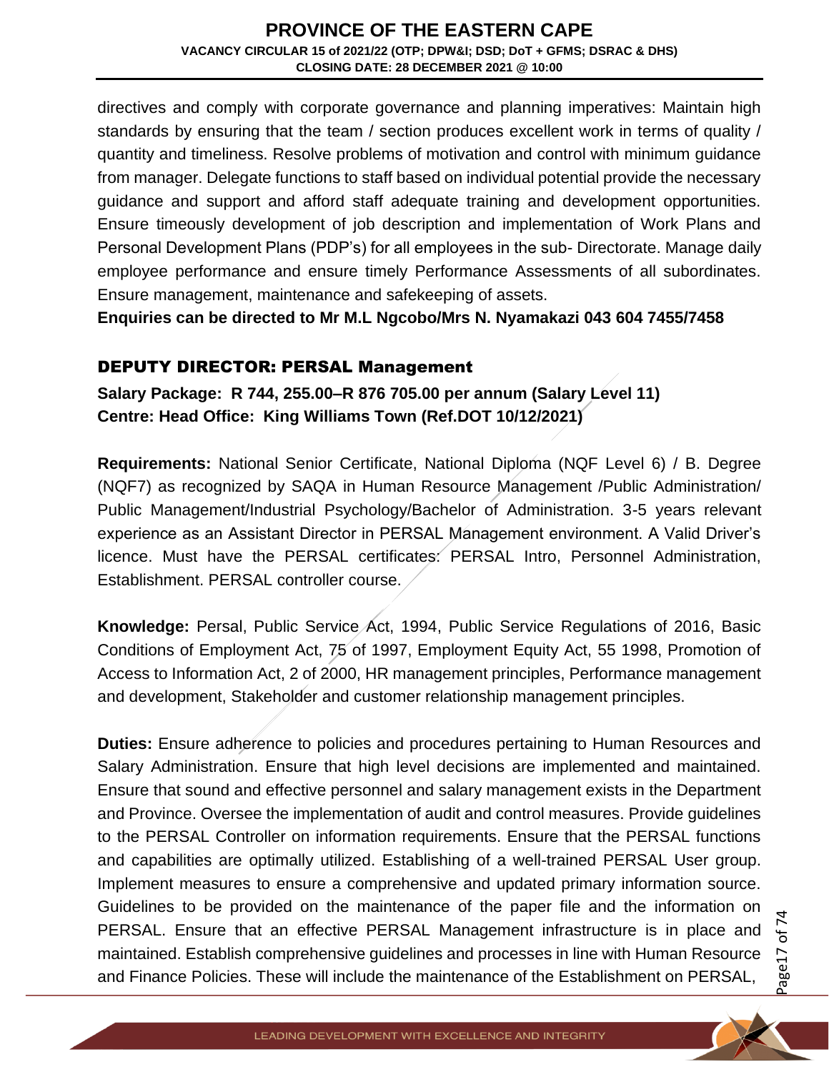directives and comply with corporate governance and planning imperatives: Maintain high standards by ensuring that the team / section produces excellent work in terms of quality / quantity and timeliness. Resolve problems of motivation and control with minimum guidance from manager. Delegate functions to staff based on individual potential provide the necessary guidance and support and afford staff adequate training and development opportunities. Ensure timeously development of job description and implementation of Work Plans and Personal Development Plans (PDP's) for all employees in the sub- Directorate. Manage daily employee performance and ensure timely Performance Assessments of all subordinates. Ensure management, maintenance and safekeeping of assets.

**Enquiries can be directed to Mr M.L Ngcobo/Mrs N. Nyamakazi 043 604 7455/7458**

## DEPUTY DIRECTOR: PERSAL Management

**Salary Package: R 744, 255.00–R 876 705.00 per annum (Salary Level 11)**
**Centre: Head Office: King Williams Town (Ref.DOT 10/12/2021)**

**Requirements:** National Senior Certificate, National Diploma (NQF Level 6) / B. Degree (NQF7) as recognized by SAQA in Human Resource Management /Public Administration/ Public Management/Industrial Psychology/Bachelor of Administration. 3-5 years relevant experience as an Assistant Director in PERSAL Management environment. A Valid Driver's licence. Must have the PERSAL certificates: PERSAL Intro, Personnel Administration, Establishment. PERSAL controller course.

**Knowledge:** Persal, Public Service Act, 1994, Public Service Regulations of 2016, Basic Conditions of Employment Act, 75 of 1997, Employment Equity Act, 55 1998, Promotion of Access to Information Act, 2 of 2000, HR management principles, Performance management and development, Stakeholder and customer relationship management principles.

**Duties:** Ensure adherence to policies and procedures pertaining to Human Resources and Salary Administration. Ensure that high level decisions are implemented and maintained. Ensure that sound and effective personnel and salary management exists in the Department and Province. Oversee the implementation of audit and control measures. Provide guidelines to the PERSAL Controller on information requirements. Ensure that the PERSAL functions and capabilities are optimally utilized. Establishing of a well-trained PERSAL User group. Implement measures to ensure a comprehensive and updated primary information source. Guidelines to be provided on the maintenance of the paper file and the information on PERSAL. Ensure that an effective PERSAL Management infrastructure is in place and maintained. Establish comprehensive guidelines and processes in line with Human Resource and Finance Policies. These will include the maintenance of the Establishment on PERSAL,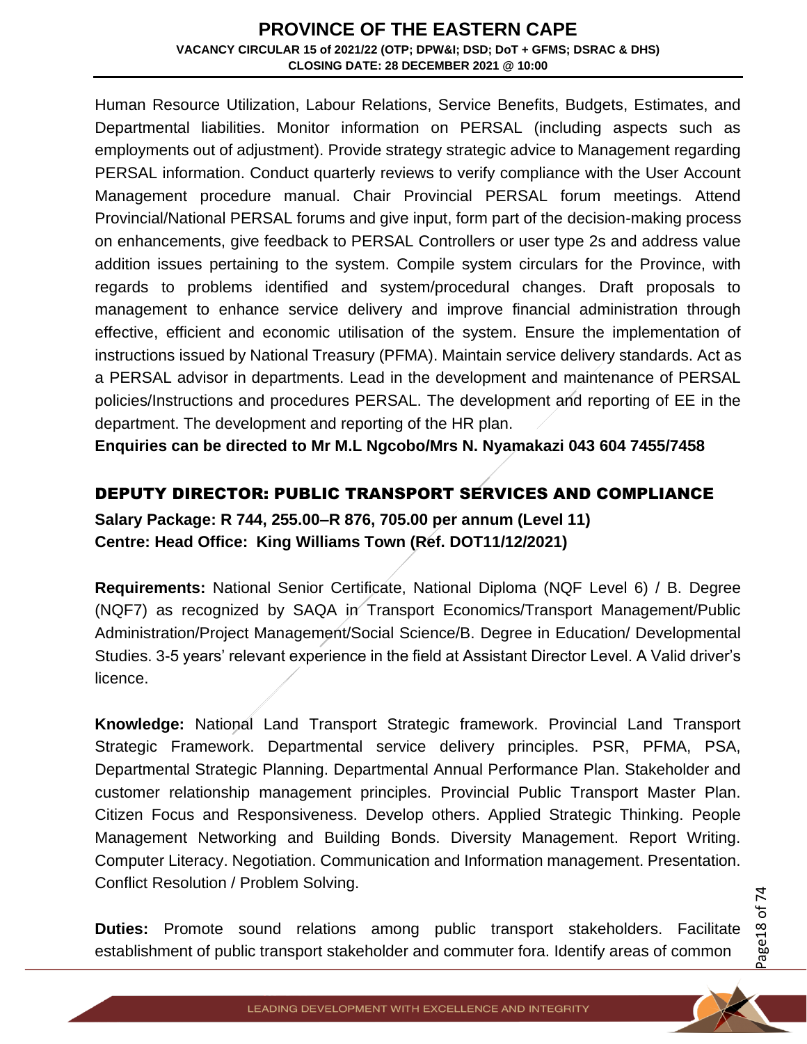Human Resource Utilization, Labour Relations, Service Benefits, Budgets, Estimates, and Departmental liabilities. Monitor information on PERSAL (including aspects such as employments out of adjustment). Provide strategy strategic advice to Management regarding PERSAL information. Conduct quarterly reviews to verify compliance with the User Account Management procedure manual. Chair Provincial PERSAL forum meetings. Attend Provincial/National PERSAL forums and give input, form part of the decision-making process on enhancements, give feedback to PERSAL Controllers or user type 2s and address value addition issues pertaining to the system. Compile system circulars for the Province, with regards to problems identified and system/procedural changes. Draft proposals to management to enhance service delivery and improve financial administration through effective, efficient and economic utilisation of the system. Ensure the implementation of instructions issued by National Treasury (PFMA). Maintain service delivery standards. Act as a PERSAL advisor in departments. Lead in the development and maintenance of PERSAL policies/Instructions and procedures PERSAL. The development and reporting of EE in the department. The development and reporting of the HR plan.

**Enquiries can be directed to Mr M.L Ngcobo/Mrs N. Nyamakazi 043 604 7455/7458**

## DEPUTY DIRECTOR: PUBLIC TRANSPORT SERVICES AND COMPLIANCE

**Salary Package: R 744, 255.00–R 876, 705.00 per annum (Level 11)**
**Centre: Head Office: King Williams Town (Ref. DOT11/12/2021)**

**Requirements:** National Senior Certificate, National Diploma (NQF Level 6) / B. Degree (NQF7) as recognized by SAQA in Transport Economics/Transport Management/Public Administration/Project Management/Social Science/B. Degree in Education/ Developmental Studies. 3-5 years' relevant experience in the field at Assistant Director Level. A Valid driver's licence.

**Knowledge:** National Land Transport Strategic framework. Provincial Land Transport Strategic Framework. Departmental service delivery principles. PSR, PFMA, PSA, Departmental Strategic Planning. Departmental Annual Performance Plan. Stakeholder and customer relationship management principles. Provincial Public Transport Master Plan. Citizen Focus and Responsiveness. Develop others. Applied Strategic Thinking. People Management Networking and Building Bonds. Diversity Management. Report Writing. Computer Literacy. Negotiation. Communication and Information management. Presentation. Conflict Resolution / Problem Solving.

**Duties:** Promote sound relations among public transport stakeholders. Facilitate establishment of public transport stakeholder and commuter fora. Identify areas of common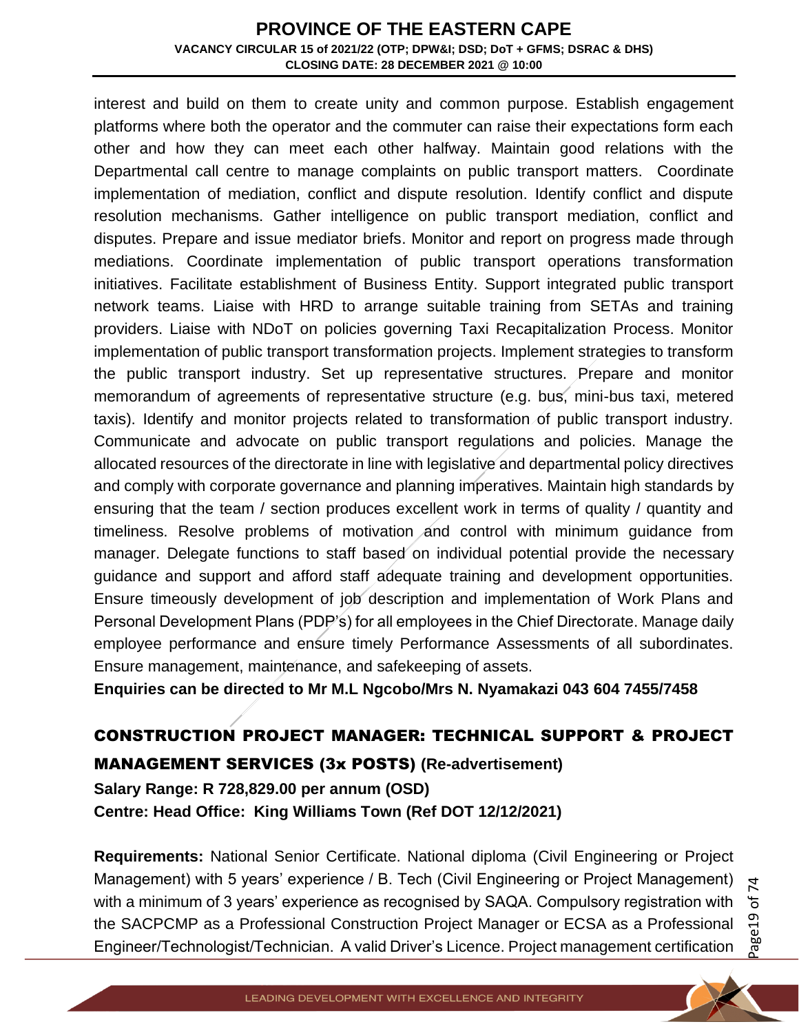interest and build on them to create unity and common purpose. Establish engagement platforms where both the operator and the commuter can raise their expectations form each other and how they can meet each other halfway. Maintain good relations with the Departmental call centre to manage complaints on public transport matters. Coordinate implementation of mediation, conflict and dispute resolution. Identify conflict and dispute resolution mechanisms. Gather intelligence on public transport mediation, conflict and disputes. Prepare and issue mediator briefs. Monitor and report on progress made through mediations. Coordinate implementation of public transport operations transformation initiatives. Facilitate establishment of Business Entity. Support integrated public transport network teams. Liaise with HRD to arrange suitable training from SETAs and training providers. Liaise with NDoT on policies governing Taxi Recapitalization Process. Monitor implementation of public transport transformation projects. Implement strategies to transform the public transport industry. Set up representative structures. Prepare and monitor memorandum of agreements of representative structure (e.g. bus, mini-bus taxi, metered taxis). Identify and monitor projects related to transformation of public transport industry. Communicate and advocate on public transport regulations and policies. Manage the allocated resources of the directorate in line with legislative and departmental policy directives and comply with corporate governance and planning imperatives. Maintain high standards by ensuring that the team / section produces excellent work in terms of quality / quantity and timeliness. Resolve problems of motivation and control with minimum guidance from manager. Delegate functions to staff based on individual potential provide the necessary guidance and support and afford staff adequate training and development opportunities. Ensure timeously development of job description and implementation of Work Plans and Personal Development Plans (PDP's) for all employees in the Chief Directorate. Manage daily employee performance and ensure timely Performance Assessments of all subordinates. Ensure management, maintenance, and safekeeping of assets.

**Enquiries can be directed to Mr M.L Ngcobo/Mrs N. Nyamakazi 043 604 7455/7458**

## CONSTRUCTION PROJECT MANAGER: TECHNICAL SUPPORT & PROJECT MANAGEMENT SERVICES (3x POSTS) (Re-advertisement)

**Salary Range: R 728,829.00 per annum (OSD)**

**Centre: Head Office: King Williams Town (Ref DOT 12/12/2021)**

**Requirements:** National Senior Certificate. National diploma (Civil Engineering or Project Management) with 5 years' experience / B. Tech (Civil Engineering or Project Management) with a minimum of 3 years' experience as recognised by SAQA. Compulsory registration with the SACPCMP as a Professional Construction Project Manager or ECSA as a Professional Engineer/Technologist/Technician. A valid Driver's Licence. Project management certification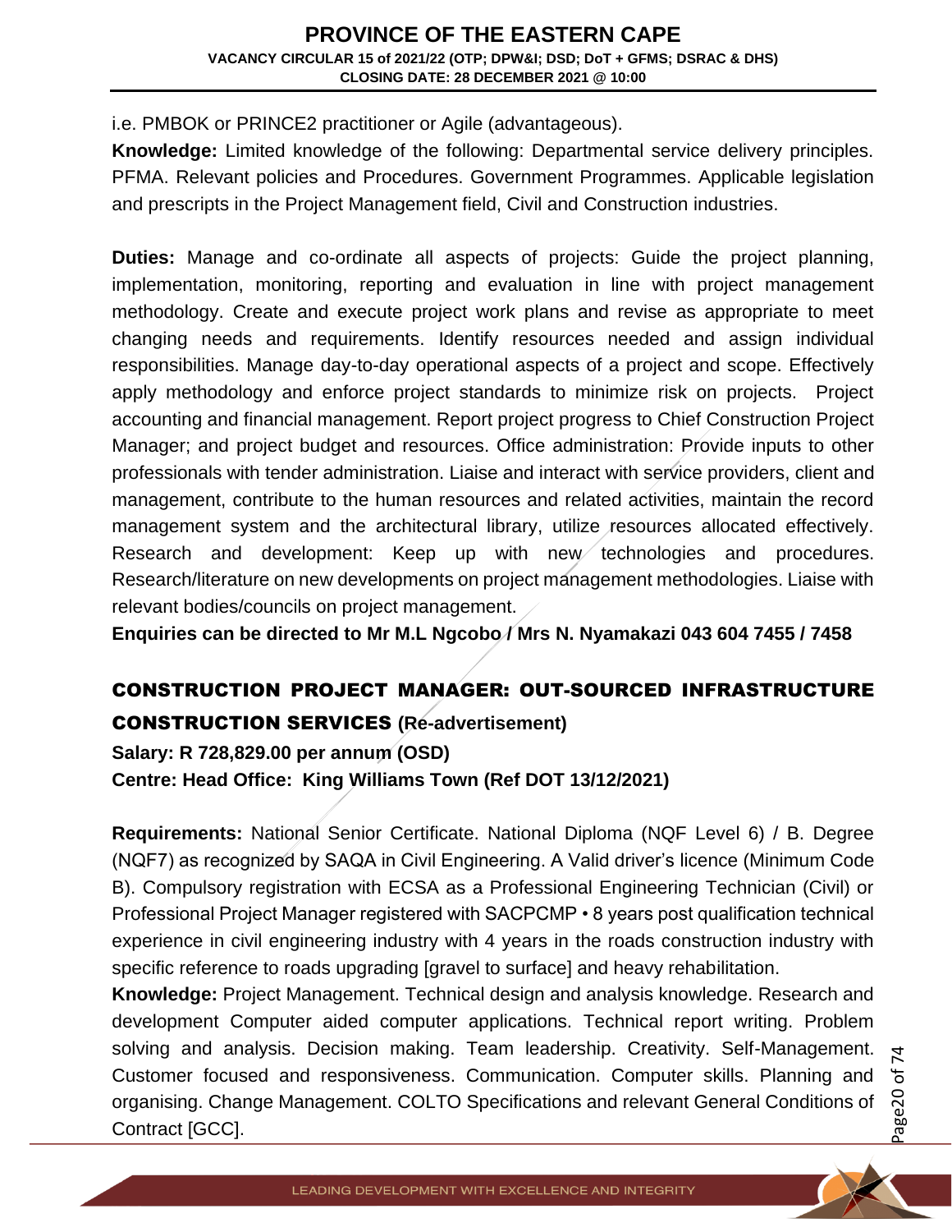i.e. PMBOK or PRINCE2 practitioner or Agile (advantageous).

**Knowledge:** Limited knowledge of the following: Departmental service delivery principles. PFMA. Relevant policies and Procedures. Government Programmes. Applicable legislation and prescripts in the Project Management field, Civil and Construction industries.

**Duties:** Manage and co-ordinate all aspects of projects: Guide the project planning, implementation, monitoring, reporting and evaluation in line with project management methodology. Create and execute project work plans and revise as appropriate to meet changing needs and requirements. Identify resources needed and assign individual responsibilities. Manage day-to-day operational aspects of a project and scope. Effectively apply methodology and enforce project standards to minimize risk on projects. Project accounting and financial management. Report project progress to Chief Construction Project Manager; and project budget and resources. Office administration: Provide inputs to other professionals with tender administration. Liaise and interact with service providers, client and management, contribute to the human resources and related activities, maintain the record management system and the architectural library, utilize resources allocated effectively. Research and development: Keep up with new technologies and procedures. Research/literature on new developments on project management methodologies. Liaise with relevant bodies/councils on project management.

**Enquiries can be directed to Mr M.L Ngcobo / Mrs N. Nyamakazi 043 604 7455 / 7458**

## CONSTRUCTION PROJECT MANAGER: OUT-SOURCED INFRASTRUCTURE CONSTRUCTION SERVICES (Re-advertisement)

**Salary: R 728,829.00 per annum (OSD)**

**Centre: Head Office: King Williams Town (Ref DOT 13/12/2021)**

**Requirements:** National Senior Certificate. National Diploma (NQF Level 6) / B. Degree (NQF7) as recognized by SAQA in Civil Engineering. A Valid driver's licence (Minimum Code B). Compulsory registration with ECSA as a Professional Engineering Technician (Civil) or Professional Project Manager registered with SACPCMP • 8 years post qualification technical experience in civil engineering industry with 4 years in the roads construction industry with specific reference to roads upgrading [gravel to surface] and heavy rehabilitation.

**Knowledge:** Project Management. Technical design and analysis knowledge. Research and development Computer aided computer applications. Technical report writing. Problem solving and analysis. Decision making. Team leadership. Creativity. Self-Management. Customer focused and responsiveness. Communication. Computer skills. Planning and organising. Change Management. COLTO Specifications and relevant General Conditions of Contract [GCC].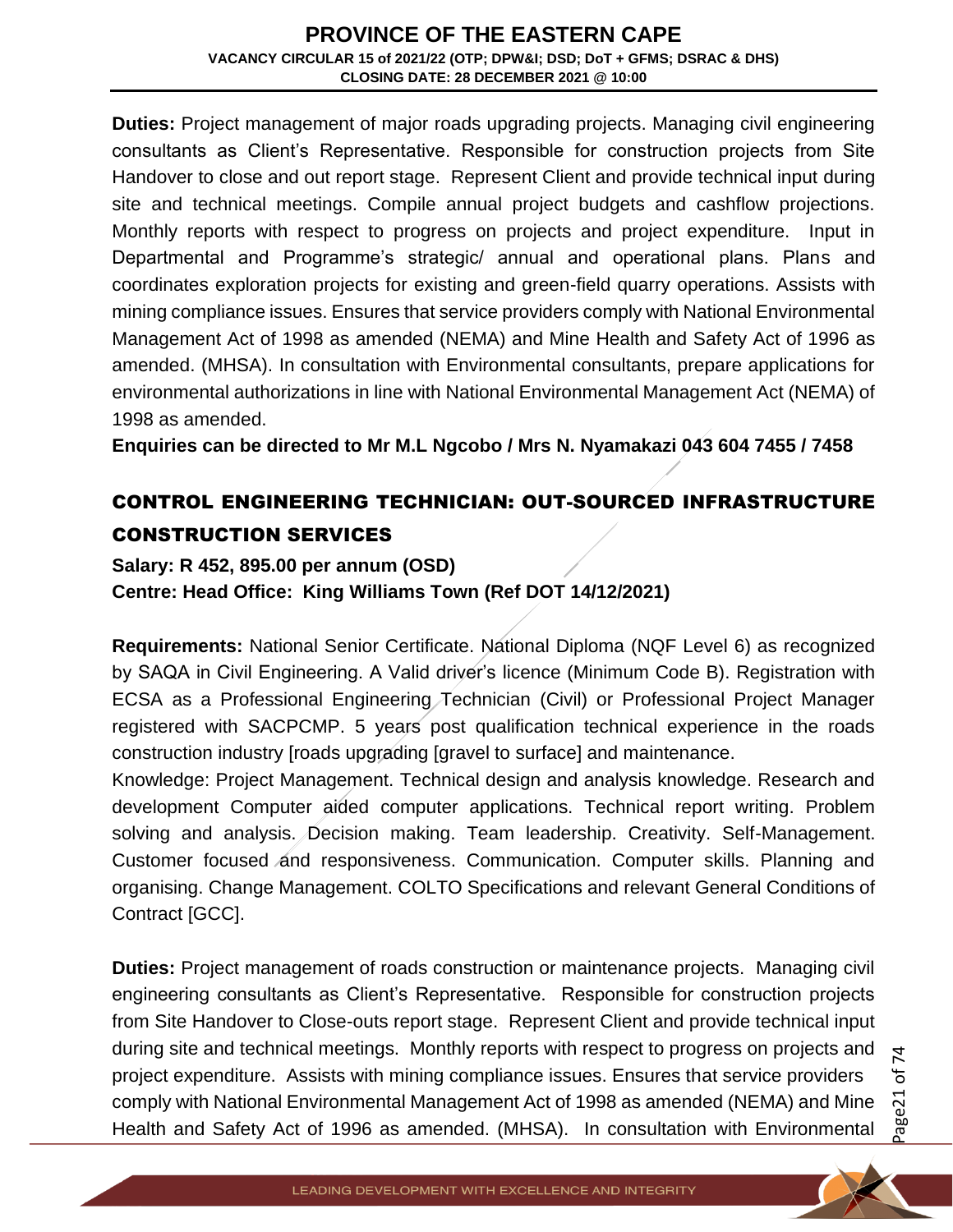**Duties:** Project management of major roads upgrading projects. Managing civil engineering consultants as Client's Representative. Responsible for construction projects from Site Handover to close and out report stage. Represent Client and provide technical input during site and technical meetings. Compile annual project budgets and cashflow projections. Monthly reports with respect to progress on projects and project expenditure. Input in Departmental and Programme's strategic/ annual and operational plans. Plans and coordinates exploration projects for existing and green-field quarry operations. Assists with mining compliance issues. Ensures that service providers comply with National Environmental Management Act of 1998 as amended (NEMA) and Mine Health and Safety Act of 1996 as amended. (MHSA). In consultation with Environmental consultants, prepare applications for environmental authorizations in line with National Environmental Management Act (NEMA) of 1998 as amended.

**Enquiries can be directed to Mr M.L Ngcobo / Mrs N. Nyamakazi 043 604 7455 / 7458**

## CONTROL ENGINEERING TECHNICIAN: OUT-SOURCED INFRASTRUCTURE CONSTRUCTION SERVICES

**Salary: R 452, 895.00 per annum (OSD)**
**Centre: Head Office: King Williams Town (Ref DOT 14/12/2021)**

**Requirements:** National Senior Certificate. National Diploma (NQF Level 6) as recognized by SAQA in Civil Engineering. A Valid driver's licence (Minimum Code B). Registration with ECSA as a Professional Engineering Technician (Civil) or Professional Project Manager registered with SACPCMP. 5 years post qualification technical experience in the roads construction industry [roads upgrading [gravel to surface] and maintenance.

Knowledge: Project Management. Technical design and analysis knowledge. Research and development Computer aided computer applications. Technical report writing. Problem solving and analysis. Decision making. Team leadership. Creativity. Self-Management. Customer focused and responsiveness. Communication. Computer skills. Planning and organising. Change Management. COLTO Specifications and relevant General Conditions of Contract [GCC].

**Duties:** Project management of roads construction or maintenance projects. Managing civil engineering consultants as Client's Representative. Responsible for construction projects from Site Handover to Close-outs report stage. Represent Client and provide technical input during site and technical meetings. Monthly reports with respect to progress on projects and project expenditure. Assists with mining compliance issues. Ensures that service providers comply with National Environmental Management Act of 1998 as amended (NEMA) and Mine Health and Safety Act of 1996 as amended. (MHSA). In consultation with Environmental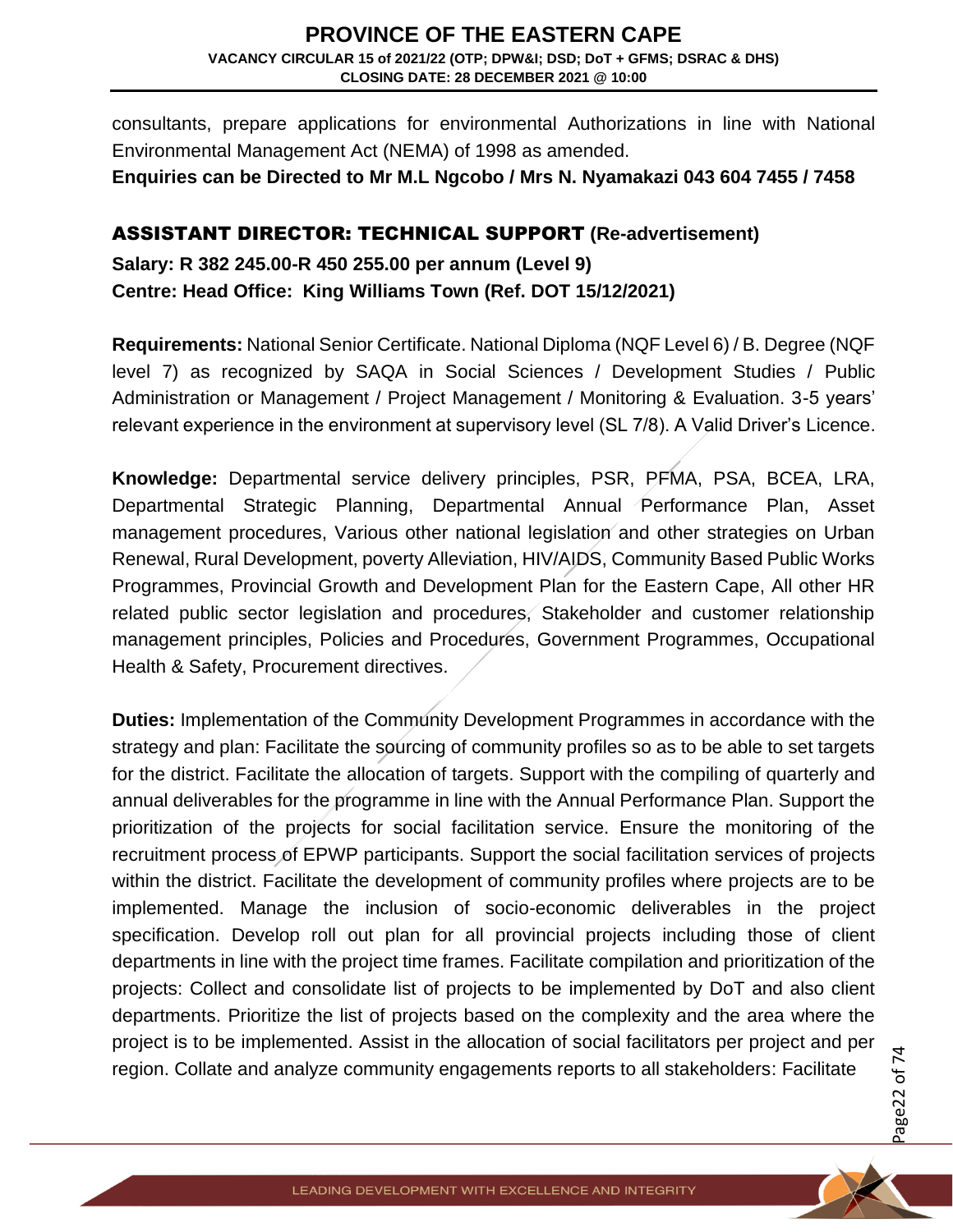consultants, prepare applications for environmental Authorizations in line with National Environmental Management Act (NEMA) of 1998 as amended.

**Enquiries can be Directed to Mr M.L Ngcobo / Mrs N. Nyamakazi 043 604 7455 / 7458**

## ASSISTANT DIRECTOR: TECHNICAL SUPPORT (Re-advertisement)

**Salary: R 382 245.00-R 450 255.00 per annum (Level 9)**

**Centre: Head Office: King Williams Town (Ref. DOT 15/12/2021)**

**Requirements:** National Senior Certificate. National Diploma (NQF Level 6) / B. Degree (NQF level 7) as recognized by SAQA in Social Sciences / Development Studies / Public Administration or Management / Project Management / Monitoring & Evaluation. 3-5 years' relevant experience in the environment at supervisory level (SL 7/8). A Valid Driver's Licence.

**Knowledge:** Departmental service delivery principles, PSR, PFMA, PSA, BCEA, LRA, Departmental Strategic Planning, Departmental Annual Performance Plan, Asset management procedures, Various other national legislation and other strategies on Urban Renewal, Rural Development, poverty Alleviation, HIV/AIDS, Community Based Public Works Programmes, Provincial Growth and Development Plan for the Eastern Cape, All other HR related public sector legislation and procedures, Stakeholder and customer relationship management principles, Policies and Procedures, Government Programmes, Occupational Health & Safety, Procurement directives.

**Duties:** Implementation of the Community Development Programmes in accordance with the strategy and plan: Facilitate the sourcing of community profiles so as to be able to set targets for the district. Facilitate the allocation of targets. Support with the compiling of quarterly and annual deliverables for the programme in line with the Annual Performance Plan. Support the prioritization of the projects for social facilitation service. Ensure the monitoring of the recruitment process of EPWP participants. Support the social facilitation services of projects within the district. Facilitate the development of community profiles where projects are to be implemented. Manage the inclusion of socio-economic deliverables in the project specification. Develop roll out plan for all provincial projects including those of client departments in line with the project time frames. Facilitate compilation and prioritization of the projects: Collect and consolidate list of projects to be implemented by DoT and also client departments. Prioritize the list of projects based on the complexity and the area where the project is to be implemented. Assist in the allocation of social facilitators per project and per region. Collate and analyze community engagements reports to all stakeholders: Facilitate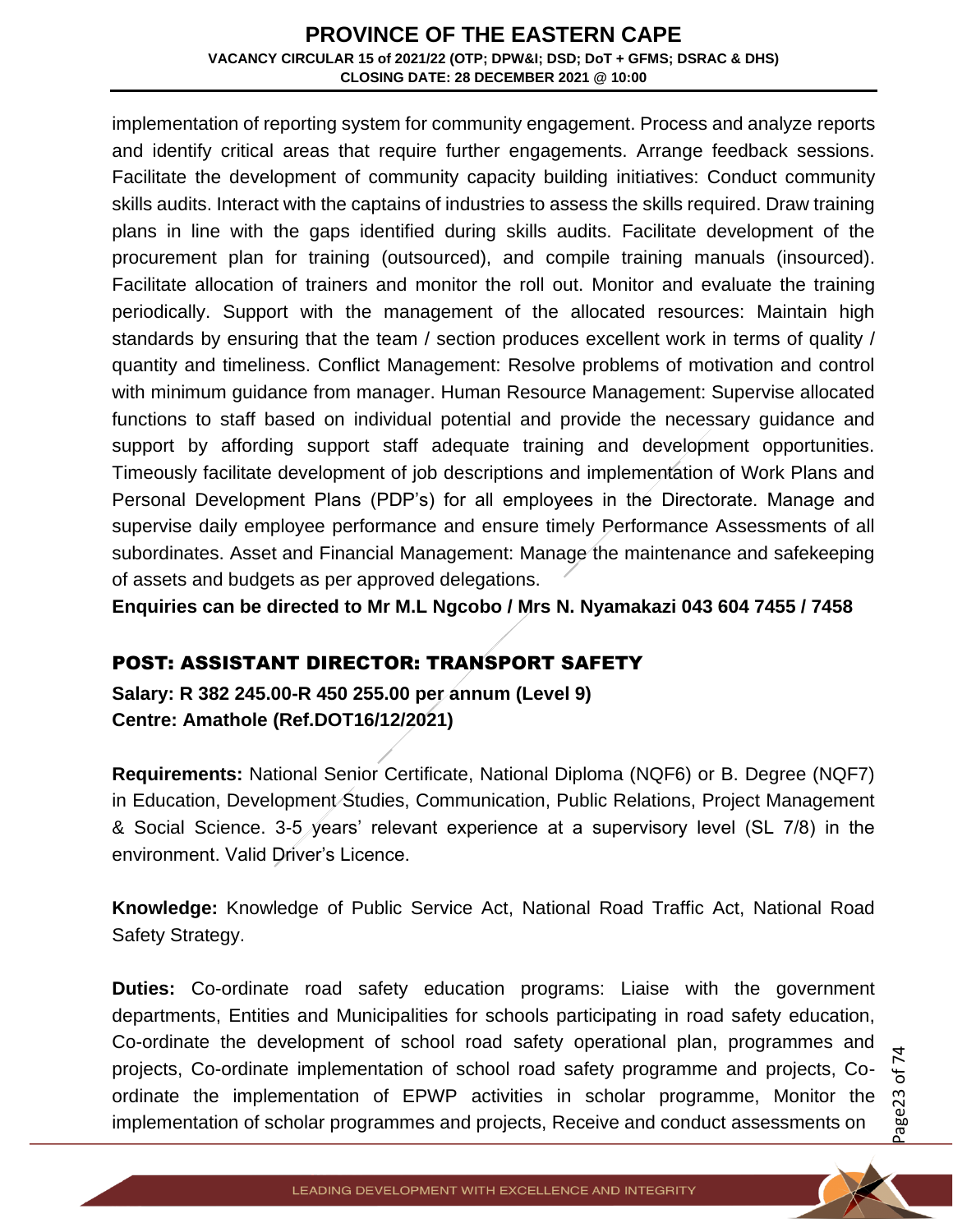implementation of reporting system for community engagement. Process and analyze reports and identify critical areas that require further engagements. Arrange feedback sessions. Facilitate the development of community capacity building initiatives: Conduct community skills audits. Interact with the captains of industries to assess the skills required. Draw training plans in line with the gaps identified during skills audits. Facilitate development of the procurement plan for training (outsourced), and compile training manuals (insourced). Facilitate allocation of trainers and monitor the roll out. Monitor and evaluate the training periodically. Support with the management of the allocated resources: Maintain high standards by ensuring that the team / section produces excellent work in terms of quality / quantity and timeliness. Conflict Management: Resolve problems of motivation and control with minimum guidance from manager. Human Resource Management: Supervise allocated functions to staff based on individual potential and provide the necessary guidance and support by affording support staff adequate training and development opportunities. Timeously facilitate development of job descriptions and implementation of Work Plans and Personal Development Plans (PDP's) for all employees in the Directorate. Manage and supervise daily employee performance and ensure timely Performance Assessments of all subordinates. Asset and Financial Management: Manage the maintenance and safekeeping of assets and budgets as per approved delegations.

**Enquiries can be directed to Mr M.L Ngcobo / Mrs N. Nyamakazi 043 604 7455 / 7458**

## POST: ASSISTANT DIRECTOR: TRANSPORT SAFETY

**Salary: R 382 245.00-R 450 255.00 per annum (Level 9)**
**Centre: Amathole (Ref.DOT16/12/2021)**

**Requirements:** National Senior Certificate, National Diploma (NQF6) or B. Degree (NQF7) in Education, Development Studies, Communication, Public Relations, Project Management & Social Science. 3-5 years' relevant experience at a supervisory level (SL 7/8) in the environment. Valid Driver's Licence.

**Knowledge:** Knowledge of Public Service Act, National Road Traffic Act, National Road Safety Strategy.

**Duties:** Co-ordinate road safety education programs: Liaise with the government departments, Entities and Municipalities for schools participating in road safety education, Co-ordinate the development of school road safety operational plan, programmes and projects, Co-ordinate implementation of school road safety programme and projects, Co-ordinate the implementation of EPWP activities in scholar programme, Monitor the implementation of scholar programmes and projects, Receive and conduct assessments on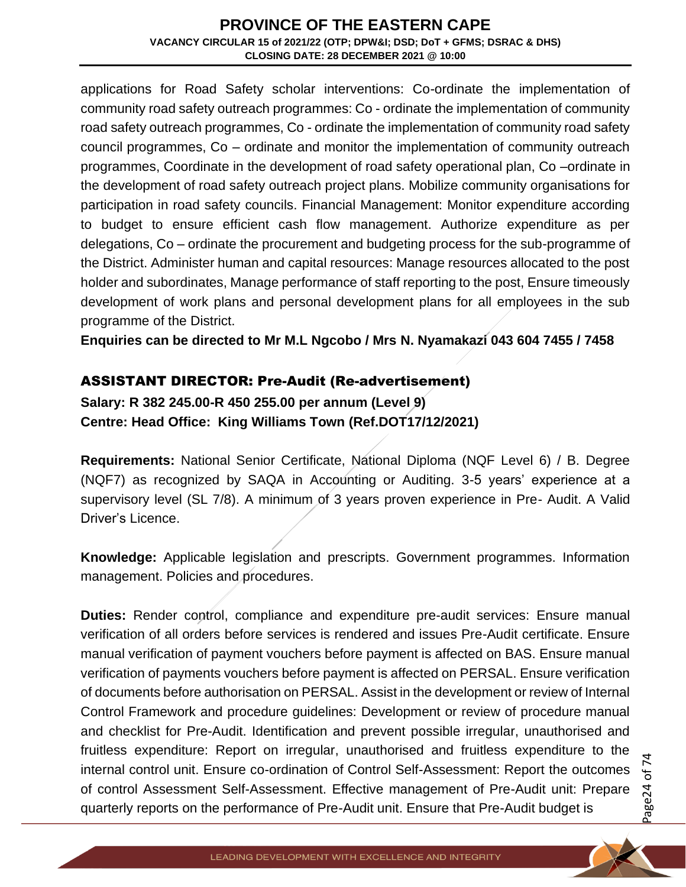applications for Road Safety scholar interventions: Co-ordinate the implementation of community road safety outreach programmes: Co - ordinate the implementation of community road safety outreach programmes, Co - ordinate the implementation of community road safety council programmes, Co – ordinate and monitor the implementation of community outreach programmes, Coordinate in the development of road safety operational plan, Co –ordinate in the development of road safety outreach project plans. Mobilize community organisations for participation in road safety councils. Financial Management: Monitor expenditure according to budget to ensure efficient cash flow management. Authorize expenditure as per delegations, Co – ordinate the procurement and budgeting process for the sub-programme of the District. Administer human and capital resources: Manage resources allocated to the post holder and subordinates, Manage performance of staff reporting to the post, Ensure timeously development of work plans and personal development plans for all employees in the sub programme of the District.

**Enquiries can be directed to Mr M.L Ngcobo / Mrs N. Nyamakazi 043 604 7455 / 7458**

## ASSISTANT DIRECTOR: Pre-Audit (Re-advertisement)

**Salary: R 382 245.00-R 450 255.00 per annum (Level 9)**
**Centre: Head Office: King Williams Town (Ref.DOT17/12/2021)**

**Requirements:** National Senior Certificate, National Diploma (NQF Level 6) / B. Degree (NQF7) as recognized by SAQA in Accounting or Auditing. 3-5 years' experience at a supervisory level (SL 7/8). A minimum of 3 years proven experience in Pre- Audit. A Valid Driver's Licence.

**Knowledge:** Applicable legislation and prescripts. Government programmes. Information management. Policies and procedures.

**Duties:** Render control, compliance and expenditure pre-audit services: Ensure manual verification of all orders before services is rendered and issues Pre-Audit certificate. Ensure manual verification of payment vouchers before payment is affected on BAS. Ensure manual verification of payments vouchers before payment is affected on PERSAL. Ensure verification of documents before authorisation on PERSAL. Assist in the development or review of Internal Control Framework and procedure guidelines: Development or review of procedure manual and checklist for Pre-Audit. Identification and prevent possible irregular, unauthorised and fruitless expenditure: Report on irregular, unauthorised and fruitless expenditure to the internal control unit. Ensure co-ordination of Control Self-Assessment: Report the outcomes of control Assessment Self-Assessment. Effective management of Pre-Audit unit: Prepare quarterly reports on the performance of Pre-Audit unit. Ensure that Pre-Audit budget is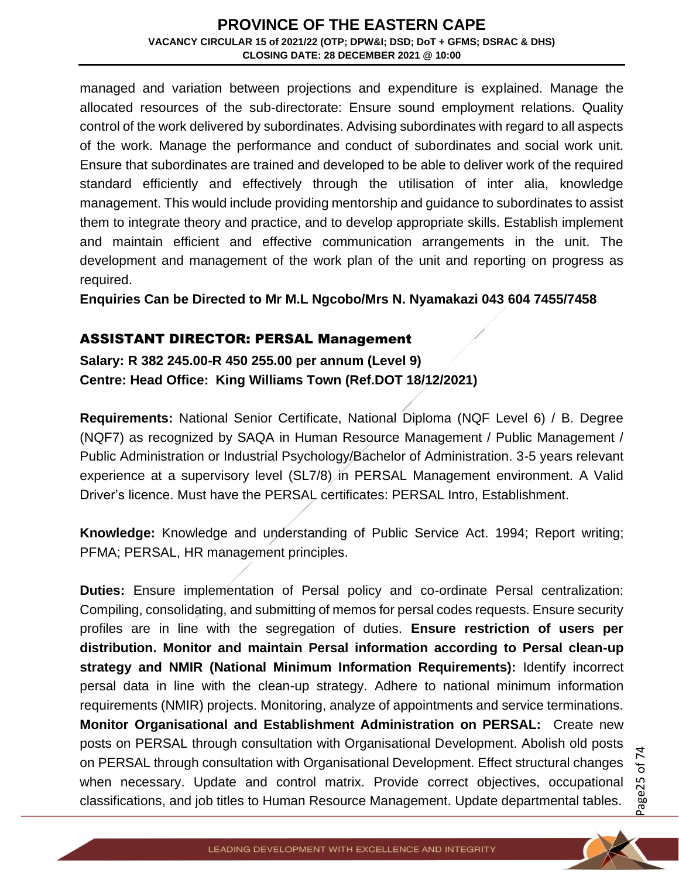managed and variation between projections and expenditure is explained. Manage the allocated resources of the sub-directorate: Ensure sound employment relations. Quality control of the work delivered by subordinates. Advising subordinates with regard to all aspects of the work. Manage the performance and conduct of subordinates and social work unit. Ensure that subordinates are trained and developed to be able to deliver work of the required standard efficiently and effectively through the utilisation of inter alia, knowledge management. This would include providing mentorship and guidance to subordinates to assist them to integrate theory and practice, and to develop appropriate skills. Establish implement and maintain efficient and effective communication arrangements in the unit. The development and management of the work plan of the unit and reporting on progress as required.

**Enquiries Can be Directed to Mr M.L Ngcobo/Mrs N. Nyamakazi 043 604 7455/7458**

## ASSISTANT DIRECTOR: PERSAL Management

**Salary: R 382 245.00-R 450 255.00 per annum (Level 9)**
**Centre: Head Office: King Williams Town (Ref.DOT 18/12/2021)**

**Requirements:** National Senior Certificate, National Diploma (NQF Level 6) / B. Degree (NQF7) as recognized by SAQA in Human Resource Management / Public Management / Public Administration or Industrial Psychology/Bachelor of Administration. 3-5 years relevant experience at a supervisory level (SL7/8) in PERSAL Management environment. A Valid Driver's licence. Must have the PERSAL certificates: PERSAL Intro, Establishment.

**Knowledge:** Knowledge and understanding of Public Service Act. 1994; Report writing; PFMA; PERSAL, HR management principles.

**Duties:** Ensure implementation of Persal policy and co-ordinate Persal centralization: Compiling, consolidating, and submitting of memos for persal codes requests. Ensure security profiles are in line with the segregation of duties. **Ensure restriction of users per distribution. Monitor and maintain Persal information according to Persal clean-up strategy and NMIR (National Minimum Information Requirements):** Identify incorrect persal data in line with the clean-up strategy. Adhere to national minimum information requirements (NMIR) projects. Monitoring, analyze of appointments and service terminations. **Monitor Organisational and Establishment Administration on PERSAL:** Create new posts on PERSAL through consultation with Organisational Development. Abolish old posts on PERSAL through consultation with Organisational Development. Effect structural changes when necessary. Update and control matrix. Provide correct objectives, occupational classifications, and job titles to Human Resource Management. Update departmental tables.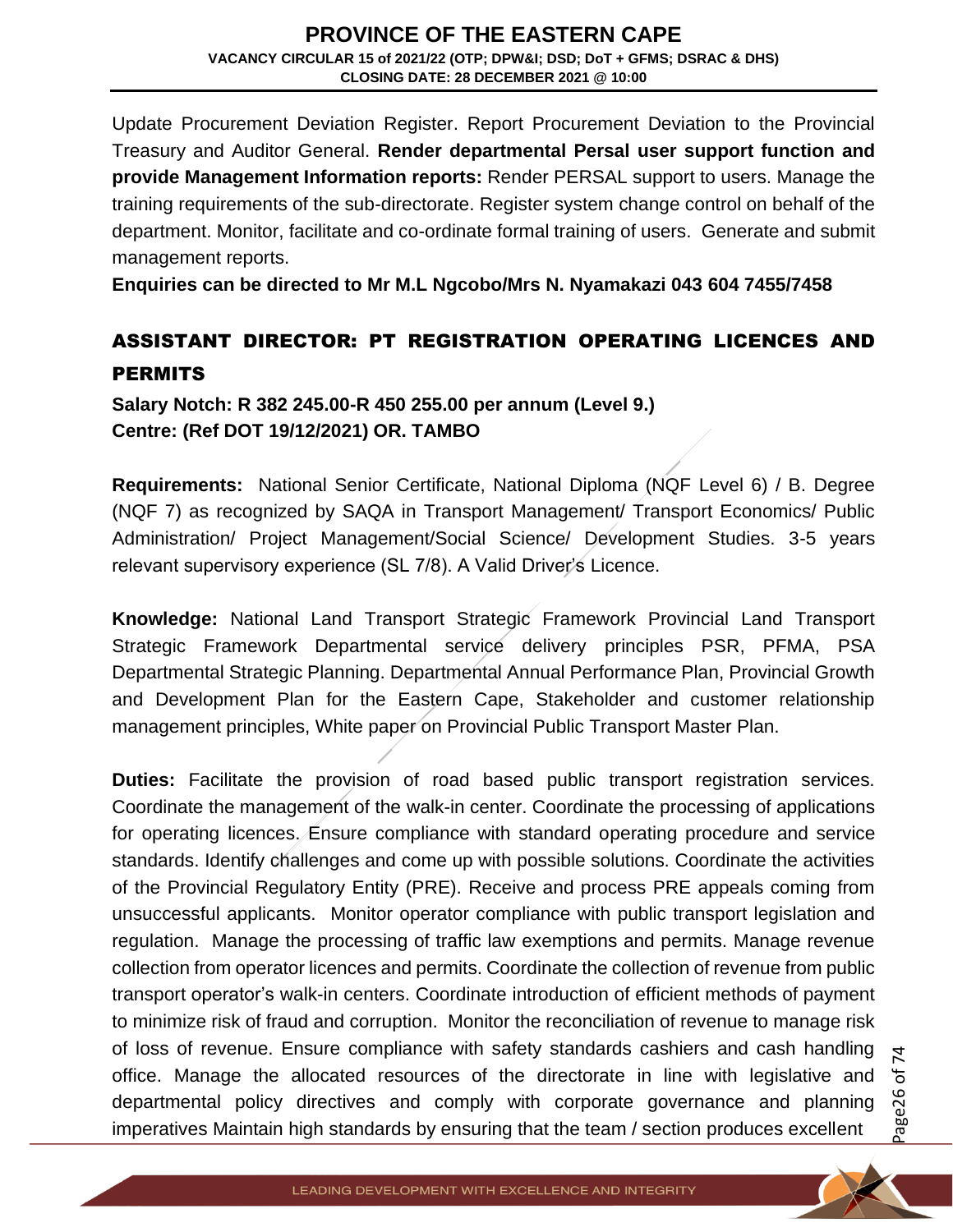Update Procurement Deviation Register. Report Procurement Deviation to the Provincial Treasury and Auditor General. **Render departmental Persal user support function and provide Management Information reports:** Render PERSAL support to users. Manage the training requirements of the sub-directorate. Register system change control on behalf of the department. Monitor, facilitate and co-ordinate formal training of users. Generate and submit management reports.

**Enquiries can be directed to Mr M.L Ngcobo/Mrs N. Nyamakazi 043 604 7455/7458**

## ASSISTANT DIRECTOR: PT REGISTRATION OPERATING LICENCES AND PERMITS

**Salary Notch: R 382 245.00-R 450 255.00 per annum (Level 9.)**
**Centre: (Ref DOT 19/12/2021) OR. TAMBO**

**Requirements:** National Senior Certificate, National Diploma (NQF Level 6) / B. Degree (NQF 7) as recognized by SAQA in Transport Management/ Transport Economics/ Public Administration/ Project Management/Social Science/ Development Studies. 3-5 years relevant supervisory experience (SL 7/8). A Valid Driver's Licence.

**Knowledge:** National Land Transport Strategic Framework Provincial Land Transport Strategic Framework Departmental service delivery principles PSR, PFMA, PSA Departmental Strategic Planning. Departmental Annual Performance Plan, Provincial Growth and Development Plan for the Eastern Cape, Stakeholder and customer relationship management principles, White paper on Provincial Public Transport Master Plan.

**Duties:** Facilitate the provision of road based public transport registration services. Coordinate the management of the walk-in center. Coordinate the processing of applications for operating licences. Ensure compliance with standard operating procedure and service standards. Identify challenges and come up with possible solutions. Coordinate the activities of the Provincial Regulatory Entity (PRE). Receive and process PRE appeals coming from unsuccessful applicants. Monitor operator compliance with public transport legislation and regulation. Manage the processing of traffic law exemptions and permits. Manage revenue collection from operator licences and permits. Coordinate the collection of revenue from public transport operator's walk-in centers. Coordinate introduction of efficient methods of payment to minimize risk of fraud and corruption. Monitor the reconciliation of revenue to manage risk of loss of revenue. Ensure compliance with safety standards cashiers and cash handling office. Manage the allocated resources of the directorate in line with legislative and departmental policy directives and comply with corporate governance and planning imperatives Maintain high standards by ensuring that the team / section produces excellent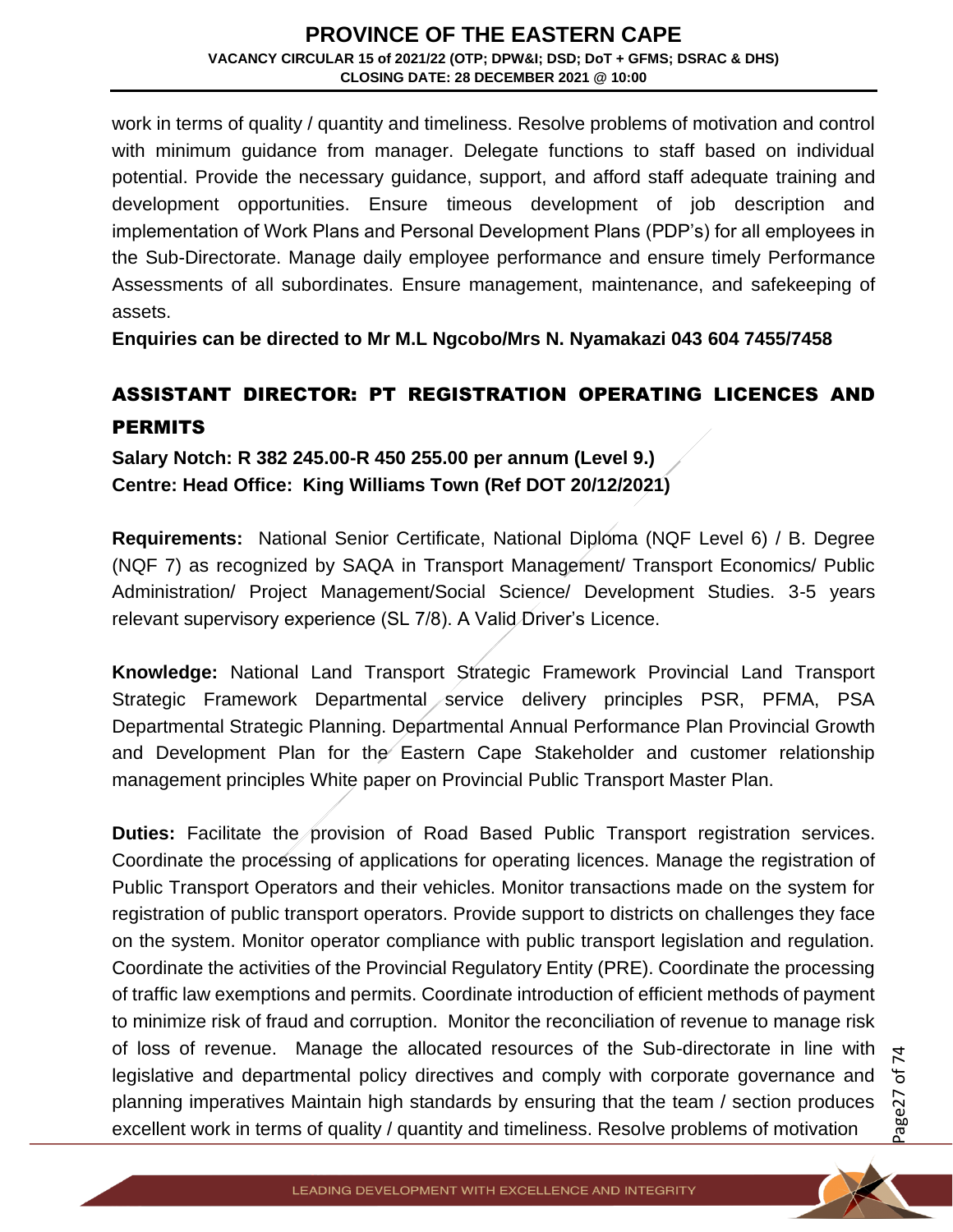work in terms of quality / quantity and timeliness. Resolve problems of motivation and control with minimum guidance from manager. Delegate functions to staff based on individual potential. Provide the necessary guidance, support, and afford staff adequate training and development opportunities. Ensure timeous development of job description and implementation of Work Plans and Personal Development Plans (PDP's) for all employees in the Sub-Directorate. Manage daily employee performance and ensure timely Performance Assessments of all subordinates. Ensure management, maintenance, and safekeeping of assets.

**Enquiries can be directed to Mr M.L Ngcobo/Mrs N. Nyamakazi 043 604 7455/7458**

## ASSISTANT DIRECTOR: PT REGISTRATION OPERATING LICENCES AND PERMITS

**Salary Notch: R 382 245.00-R 450 255.00 per annum (Level 9.)**
**Centre: Head Office: King Williams Town (Ref DOT 20/12/2021)**

**Requirements:** National Senior Certificate, National Diploma (NQF Level 6) / B. Degree (NQF 7) as recognized by SAQA in Transport Management/ Transport Economics/ Public Administration/ Project Management/Social Science/ Development Studies. 3-5 years relevant supervisory experience (SL 7/8). A Valid Driver's Licence.

**Knowledge:** National Land Transport Strategic Framework Provincial Land Transport Strategic Framework Departmental service delivery principles PSR, PFMA, PSA Departmental Strategic Planning. Departmental Annual Performance Plan Provincial Growth and Development Plan for the Eastern Cape Stakeholder and customer relationship management principles White paper on Provincial Public Transport Master Plan.

**Duties:** Facilitate the provision of Road Based Public Transport registration services. Coordinate the processing of applications for operating licences. Manage the registration of Public Transport Operators and their vehicles. Monitor transactions made on the system for registration of public transport operators. Provide support to districts on challenges they face on the system. Monitor operator compliance with public transport legislation and regulation. Coordinate the activities of the Provincial Regulatory Entity (PRE). Coordinate the processing of traffic law exemptions and permits. Coordinate introduction of efficient methods of payment to minimize risk of fraud and corruption. Monitor the reconciliation of revenue to manage risk of loss of revenue. Manage the allocated resources of the Sub-directorate in line with legislative and departmental policy directives and comply with corporate governance and planning imperatives Maintain high standards by ensuring that the team / section produces excellent work in terms of quality / quantity and timeliness. Resolve problems of motivation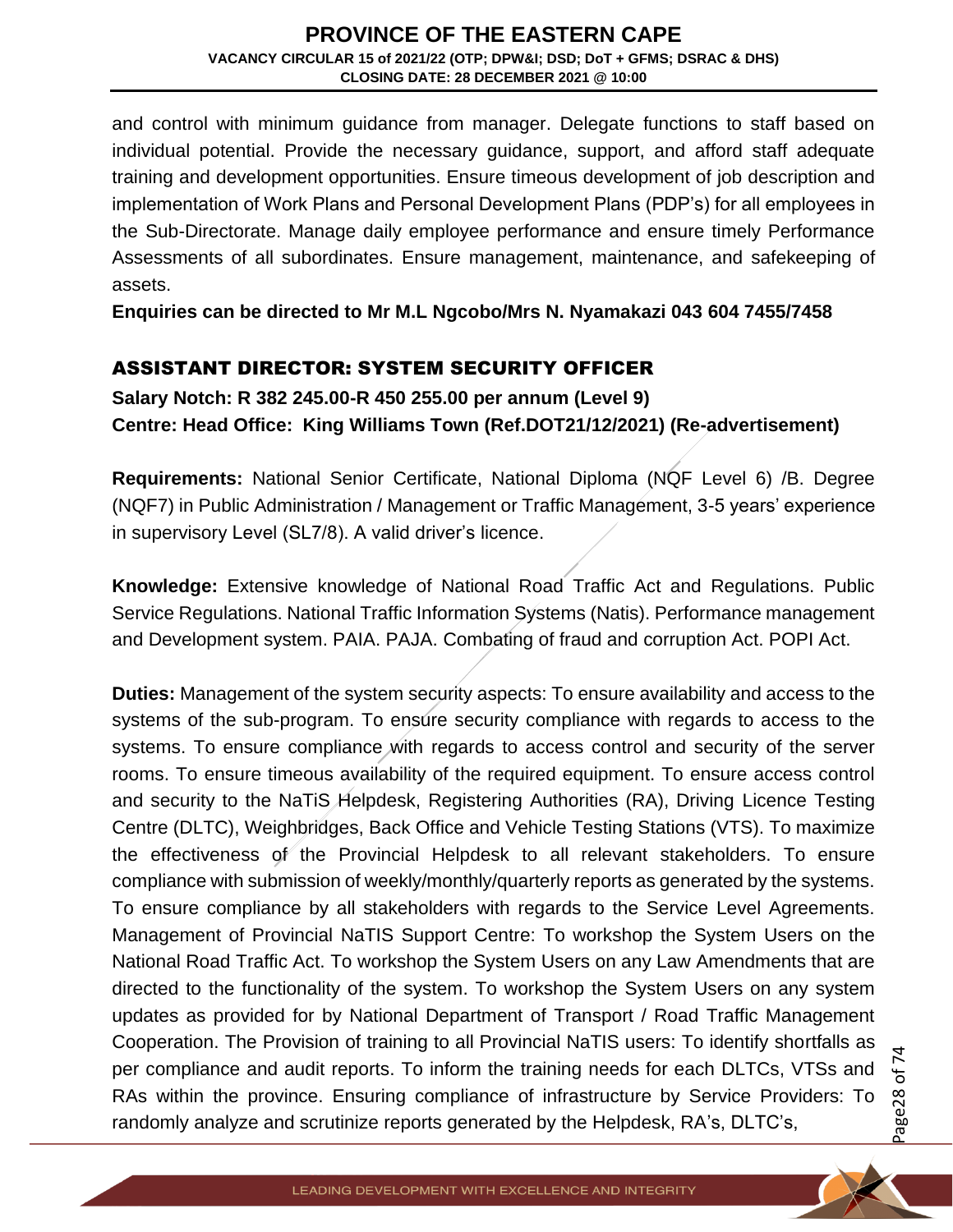and control with minimum guidance from manager. Delegate functions to staff based on individual potential. Provide the necessary guidance, support, and afford staff adequate training and development opportunities. Ensure timeous development of job description and implementation of Work Plans and Personal Development Plans (PDP's) for all employees in the Sub-Directorate. Manage daily employee performance and ensure timely Performance Assessments of all subordinates. Ensure management, maintenance, and safekeeping of assets.

**Enquiries can be directed to Mr M.L Ngcobo/Mrs N. Nyamakazi 043 604 7455/7458**

## ASSISTANT DIRECTOR: SYSTEM SECURITY OFFICER

**Salary Notch: R 382 245.00-R 450 255.00 per annum (Level 9)**
**Centre: Head Office: King Williams Town (Ref.DOT21/12/2021) (Re-advertisement)**

**Requirements:** National Senior Certificate, National Diploma (NQF Level 6) /B. Degree (NQF7) in Public Administration / Management or Traffic Management, 3-5 years' experience in supervisory Level (SL7/8). A valid driver's licence.

**Knowledge:** Extensive knowledge of National Road Traffic Act and Regulations. Public Service Regulations. National Traffic Information Systems (Natis). Performance management and Development system. PAIA. PAJA. Combating of fraud and corruption Act. POPI Act.

**Duties:** Management of the system security aspects: To ensure availability and access to the systems of the sub-program. To ensure security compliance with regards to access to the systems. To ensure compliance with regards to access control and security of the server rooms. To ensure timeous availability of the required equipment. To ensure access control and security to the NaTiS Helpdesk, Registering Authorities (RA), Driving Licence Testing Centre (DLTC), Weighbridges, Back Office and Vehicle Testing Stations (VTS). To maximize the effectiveness of the Provincial Helpdesk to all relevant stakeholders. To ensure compliance with submission of weekly/monthly/quarterly reports as generated by the systems. To ensure compliance by all stakeholders with regards to the Service Level Agreements. Management of Provincial NaTIS Support Centre: To workshop the System Users on the National Road Traffic Act. To workshop the System Users on any Law Amendments that are directed to the functionality of the system. To workshop the System Users on any system updates as provided for by National Department of Transport / Road Traffic Management Cooperation. The Provision of training to all Provincial NaTIS users: To identify shortfalls as per compliance and audit reports. To inform the training needs for each DLTCs, VTSs and RAs within the province. Ensuring compliance of infrastructure by Service Providers: To randomly analyze and scrutinize reports generated by the Helpdesk, RA's, DLTC's,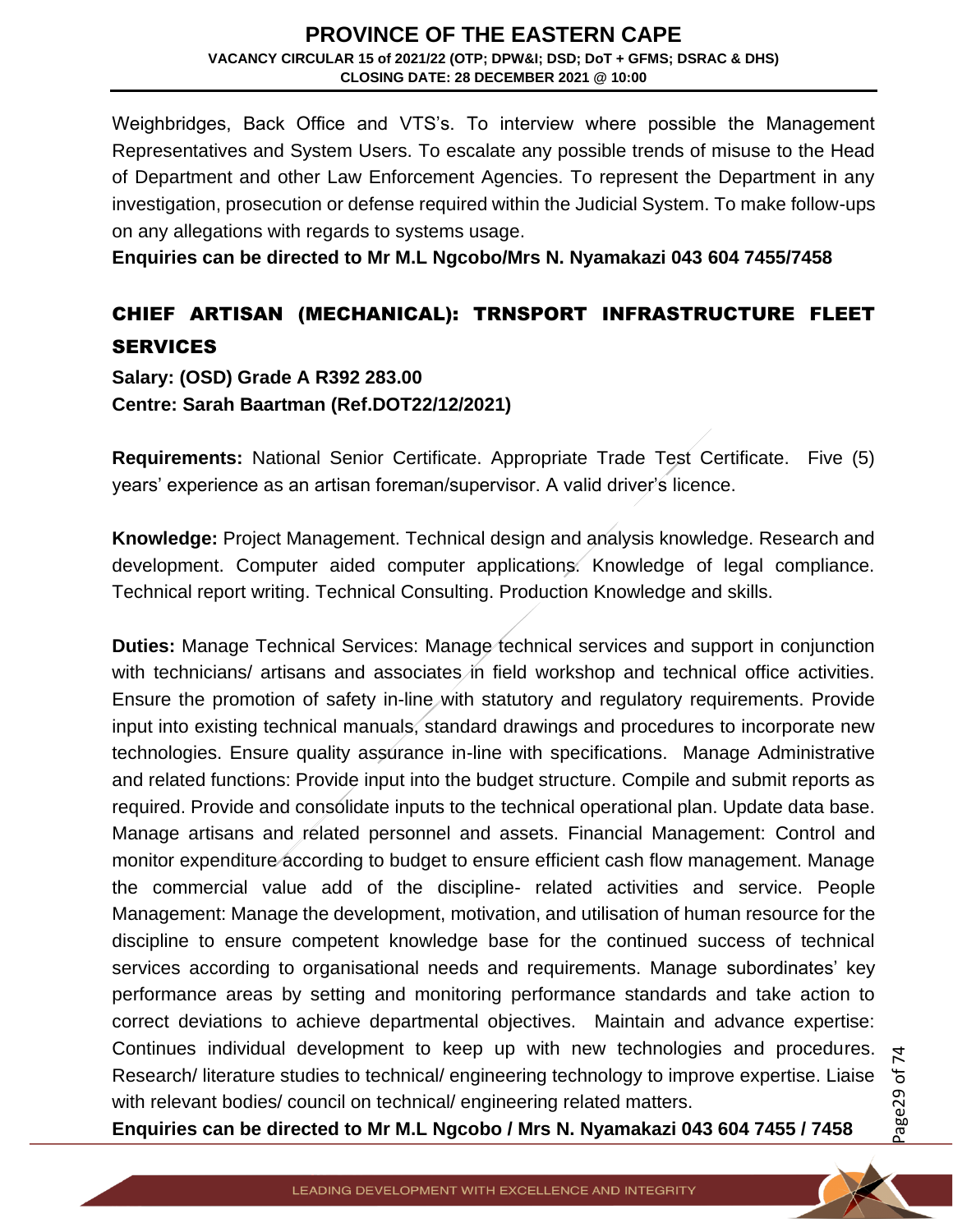Weighbridges, Back Office and VTS's. To interview where possible the Management Representatives and System Users. To escalate any possible trends of misuse to the Head of Department and other Law Enforcement Agencies. To represent the Department in any investigation, prosecution or defense required within the Judicial System. To make follow-ups on any allegations with regards to systems usage.

**Enquiries can be directed to Mr M.L Ngcobo/Mrs N. Nyamakazi 043 604 7455/7458**

## CHIEF ARTISAN (MECHANICAL): TRNSPORT INFRASTRUCTURE FLEET SERVICES

**Salary: (OSD) Grade A R392 283.00**
**Centre: Sarah Baartman (Ref.DOT22/12/2021)**

**Requirements:** National Senior Certificate. Appropriate Trade Test Certificate. Five (5) years' experience as an artisan foreman/supervisor. A valid driver's licence.

**Knowledge:** Project Management. Technical design and analysis knowledge. Research and development. Computer aided computer applications. Knowledge of legal compliance. Technical report writing. Technical Consulting. Production Knowledge and skills.

**Duties:** Manage Technical Services: Manage technical services and support in conjunction with technicians/ artisans and associates in field workshop and technical office activities. Ensure the promotion of safety in-line with statutory and regulatory requirements. Provide input into existing technical manuals, standard drawings and procedures to incorporate new technologies. Ensure quality assurance in-line with specifications. Manage Administrative and related functions: Provide input into the budget structure. Compile and submit reports as required. Provide and consolidate inputs to the technical operational plan. Update data base. Manage artisans and related personnel and assets. Financial Management: Control and monitor expenditure according to budget to ensure efficient cash flow management. Manage the commercial value add of the discipline- related activities and service. People Management: Manage the development, motivation, and utilisation of human resource for the discipline to ensure competent knowledge base for the continued success of technical services according to organisational needs and requirements. Manage subordinates' key performance areas by setting and monitoring performance standards and take action to correct deviations to achieve departmental objectives. Maintain and advance expertise: Continues individual development to keep up with new technologies and procedures. Research/ literature studies to technical/ engineering technology to improve expertise. Liaise with relevant bodies/ council on technical/ engineering related matters.

**Enquiries can be directed to Mr M.L Ngcobo / Mrs N. Nyamakazi 043 604 7455 / 7458**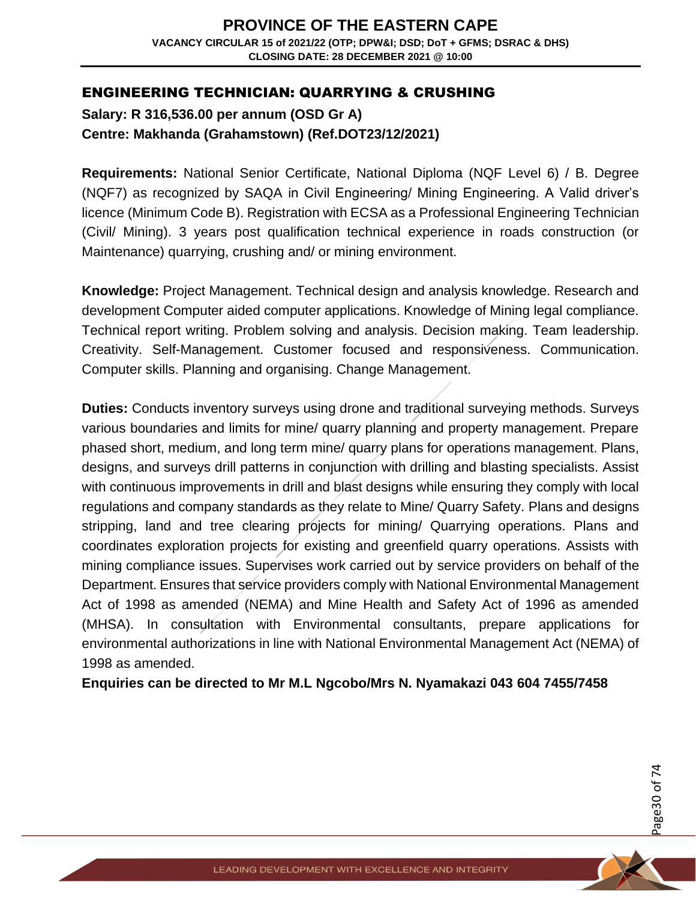## ENGINEERING TECHNICIAN: QUARRYING & CRUSHING

**Salary: R 316,536.00 per annum (OSD Gr A)**
**Centre: Makhanda (Grahamstown) (Ref.DOT23/12/2021)**

**Requirements:** National Senior Certificate, National Diploma (NQF Level 6) / B. Degree (NQF7) as recognized by SAQA in Civil Engineering/ Mining Engineering. A Valid driver's licence (Minimum Code B). Registration with ECSA as a Professional Engineering Technician (Civil/ Mining). 3 years post qualification technical experience in roads construction (or Maintenance) quarrying, crushing and/ or mining environment.

**Knowledge:** Project Management. Technical design and analysis knowledge. Research and development Computer aided computer applications. Knowledge of Mining legal compliance. Technical report writing. Problem solving and analysis. Decision making. Team leadership. Creativity. Self-Management. Customer focused and responsiveness. Communication. Computer skills. Planning and organising. Change Management.

**Duties:** Conducts inventory surveys using drone and traditional surveying methods. Surveys various boundaries and limits for mine/ quarry planning and property management. Prepare phased short, medium, and long term mine/ quarry plans for operations management. Plans, designs, and surveys drill patterns in conjunction with drilling and blasting specialists. Assist with continuous improvements in drill and blast designs while ensuring they comply with local regulations and company standards as they relate to Mine/ Quarry Safety. Plans and designs stripping, land and tree clearing projects for mining/ Quarrying operations. Plans and coordinates exploration projects for existing and greenfield quarry operations. Assists with mining compliance issues. Supervises work carried out by service providers on behalf of the Department. Ensures that service providers comply with National Environmental Management Act of 1998 as amended (NEMA) and Mine Health and Safety Act of 1996 as amended (MHSA). In consultation with Environmental consultants, prepare applications for environmental authorizations in line with National Environmental Management Act (NEMA) of 1998 as amended.

**Enquiries can be directed to Mr M.L Ngcobo/Mrs N. Nyamakazi 043 604 7455/7458**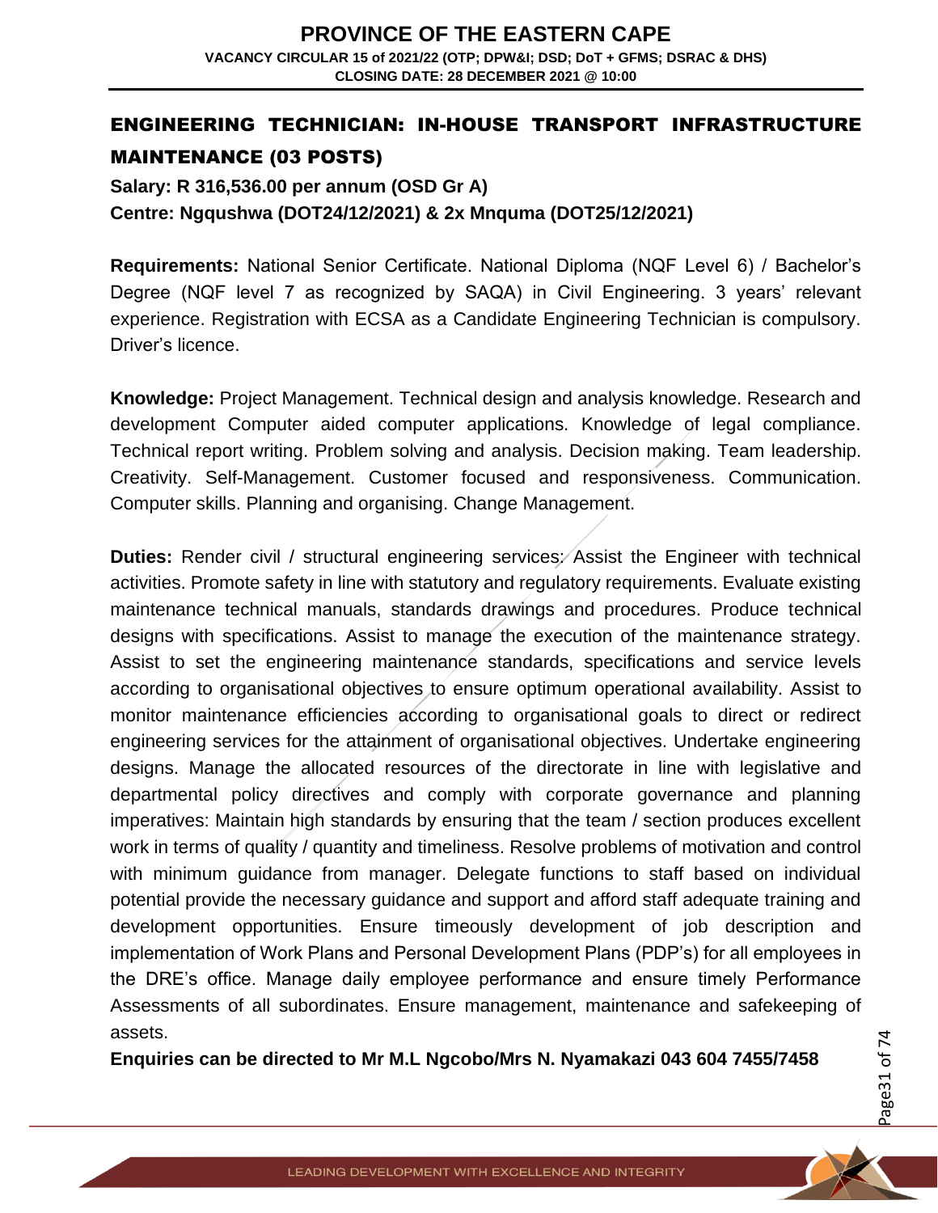## ENGINEERING TECHNICIAN: IN-HOUSE TRANSPORT INFRASTRUCTURE MAINTENANCE (03 POSTS)

**Salary: R 316,536.00 per annum (OSD Gr A)**

**Centre: Ngqushwa (DOT24/12/2021) & 2x Mnquma (DOT25/12/2021)**

**Requirements:** National Senior Certificate. National Diploma (NQF Level 6) / Bachelor's Degree (NQF level 7 as recognized by SAQA) in Civil Engineering. 3 years' relevant experience. Registration with ECSA as a Candidate Engineering Technician is compulsory. Driver's licence.

**Knowledge:** Project Management. Technical design and analysis knowledge. Research and development Computer aided computer applications. Knowledge of legal compliance. Technical report writing. Problem solving and analysis. Decision making. Team leadership. Creativity. Self-Management. Customer focused and responsiveness. Communication. Computer skills. Planning and organising. Change Management.

**Duties:** Render civil / structural engineering services: Assist the Engineer with technical activities. Promote safety in line with statutory and regulatory requirements. Evaluate existing maintenance technical manuals, standards drawings and procedures. Produce technical designs with specifications. Assist to manage the execution of the maintenance strategy. Assist to set the engineering maintenance standards, specifications and service levels according to organisational objectives to ensure optimum operational availability. Assist to monitor maintenance efficiencies according to organisational goals to direct or redirect engineering services for the attainment of organisational objectives. Undertake engineering designs. Manage the allocated resources of the directorate in line with legislative and departmental policy directives and comply with corporate governance and planning imperatives: Maintain high standards by ensuring that the team / section produces excellent work in terms of quality / quantity and timeliness. Resolve problems of motivation and control with minimum guidance from manager. Delegate functions to staff based on individual potential provide the necessary guidance and support and afford staff adequate training and development opportunities. Ensure timeously development of job description and implementation of Work Plans and Personal Development Plans (PDP's) for all employees in the DRE's office. Manage daily employee performance and ensure timely Performance Assessments of all subordinates. Ensure management, maintenance and safekeeping of assets.

**Enquiries can be directed to Mr M.L Ngcobo/Mrs N. Nyamakazi 043 604 7455/7458**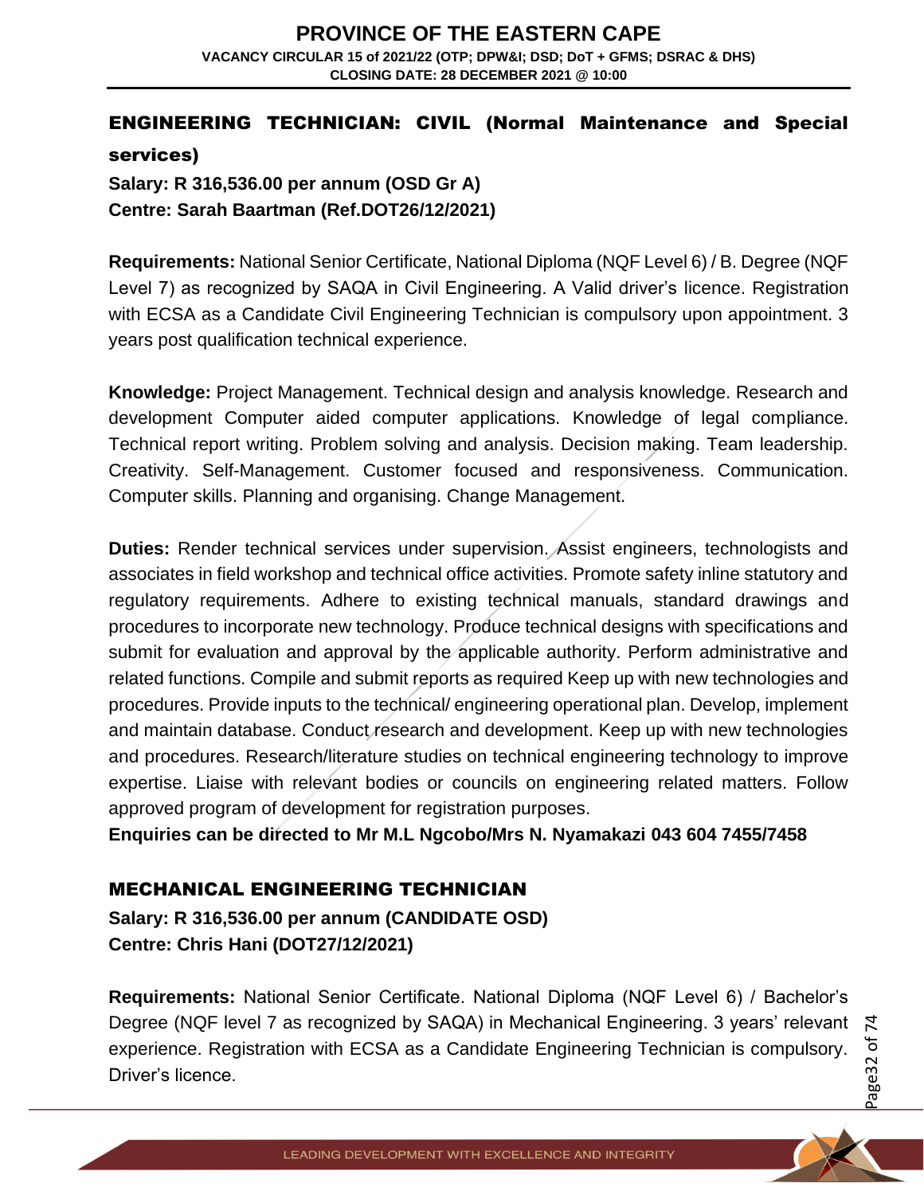## ENGINEERING TECHNICIAN: CIVIL (Normal Maintenance and Special services)

**Salary: R 316,536.00 per annum (OSD Gr A)**
**Centre: Sarah Baartman (Ref.DOT26/12/2021)**

**Requirements:** National Senior Certificate, National Diploma (NQF Level 6) / B. Degree (NQF Level 7) as recognized by SAQA in Civil Engineering. A Valid driver's licence. Registration with ECSA as a Candidate Civil Engineering Technician is compulsory upon appointment. 3 years post qualification technical experience.

**Knowledge:** Project Management. Technical design and analysis knowledge. Research and development Computer aided computer applications. Knowledge of legal compliance. Technical report writing. Problem solving and analysis. Decision making. Team leadership. Creativity. Self-Management. Customer focused and responsiveness. Communication. Computer skills. Planning and organising. Change Management.

**Duties:** Render technical services under supervision. Assist engineers, technologists and associates in field workshop and technical office activities. Promote safety inline statutory and regulatory requirements. Adhere to existing technical manuals, standard drawings and procedures to incorporate new technology. Produce technical designs with specifications and submit for evaluation and approval by the applicable authority. Perform administrative and related functions. Compile and submit reports as required Keep up with new technologies and procedures. Provide inputs to the technical/ engineering operational plan. Develop, implement and maintain database. Conduct research and development. Keep up with new technologies and procedures. Research/literature studies on technical engineering technology to improve expertise. Liaise with relevant bodies or councils on engineering related matters. Follow approved program of development for registration purposes.

**Enquiries can be directed to Mr M.L Ngcobo/Mrs N. Nyamakazi 043 604 7455/7458**

## MECHANICAL ENGINEERING TECHNICIAN

**Salary: R 316,536.00 per annum (CANDIDATE OSD)**
**Centre: Chris Hani (DOT27/12/2021)**

**Requirements:** National Senior Certificate. National Diploma (NQF Level 6) / Bachelor's Degree (NQF level 7 as recognized by SAQA) in Mechanical Engineering. 3 years' relevant experience. Registration with ECSA as a Candidate Engineering Technician is compulsory. Driver's licence.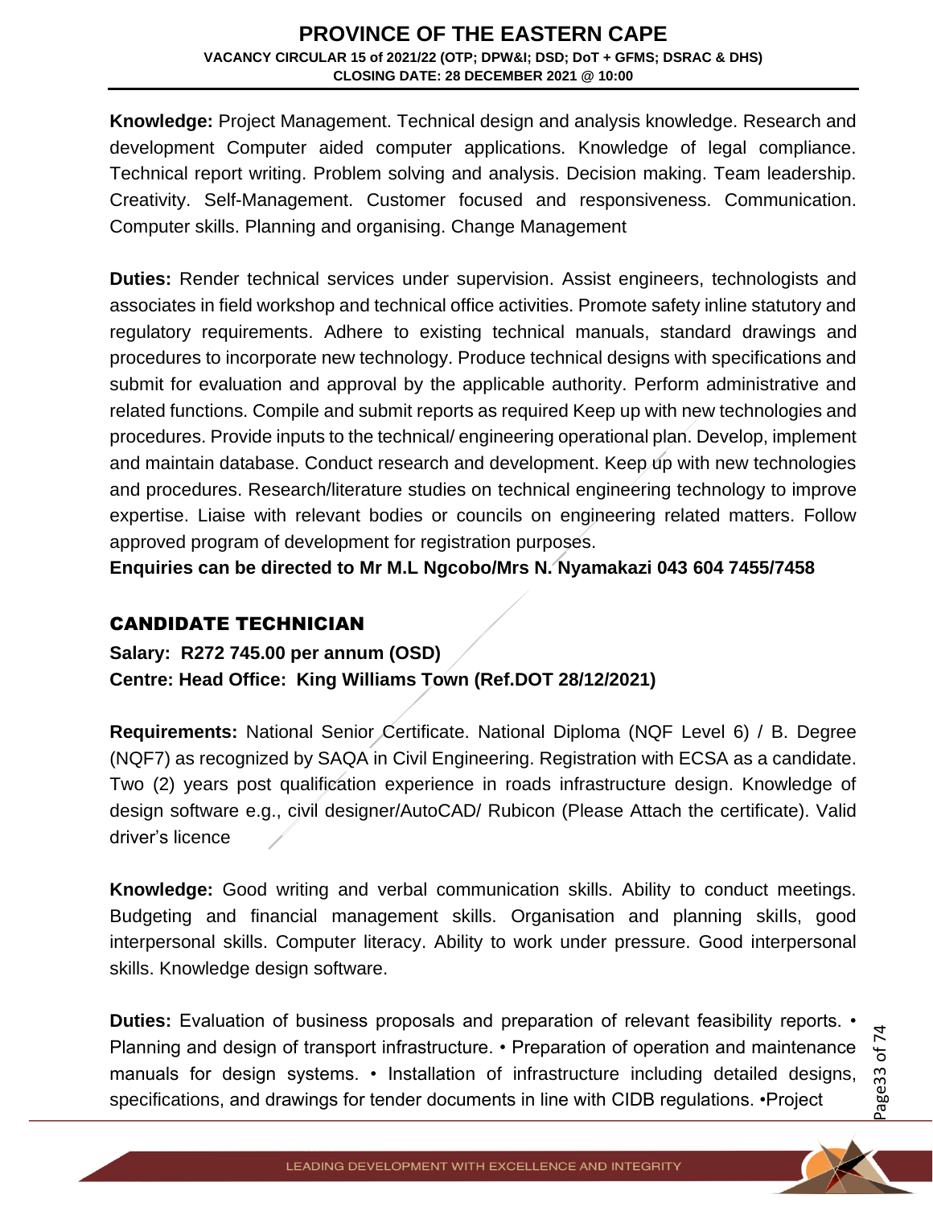**Knowledge:** Project Management. Technical design and analysis knowledge. Research and development Computer aided computer applications. Knowledge of legal compliance. Technical report writing. Problem solving and analysis. Decision making. Team leadership. Creativity. Self-Management. Customer focused and responsiveness. Communication. Computer skills. Planning and organising. Change Management

**Duties:** Render technical services under supervision. Assist engineers, technologists and associates in field workshop and technical office activities. Promote safety inline statutory and regulatory requirements. Adhere to existing technical manuals, standard drawings and procedures to incorporate new technology. Produce technical designs with specifications and submit for evaluation and approval by the applicable authority. Perform administrative and related functions. Compile and submit reports as required Keep up with new technologies and procedures. Provide inputs to the technical/ engineering operational plan. Develop, implement and maintain database. Conduct research and development. Keep up with new technologies and procedures. Research/literature studies on technical engineering technology to improve expertise. Liaise with relevant bodies or councils on engineering related matters. Follow approved program of development for registration purposes.

**Enquiries can be directed to Mr M.L Ngcobo/Mrs N. Nyamakazi 043 604 7455/7458**

## CANDIDATE TECHNICIAN

**Salary: R272 745.00 per annum (OSD)**

**Centre: Head Office: King Williams Town (Ref.DOT 28/12/2021)**

**Requirements:** National Senior Certificate. National Diploma (NQF Level 6) / B. Degree (NQF7) as recognized by SAQA in Civil Engineering. Registration with ECSA as a candidate. Two (2) years post qualification experience in roads infrastructure design. Knowledge of design software e.g., civil designer/AutoCAD/ Rubicon (Please Attach the certificate). Valid driver's licence

**Knowledge:** Good writing and verbal communication skills. Ability to conduct meetings. Budgeting and financial management skills. Organisation and planning skills, good interpersonal skills. Computer literacy. Ability to work under pressure. Good interpersonal skills. Knowledge design software.

**Duties:** Evaluation of business proposals and preparation of relevant feasibility reports. • Planning and design of transport infrastructure. • Preparation of operation and maintenance manuals for design systems. • Installation of infrastructure including detailed designs, specifications, and drawings for tender documents in line with CIDB regulations. •Project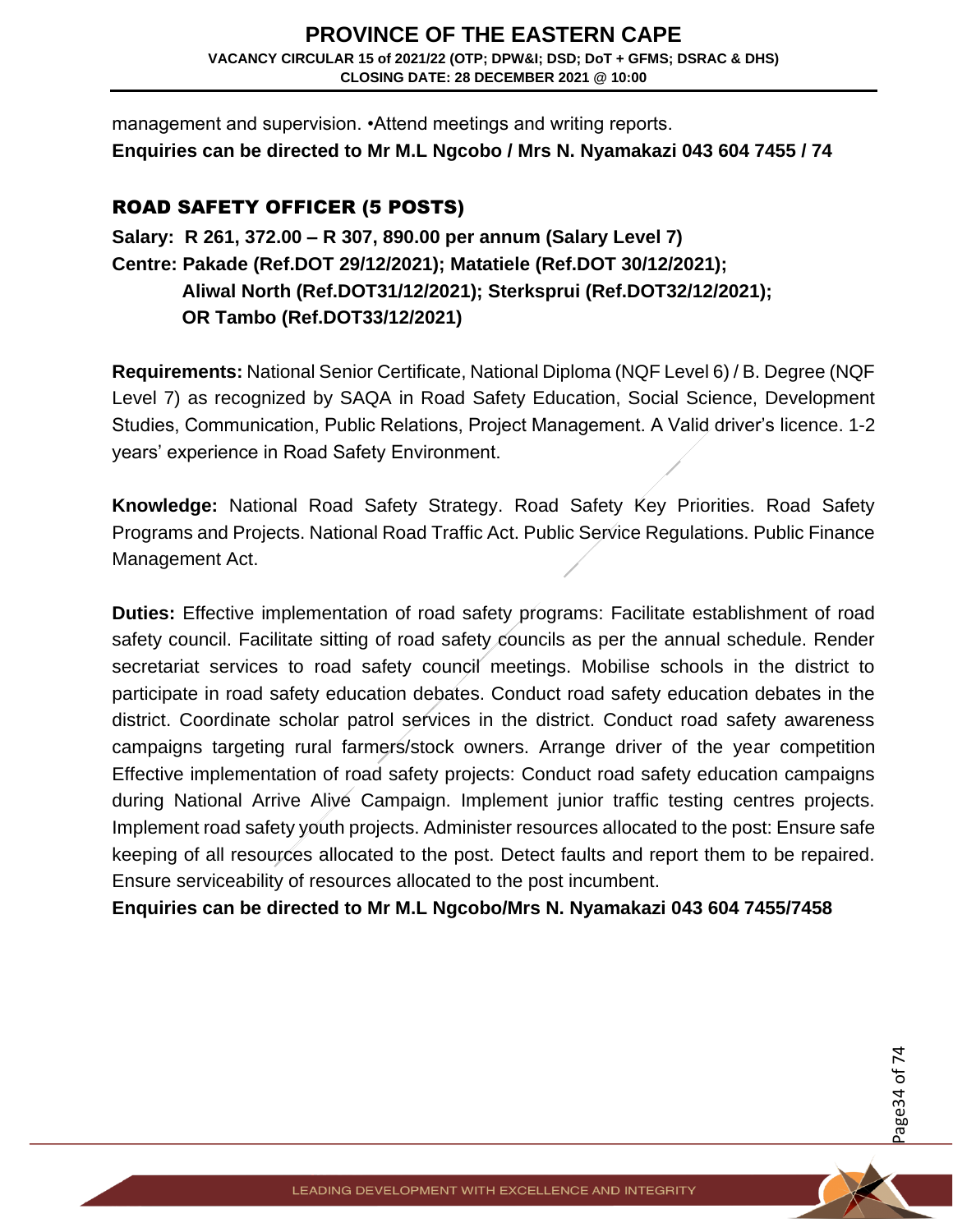management and supervision. •Attend meetings and writing reports.

**Enquiries can be directed to Mr M.L Ngcobo / Mrs N. Nyamakazi 043 604 7455 / 74**

## ROAD SAFETY OFFICER (5 POSTS)

**Salary: R 261, 372.00 – R 307, 890.00 per annum (Salary Level 7)**

**Centre: Pakade (Ref.DOT 29/12/2021); Matatiele (Ref.DOT 30/12/2021); Aliwal North (Ref.DOT31/12/2021); Sterkspruі (Ref.DOT32/12/2021); OR Tambo (Ref.DOT33/12/2021)**

**Requirements:** National Senior Certificate, National Diploma (NQF Level 6) / B. Degree (NQF Level 7) as recognized by SAQA in Road Safety Education, Social Science, Development Studies, Communication, Public Relations, Project Management. A Valid driver's licence. 1-2 years' experience in Road Safety Environment.

**Knowledge:** National Road Safety Strategy. Road Safety Key Priorities. Road Safety Programs and Projects. National Road Traffic Act. Public Service Regulations. Public Finance Management Act.

**Duties:** Effective implementation of road safety programs: Facilitate establishment of road safety council. Facilitate sitting of road safety councils as per the annual schedule. Render secretariat services to road safety council meetings. Mobilise schools in the district to participate in road safety education debates. Conduct road safety education debates in the district. Coordinate scholar patrol services in the district. Conduct road safety awareness campaigns targeting rural farmers/stock owners. Arrange driver of the year competition Effective implementation of road safety projects: Conduct road safety education campaigns during National Arrive Alive Campaign. Implement junior traffic testing centres projects. Implement road safety youth projects. Administer resources allocated to the post: Ensure safe keeping of all resources allocated to the post. Detect faults and report them to be repaired. Ensure serviceability of resources allocated to the post incumbent.

**Enquiries can be directed to Mr M.L Ngcobo/Mrs N. Nyamakazi 043 604 7455/7458**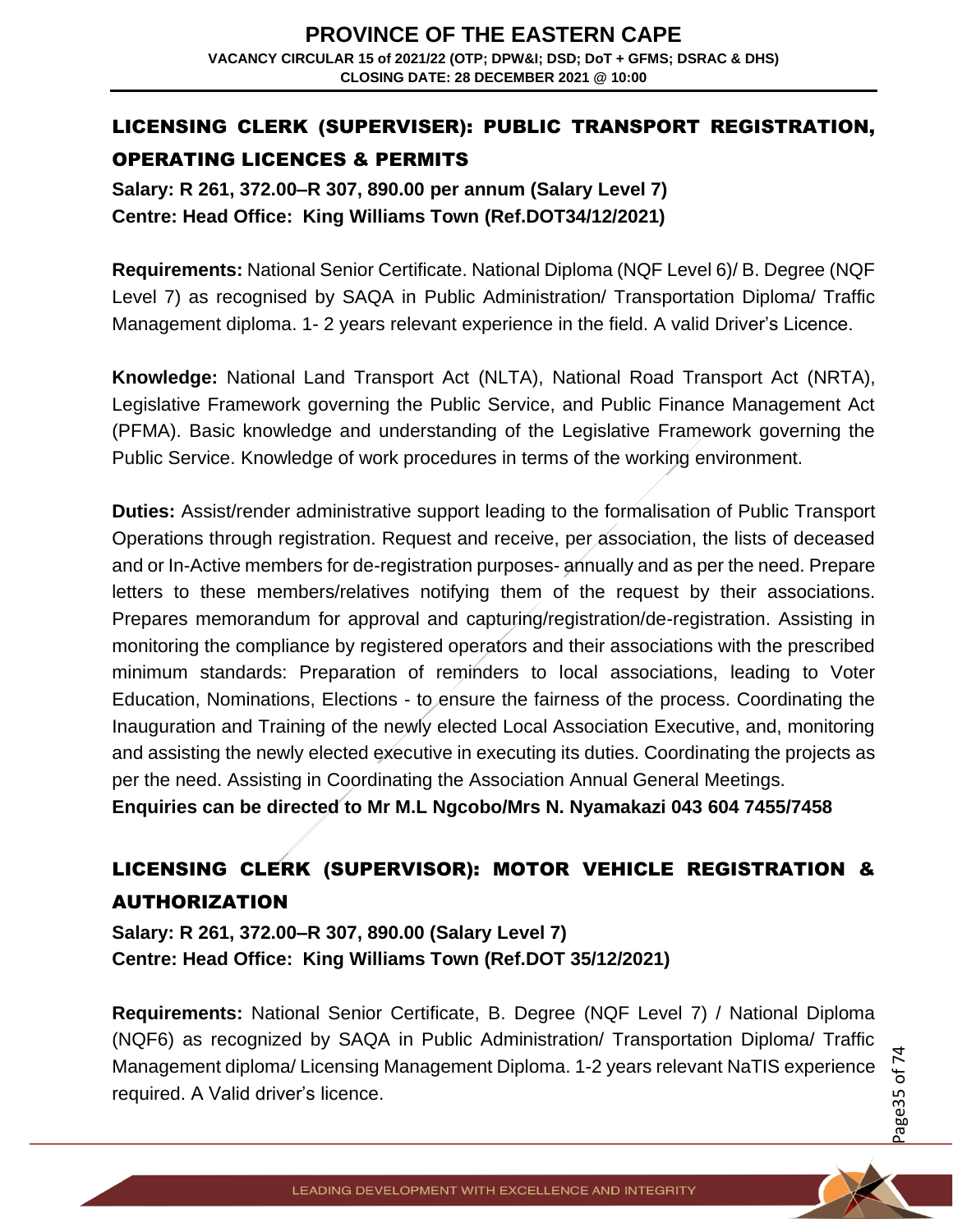## LICENSING CLERK (SUPERVISER): PUBLIC TRANSPORT REGISTRATION, OPERATING LICENCES & PERMITS

**Salary: R 261, 372.00–R 307, 890.00 per annum (Salary Level 7)**
**Centre: Head Office: King Williams Town (Ref.DOT34/12/2021)**

**Requirements:** National Senior Certificate. National Diploma (NQF Level 6)/ B. Degree (NQF Level 7) as recognised by SAQA in Public Administration/ Transportation Diploma/ Traffic Management diploma. 1- 2 years relevant experience in the field. A valid Driver's Licence.

**Knowledge:** National Land Transport Act (NLTA), National Road Transport Act (NRTA), Legislative Framework governing the Public Service, and Public Finance Management Act (PFMA). Basic knowledge and understanding of the Legislative Framework governing the Public Service. Knowledge of work procedures in terms of the working environment.

**Duties:** Assist/render administrative support leading to the formalisation of Public Transport Operations through registration. Request and receive, per association, the lists of deceased and or In-Active members for de-registration purposes- annually and as per the need. Prepare letters to these members/relatives notifying them of the request by their associations. Prepares memorandum for approval and capturing/registration/de-registration. Assisting in monitoring the compliance by registered operators and their associations with the prescribed minimum standards: Preparation of reminders to local associations, leading to Voter Education, Nominations, Elections - to ensure the fairness of the process. Coordinating the Inauguration and Training of the newly elected Local Association Executive, and, monitoring and assisting the newly elected executive in executing its duties. Coordinating the projects as per the need. Assisting in Coordinating the Association Annual General Meetings.
**Enquiries can be directed to Mr M.L Ngcobo/Mrs N. Nyamakazi 043 604 7455/7458**

## LICENSING CLERK (SUPERVISOR): MOTOR VEHICLE REGISTRATION & AUTHORIZATION

**Salary: R 261, 372.00–R 307, 890.00 (Salary Level 7)**
**Centre: Head Office: King Williams Town (Ref.DOT 35/12/2021)**

**Requirements:** National Senior Certificate, B. Degree (NQF Level 7) / National Diploma (NQF6) as recognized by SAQA in Public Administration/ Transportation Diploma/ Traffic Management diploma/ Licensing Management Diploma. 1-2 years relevant NaTIS experience required. A Valid driver's licence.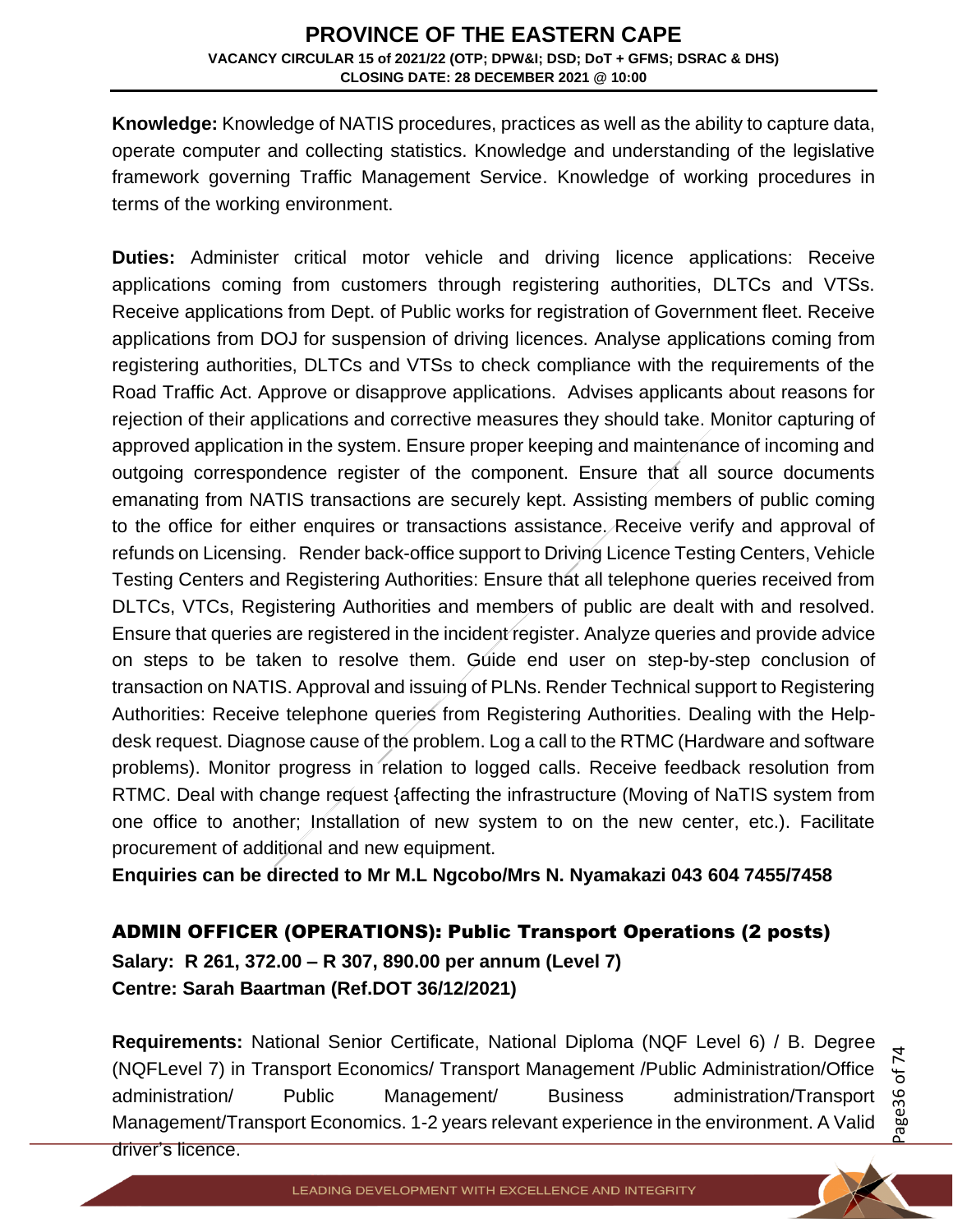**Knowledge:** Knowledge of NATIS procedures, practices as well as the ability to capture data, operate computer and collecting statistics. Knowledge and understanding of the legislative framework governing Traffic Management Service. Knowledge of working procedures in terms of the working environment.

**Duties:** Administer critical motor vehicle and driving licence applications: Receive applications coming from customers through registering authorities, DLTCs and VTSs. Receive applications from Dept. of Public works for registration of Government fleet. Receive applications from DOJ for suspension of driving licences. Analyse applications coming from registering authorities, DLTCs and VTSs to check compliance with the requirements of the Road Traffic Act. Approve or disapprove applications. Advises applicants about reasons for rejection of their applications and corrective measures they should take. Monitor capturing of approved application in the system. Ensure proper keeping and maintenance of incoming and outgoing correspondence register of the component. Ensure that all source documents emanating from NATIS transactions are securely kept. Assisting members of public coming to the office for either enquires or transactions assistance. Receive verify and approval of refunds on Licensing. Render back-office support to Driving Licence Testing Centers, Vehicle Testing Centers and Registering Authorities: Ensure that all telephone queries received from DLTCs, VTCs, Registering Authorities and members of public are dealt with and resolved. Ensure that queries are registered in the incident register. Analyze queries and provide advice on steps to be taken to resolve them. Guide end user on step-by-step conclusion of transaction on NATIS. Approval and issuing of PLNs. Render Technical support to Registering Authorities: Receive telephone queries from Registering Authorities. Dealing with the Help-desk request. Diagnose cause of the problem. Log a call to the RTMC (Hardware and software problems). Monitor progress in relation to logged calls. Receive feedback resolution from RTMC. Deal with change request {affecting the infrastructure (Moving of NaTIS system from one office to another; Installation of new system to on the new center, etc.). Facilitate procurement of additional and new equipment.

**Enquiries can be directed to Mr M.L Ngcobo/Mrs N. Nyamakazi 043 604 7455/7458**

## ADMIN OFFICER (OPERATIONS): Public Transport Operations (2 posts)

**Salary: R 261, 372.00 – R 307, 890.00 per annum (Level 7)**
**Centre: Sarah Baartman (Ref.DOT 36/12/2021)**

**Requirements:** National Senior Certificate, National Diploma (NQF Level 6) / B. Degree (NQFLevel 7) in Transport Economics/ Transport Management /Public Administration/Office administration/ Public Management/ Business administration/Transport Management/Transport Economics. 1-2 years relevant experience in the environment. A Valid driver's licence.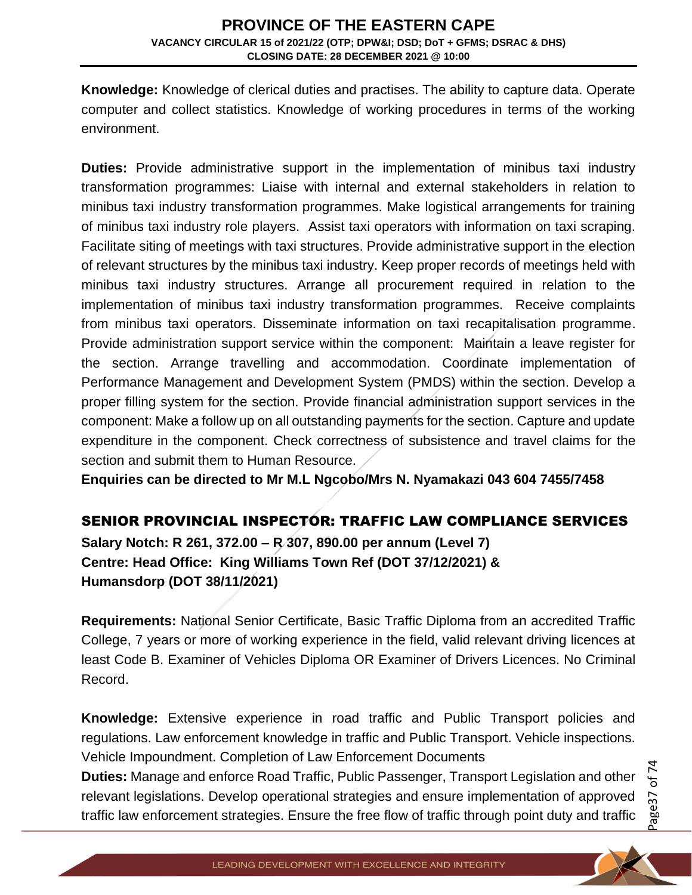**Knowledge:** Knowledge of clerical duties and practises. The ability to capture data. Operate computer and collect statistics. Knowledge of working procedures in terms of the working environment.

**Duties:** Provide administrative support in the implementation of minibus taxi industry transformation programmes: Liaise with internal and external stakeholders in relation to minibus taxi industry transformation programmes. Make logistical arrangements for training of minibus taxi industry role players. Assist taxi operators with information on taxi scraping. Facilitate siting of meetings with taxi structures. Provide administrative support in the election of relevant structures by the minibus taxi industry. Keep proper records of meetings held with minibus taxi industry structures. Arrange all procurement required in relation to the implementation of minibus taxi industry transformation programmes. Receive complaints from minibus taxi operators. Disseminate information on taxi recapitalisation programme. Provide administration support service within the component: Maintain a leave register for the section. Arrange travelling and accommodation. Coordinate implementation of Performance Management and Development System (PMDS) within the section. Develop a proper filling system for the section. Provide financial administration support services in the component: Make a follow up on all outstanding payments for the section. Capture and update expenditure in the component. Check correctness of subsistence and travel claims for the section and submit them to Human Resource.

**Enquiries can be directed to Mr M.L Ngcobo/Mrs N. Nyamakazi 043 604 7455/7458**

## SENIOR PROVINCIAL INSPECTOR: TRAFFIC LAW COMPLIANCE SERVICES

**Salary Notch: R 261, 372.00 – R 307, 890.00 per annum (Level 7)**
**Centre: Head Office: King Williams Town Ref (DOT 37/12/2021) & Humansdorp (DOT 38/11/2021)**

**Requirements:** National Senior Certificate, Basic Traffic Diploma from an accredited Traffic College, 7 years or more of working experience in the field, valid relevant driving licences at least Code B. Examiner of Vehicles Diploma OR Examiner of Drivers Licences. No Criminal Record.

**Knowledge:** Extensive experience in road traffic and Public Transport policies and regulations. Law enforcement knowledge in traffic and Public Transport. Vehicle inspections. Vehicle Impoundment. Completion of Law Enforcement Documents

**Duties:** Manage and enforce Road Traffic, Public Passenger, Transport Legislation and other relevant legislations. Develop operational strategies and ensure implementation of approved traffic law enforcement strategies. Ensure the free flow of traffic through point duty and traffic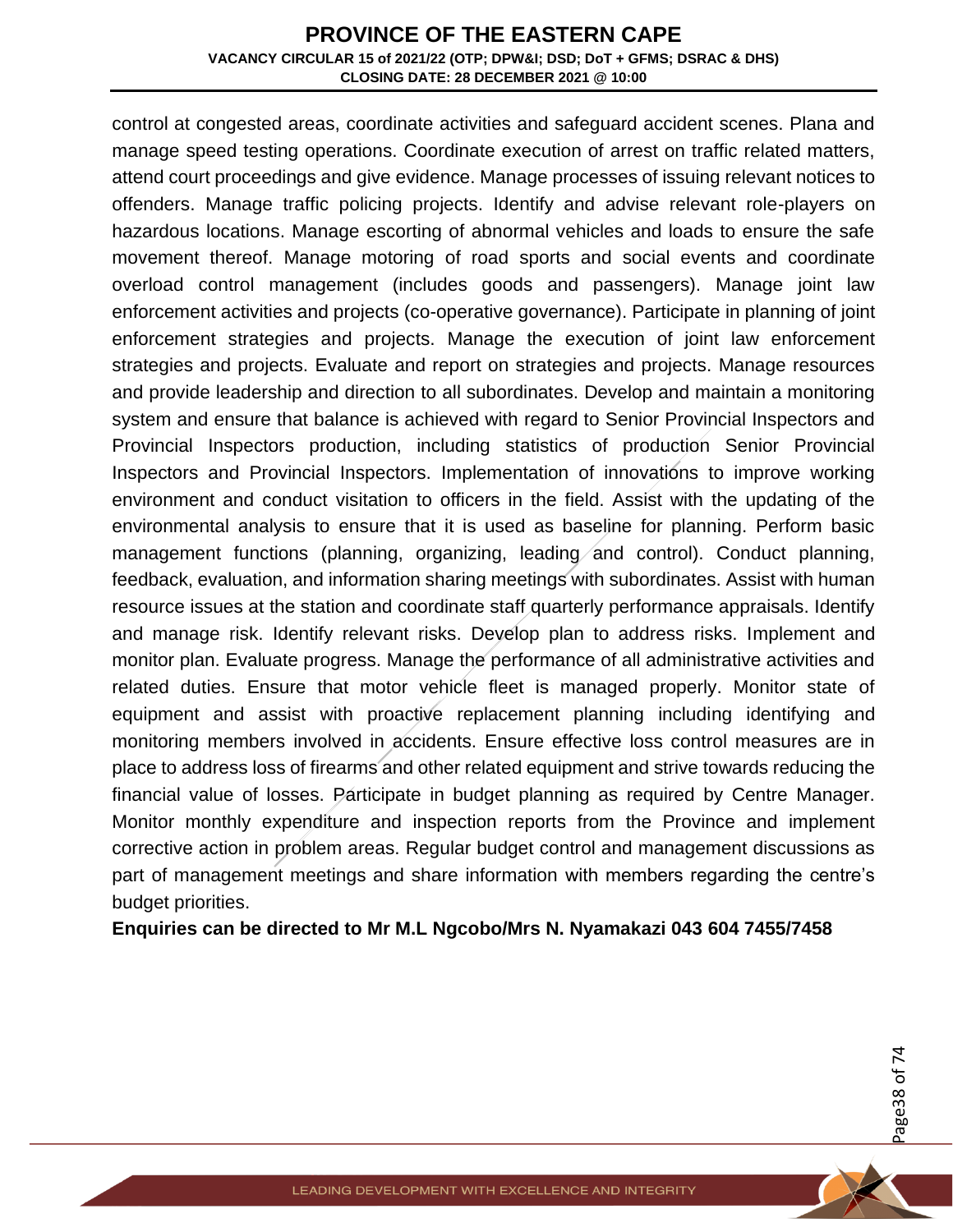control at congested areas, coordinate activities and safeguard accident scenes. Plana and manage speed testing operations. Coordinate execution of arrest on traffic related matters, attend court proceedings and give evidence. Manage processes of issuing relevant notices to offenders. Manage traffic policing projects. Identify and advise relevant role-players on hazardous locations. Manage escorting of abnormal vehicles and loads to ensure the safe movement thereof. Manage motoring of road sports and social events and coordinate overload control management (includes goods and passengers). Manage joint law enforcement activities and projects (co-operative governance). Participate in planning of joint enforcement strategies and projects. Manage the execution of joint law enforcement strategies and projects. Evaluate and report on strategies and projects. Manage resources and provide leadership and direction to all subordinates. Develop and maintain a monitoring system and ensure that balance is achieved with regard to Senior Provincial Inspectors and Provincial Inspectors production, including statistics of production Senior Provincial Inspectors and Provincial Inspectors. Implementation of innovations to improve working environment and conduct visitation to officers in the field. Assist with the updating of the environmental analysis to ensure that it is used as baseline for planning. Perform basic management functions (planning, organizing, leading and control). Conduct planning, feedback, evaluation, and information sharing meetings with subordinates. Assist with human resource issues at the station and coordinate staff quarterly performance appraisals. Identify and manage risk. Identify relevant risks. Develop plan to address risks. Implement and monitor plan. Evaluate progress. Manage the performance of all administrative activities and related duties. Ensure that motor vehicle fleet is managed properly. Monitor state of equipment and assist with proactive replacement planning including identifying and monitoring members involved in accidents. Ensure effective loss control measures are in place to address loss of firearms and other related equipment and strive towards reducing the financial value of losses. Participate in budget planning as required by Centre Manager. Monitor monthly expenditure and inspection reports from the Province and implement corrective action in problem areas. Regular budget control and management discussions as part of management meetings and share information with members regarding the centre's budget priorities.

**Enquiries can be directed to Mr M.L Ngcobo/Mrs N. Nyamakazi 043 604 7455/7458**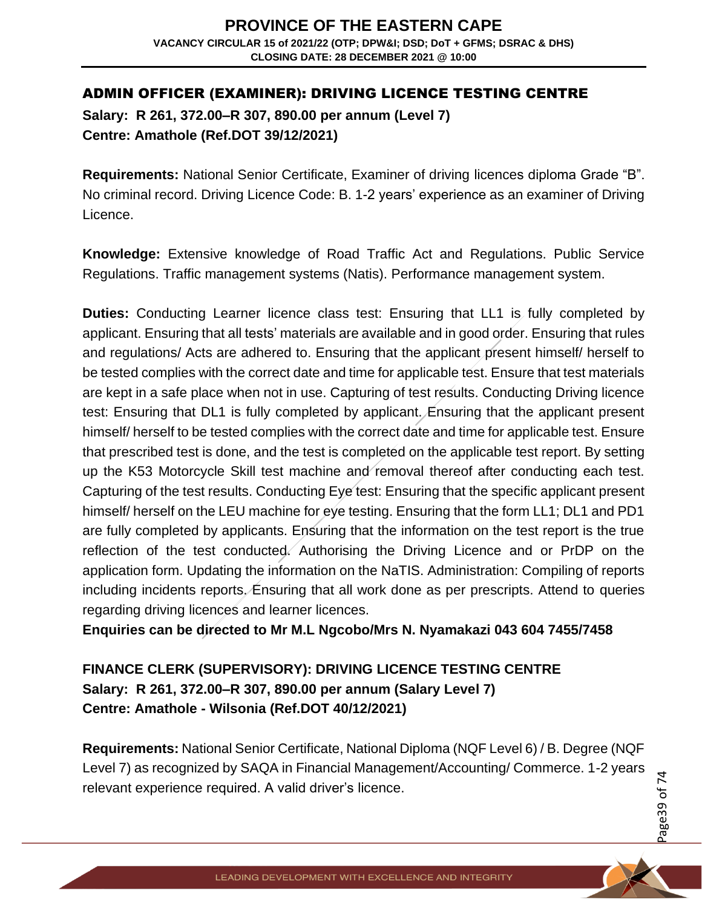## ADMIN OFFICER (EXAMINER): DRIVING LICENCE TESTING CENTRE

**Salary: R 261, 372.00–R 307, 890.00 per annum (Level 7)**
**Centre: Amathole (Ref.DOT 39/12/2021)**

**Requirements:** National Senior Certificate, Examiner of driving licences diploma Grade "B". No criminal record. Driving Licence Code: B. 1-2 years' experience as an examiner of Driving Licence.

**Knowledge:** Extensive knowledge of Road Traffic Act and Regulations. Public Service Regulations. Traffic management systems (Natis). Performance management system.

**Duties:** Conducting Learner licence class test: Ensuring that LL1 is fully completed by applicant. Ensuring that all tests' materials are available and in good order. Ensuring that rules and regulations/ Acts are adhered to. Ensuring that the applicant present himself/ herself to be tested complies with the correct date and time for applicable test. Ensure that test materials are kept in a safe place when not in use. Capturing of test results. Conducting Driving licence test: Ensuring that DL1 is fully completed by applicant. Ensuring that the applicant present himself/ herself to be tested complies with the correct date and time for applicable test. Ensure that prescribed test is done, and the test is completed on the applicable test report. By setting up the K53 Motorcycle Skill test machine and removal thereof after conducting each test. Capturing of the test results. Conducting Eye test: Ensuring that the specific applicant present himself/ herself on the LEU machine for eye testing. Ensuring that the form LL1; DL1 and PD1 are fully completed by applicants. Ensuring that the information on the test report is the true reflection of the test conducted. Authorising the Driving Licence and or PrDP on the application form. Updating the information on the NaTIS. Administration: Compiling of reports including incidents reports. Ensuring that all work done as per prescripts. Attend to queries regarding driving licences and learner licences.

**Enquiries can be directed to Mr M.L Ngcobo/Mrs N. Nyamakazi 043 604 7455/7458**

## FINANCE CLERK (SUPERVISORY): DRIVING LICENCE TESTING CENTRE

**Salary: R 261, 372.00–R 307, 890.00 per annum (Salary Level 7)**
**Centre: Amathole - Wilsonia (Ref.DOT 40/12/2021)**

**Requirements:** National Senior Certificate, National Diploma (NQF Level 6) / B. Degree (NQF Level 7) as recognized by SAQA in Financial Management/Accounting/ Commerce. 1-2 years relevant experience required. A valid driver's licence.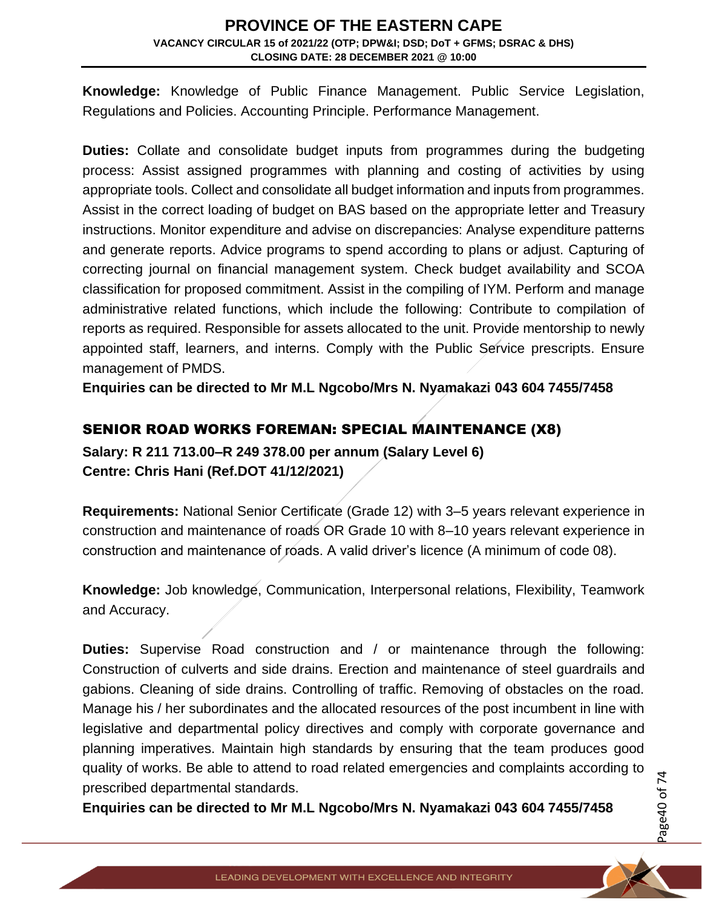**Knowledge:** Knowledge of Public Finance Management. Public Service Legislation, Regulations and Policies. Accounting Principle. Performance Management.

**Duties:** Collate and consolidate budget inputs from programmes during the budgeting process: Assist assigned programmes with planning and costing of activities by using appropriate tools. Collect and consolidate all budget information and inputs from programmes. Assist in the correct loading of budget on BAS based on the appropriate letter and Treasury instructions. Monitor expenditure and advise on discrepancies: Analyse expenditure patterns and generate reports. Advice programs to spend according to plans or adjust. Capturing of correcting journal on financial management system. Check budget availability and SCOA classification for proposed commitment. Assist in the compiling of IYM. Perform and manage administrative related functions, which include the following: Contribute to compilation of reports as required. Responsible for assets allocated to the unit. Provide mentorship to newly appointed staff, learners, and interns. Comply with the Public Service prescripts. Ensure management of PMDS.

**Enquiries can be directed to Mr M.L Ngcobo/Mrs N. Nyamakazi 043 604 7455/7458**

## SENIOR ROAD WORKS FOREMAN: SPECIAL MAINTENANCE (X8)

**Salary: R 211 713.00–R 249 378.00 per annum (Salary Level 6)**
**Centre: Chris Hani (Ref.DOT 41/12/2021)**

**Requirements:** National Senior Certificate (Grade 12) with 3–5 years relevant experience in construction and maintenance of roads OR Grade 10 with 8–10 years relevant experience in construction and maintenance of roads. A valid driver's licence (A minimum of code 08).

**Knowledge:** Job knowledge, Communication, Interpersonal relations, Flexibility, Teamwork and Accuracy.

**Duties:** Supervise Road construction and / or maintenance through the following: Construction of culverts and side drains. Erection and maintenance of steel guardrails and gabions. Cleaning of side drains. Controlling of traffic. Removing of obstacles on the road. Manage his / her subordinates and the allocated resources of the post incumbent in line with legislative and departmental policy directives and comply with corporate governance and planning imperatives. Maintain high standards by ensuring that the team produces good quality of works. Be able to attend to road related emergencies and complaints according to prescribed departmental standards.

**Enquiries can be directed to Mr M.L Ngcobo/Mrs N. Nyamakazi 043 604 7455/7458**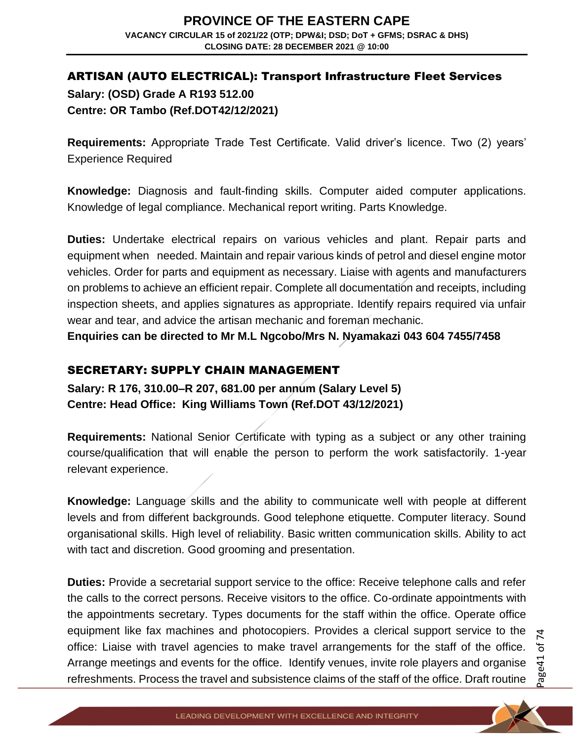## ARTISAN (AUTO ELECTRICAL): Transport Infrastructure Fleet Services

**Salary: (OSD) Grade A R193 512.00**
**Centre: OR Tambo (Ref.DOT42/12/2021)**

**Requirements:** Appropriate Trade Test Certificate. Valid driver's licence. Two (2) years' Experience Required

**Knowledge:** Diagnosis and fault-finding skills. Computer aided computer applications. Knowledge of legal compliance. Mechanical report writing. Parts Knowledge.

**Duties:** Undertake electrical repairs on various vehicles and plant. Repair parts and equipment when needed. Maintain and repair various kinds of petrol and diesel engine motor vehicles. Order for parts and equipment as necessary. Liaise with agents and manufacturers on problems to achieve an efficient repair. Complete all documentation and receipts, including inspection sheets, and applies signatures as appropriate. Identify repairs required via unfair wear and tear, and advice the artisan mechanic and foreman mechanic.

**Enquiries can be directed to Mr M.L Ngcobo/Mrs N. Nyamakazi 043 604 7455/7458**

## SECRETARY: SUPPLY CHAIN MANAGEMENT

**Salary: R 176, 310.00–R 207, 681.00 per annum (Salary Level 5)**
**Centre: Head Office: King Williams Town (Ref.DOT 43/12/2021)**

**Requirements:** National Senior Certificate with typing as a subject or any other training course/qualification that will enable the person to perform the work satisfactorily. 1-year relevant experience.

**Knowledge:** Language skills and the ability to communicate well with people at different levels and from different backgrounds. Good telephone etiquette. Computer literacy. Sound organisational skills. High level of reliability. Basic written communication skills. Ability to act with tact and discretion. Good grooming and presentation.

**Duties:** Provide a secretarial support service to the office: Receive telephone calls and refer the calls to the correct persons. Receive visitors to the office. Co-ordinate appointments with the appointments secretary. Types documents for the staff within the office. Operate office equipment like fax machines and photocopiers. Provides a clerical support service to the office: Liaise with travel agencies to make travel arrangements for the staff of the office. Arrange meetings and events for the office. Identify venues, invite role players and organise refreshments. Process the travel and subsistence claims of the staff of the office. Draft routine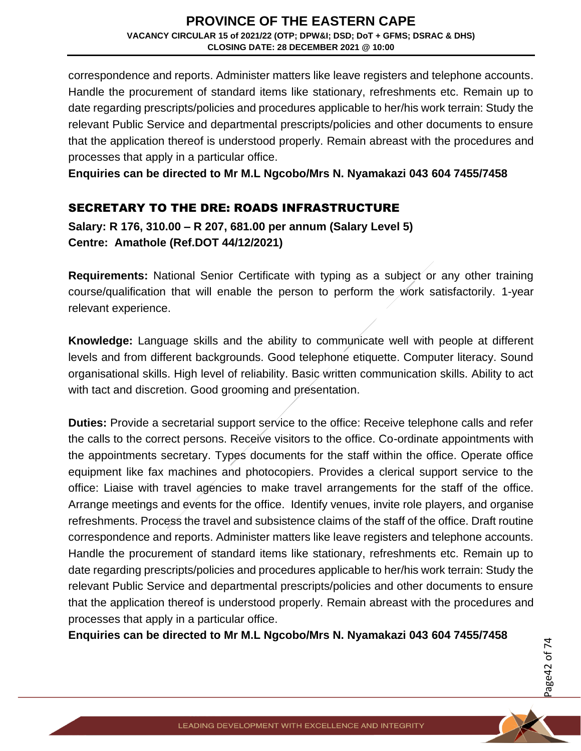correspondence and reports. Administer matters like leave registers and telephone accounts. Handle the procurement of standard items like stationary, refreshments etc. Remain up to date regarding prescripts/policies and procedures applicable to her/his work terrain: Study the relevant Public Service and departmental prescripts/policies and other documents to ensure that the application thereof is understood properly. Remain abreast with the procedures and processes that apply in a particular office.

**Enquiries can be directed to Mr M.L Ngcobo/Mrs N. Nyamakazi 043 604 7455/7458**

## SECRETARY TO THE DRE: ROADS INFRASTRUCTURE

**Salary: R 176, 310.00 – R 207, 681.00 per annum (Salary Level 5)**
**Centre: Amathole (Ref.DOT 44/12/2021)**

**Requirements:** National Senior Certificate with typing as a subject or any other training course/qualification that will enable the person to perform the work satisfactorily. 1-year relevant experience.

**Knowledge:** Language skills and the ability to communicate well with people at different levels and from different backgrounds. Good telephone etiquette. Computer literacy. Sound organisational skills. High level of reliability. Basic written communication skills. Ability to act with tact and discretion. Good grooming and presentation.

**Duties:** Provide a secretarial support service to the office: Receive telephone calls and refer the calls to the correct persons. Receive visitors to the office. Co-ordinate appointments with the appointments secretary. Types documents for the staff within the office. Operate office equipment like fax machines and photocopiers. Provides a clerical support service to the office: Liaise with travel agencies to make travel arrangements for the staff of the office. Arrange meetings and events for the office. Identify venues, invite role players, and organise refreshments. Process the travel and subsistence claims of the staff of the office. Draft routine correspondence and reports. Administer matters like leave registers and telephone accounts. Handle the procurement of standard items like stationary, refreshments etc. Remain up to date regarding prescripts/policies and procedures applicable to her/his work terrain: Study the relevant Public Service and departmental prescripts/policies and other documents to ensure that the application thereof is understood properly. Remain abreast with the procedures and processes that apply in a particular office.

**Enquiries can be directed to Mr M.L Ngcobo/Mrs N. Nyamakazi 043 604 7455/7458**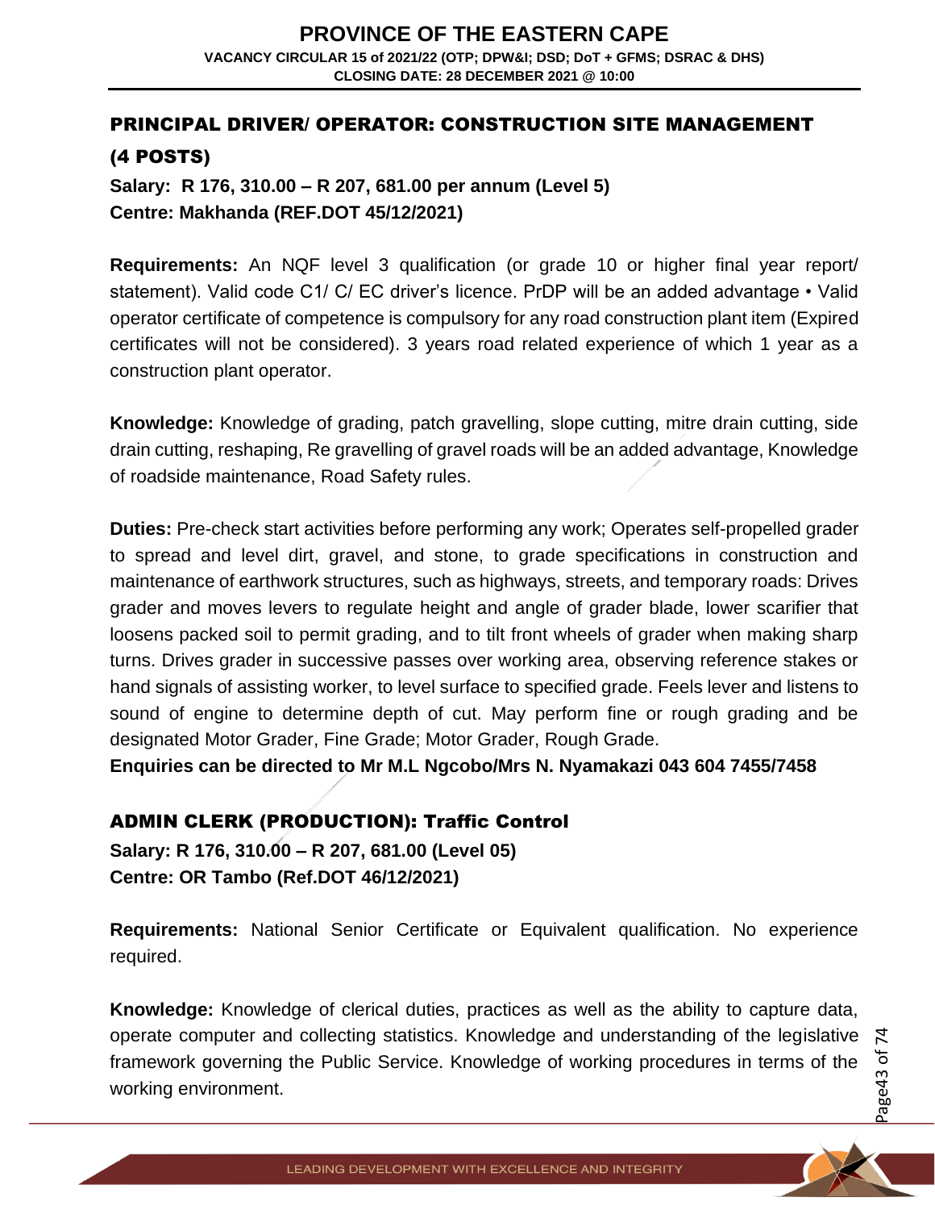## PRINCIPAL DRIVER/ OPERATOR: CONSTRUCTION SITE MANAGEMENT (4 POSTS)

**Salary: R 176, 310.00 – R 207, 681.00 per annum (Level 5)**
**Centre: Makhanda (REF.DOT 45/12/2021)**

**Requirements:** An NQF level 3 qualification (or grade 10 or higher final year report/ statement). Valid code C1/ C/ EC driver's licence. PrDP will be an added advantage • Valid operator certificate of competence is compulsory for any road construction plant item (Expired certificates will not be considered). 3 years road related experience of which 1 year as a construction plant operator.

**Knowledge:** Knowledge of grading, patch gravelling, slope cutting, mitre drain cutting, side drain cutting, reshaping, Re gravelling of gravel roads will be an added advantage, Knowledge of roadside maintenance, Road Safety rules.

**Duties:** Pre-check start activities before performing any work; Operates self-propelled grader to spread and level dirt, gravel, and stone, to grade specifications in construction and maintenance of earthwork structures, such as highways, streets, and temporary roads: Drives grader and moves levers to regulate height and angle of grader blade, lower scarifier that loosens packed soil to permit grading, and to tilt front wheels of grader when making sharp turns. Drives grader in successive passes over working area, observing reference stakes or hand signals of assisting worker, to level surface to specified grade. Feels lever and listens to sound of engine to determine depth of cut. May perform fine or rough grading and be designated Motor Grader, Fine Grade; Motor Grader, Rough Grade.

**Enquiries can be directed to Mr M.L Ngcobo/Mrs N. Nyamakazi 043 604 7455/7458**

## ADMIN CLERK (PRODUCTION): Traffic Control

**Salary: R 176, 310.00 – R 207, 681.00 (Level 05)**
**Centre: OR Tambo (Ref.DOT 46/12/2021)**

**Requirements:** National Senior Certificate or Equivalent qualification. No experience required.

**Knowledge:** Knowledge of clerical duties, practices as well as the ability to capture data, operate computer and collecting statistics. Knowledge and understanding of the legislative framework governing the Public Service. Knowledge of working procedures in terms of the working environment.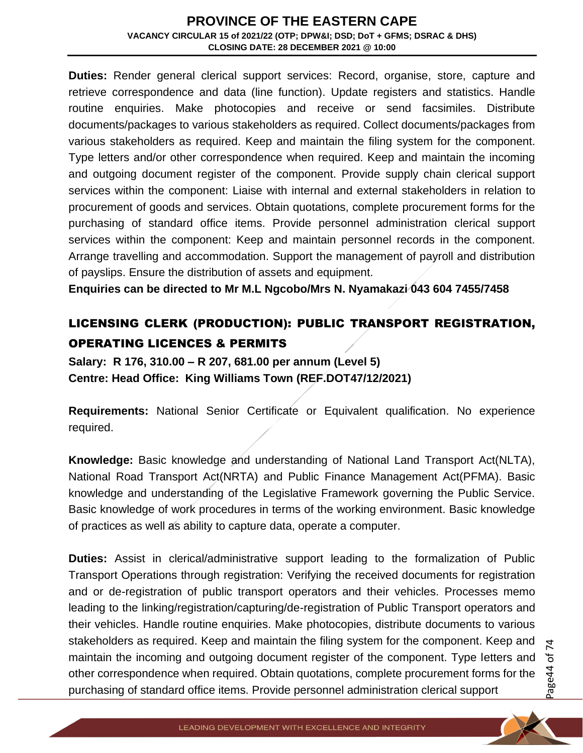**Duties:** Render general clerical support services: Record, organise, store, capture and retrieve correspondence and data (line function). Update registers and statistics. Handle routine enquiries. Make photocopies and receive or send facsimiles. Distribute documents/packages to various stakeholders as required. Collect documents/packages from various stakeholders as required. Keep and maintain the filing system for the component. Type letters and/or other correspondence when required. Keep and maintain the incoming and outgoing document register of the component. Provide supply chain clerical support services within the component: Liaise with internal and external stakeholders in relation to procurement of goods and services. Obtain quotations, complete procurement forms for the purchasing of standard office items. Provide personnel administration clerical support services within the component: Keep and maintain personnel records in the component. Arrange travelling and accommodation. Support the management of payroll and distribution of payslips. Ensure the distribution of assets and equipment.

**Enquiries can be directed to Mr M.L Ngcobo/Mrs N. Nyamakazi 043 604 7455/7458**

## LICENSING CLERK (PRODUCTION): PUBLIC TRANSPORT REGISTRATION, OPERATING LICENCES & PERMITS

**Salary: R 176, 310.00 – R 207, 681.00 per annum (Level 5)**
**Centre: Head Office: King Williams Town (REF.DOT47/12/2021)**

**Requirements:** National Senior Certificate or Equivalent qualification. No experience required.

**Knowledge:** Basic knowledge and understanding of National Land Transport Act(NLTA), National Road Transport Act(NRTA) and Public Finance Management Act(PFMA). Basic knowledge and understanding of the Legislative Framework governing the Public Service. Basic knowledge of work procedures in terms of the working environment. Basic knowledge of practices as well as ability to capture data, operate a computer.

**Duties:** Assist in clerical/administrative support leading to the formalization of Public Transport Operations through registration: Verifying the received documents for registration and or de-registration of public transport operators and their vehicles. Processes memo leading to the linking/registration/capturing/de-registration of Public Transport operators and their vehicles. Handle routine enquiries. Make photocopies, distribute documents to various stakeholders as required. Keep and maintain the filing system for the component. Keep and maintain the incoming and outgoing document register of the component. Type letters and other correspondence when required. Obtain quotations, complete procurement forms for the purchasing of standard office items. Provide personnel administration clerical support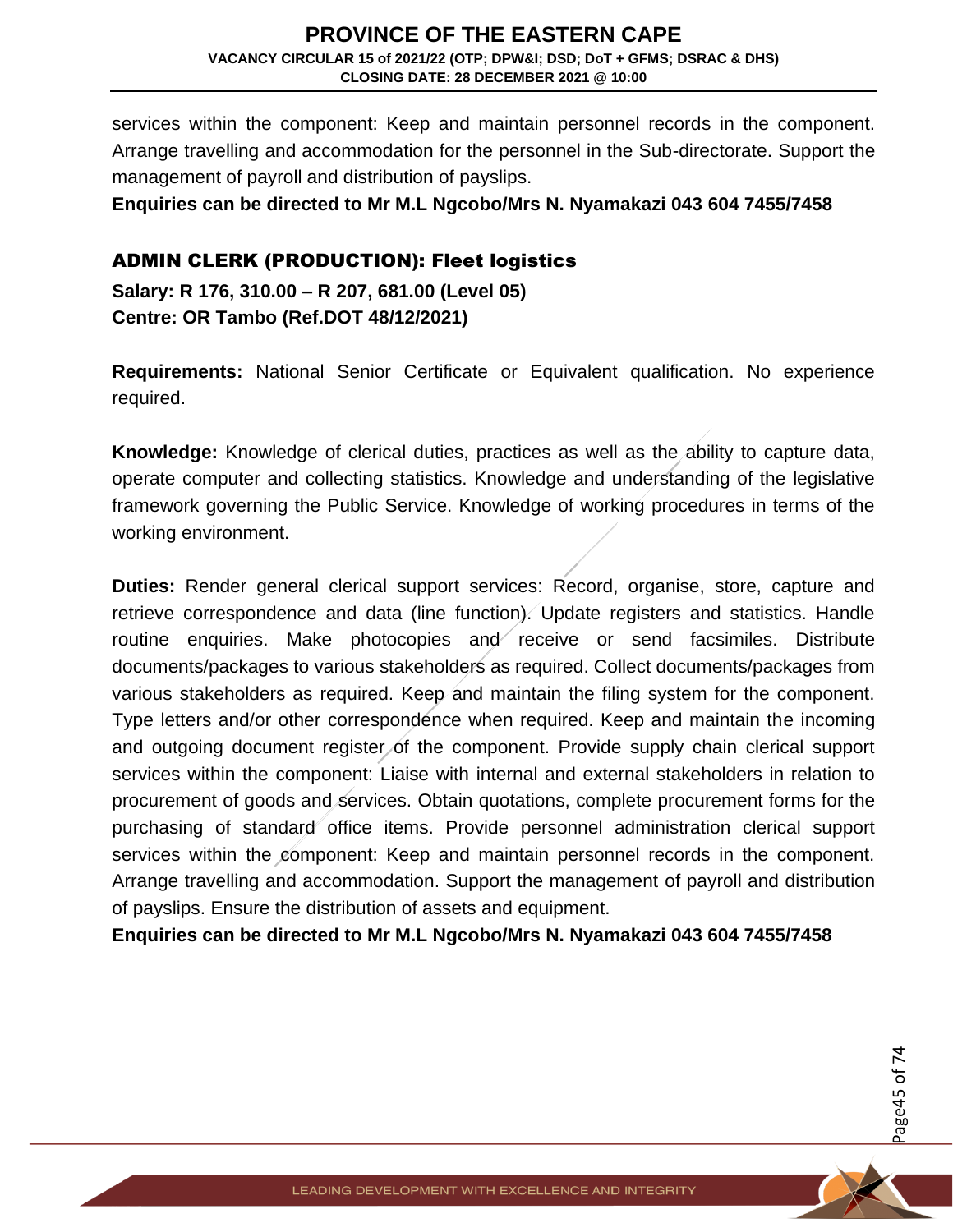services within the component: Keep and maintain personnel records in the component. Arrange travelling and accommodation for the personnel in the Sub-directorate. Support the management of payroll and distribution of payslips.

**Enquiries can be directed to Mr M.L Ngcobo/Mrs N. Nyamakazi 043 604 7455/7458**

## ADMIN CLERK (PRODUCTION): Fleet logistics

**Salary: R 176, 310.00 – R 207, 681.00 (Level 05)**
**Centre: OR Tambo (Ref.DOT 48/12/2021)**

**Requirements:** National Senior Certificate or Equivalent qualification. No experience required.

**Knowledge:** Knowledge of clerical duties, practices as well as the ability to capture data, operate computer and collecting statistics. Knowledge and understanding of the legislative framework governing the Public Service. Knowledge of working procedures in terms of the working environment.

**Duties:** Render general clerical support services: Record, organise, store, capture and retrieve correspondence and data (line function). Update registers and statistics. Handle routine enquiries. Make photocopies and receive or send facsimiles. Distribute documents/packages to various stakeholders as required. Collect documents/packages from various stakeholders as required. Keep and maintain the filing system for the component. Type letters and/or other correspondence when required. Keep and maintain the incoming and outgoing document register of the component. Provide supply chain clerical support services within the component: Liaise with internal and external stakeholders in relation to procurement of goods and services. Obtain quotations, complete procurement forms for the purchasing of standard office items. Provide personnel administration clerical support services within the component: Keep and maintain personnel records in the component. Arrange travelling and accommodation. Support the management of payroll and distribution of payslips. Ensure the distribution of assets and equipment.

**Enquiries can be directed to Mr M.L Ngcobo/Mrs N. Nyamakazi 043 604 7455/7458**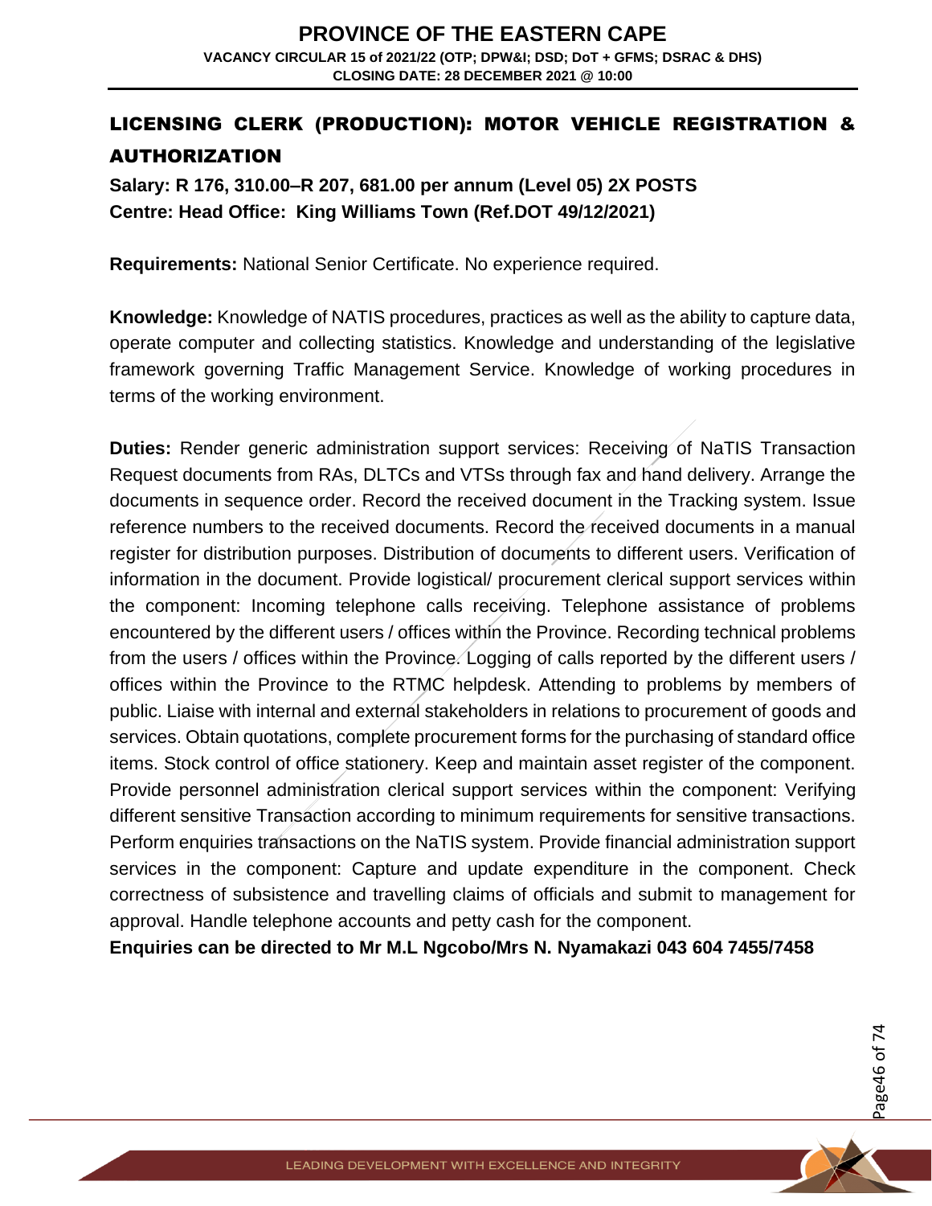## LICENSING CLERK (PRODUCTION): MOTOR VEHICLE REGISTRATION & AUTHORIZATION

**Salary: R 176, 310.00–R 207, 681.00 per annum (Level 05) 2X POSTS**
**Centre: Head Office: King Williams Town (Ref.DOT 49/12/2021)**

**Requirements:** National Senior Certificate. No experience required.

**Knowledge:** Knowledge of NATIS procedures, practices as well as the ability to capture data, operate computer and collecting statistics. Knowledge and understanding of the legislative framework governing Traffic Management Service. Knowledge of working procedures in terms of the working environment.

**Duties:** Render generic administration support services: Receiving of NaTIS Transaction Request documents from RAs, DLTCs and VTSs through fax and hand delivery. Arrange the documents in sequence order. Record the received document in the Tracking system. Issue reference numbers to the received documents. Record the received documents in a manual register for distribution purposes. Distribution of documents to different users. Verification of information in the document. Provide logistical/ procurement clerical support services within the component: Incoming telephone calls receiving. Telephone assistance of problems encountered by the different users / offices within the Province. Recording technical problems from the users / offices within the Province. Logging of calls reported by the different users / offices within the Province to the RTMC helpdesk. Attending to problems by members of public. Liaise with internal and external stakeholders in relations to procurement of goods and services. Obtain quotations, complete procurement forms for the purchasing of standard office items. Stock control of office stationery. Keep and maintain asset register of the component. Provide personnel administration clerical support services within the component: Verifying different sensitive Transaction according to minimum requirements for sensitive transactions. Perform enquiries transactions on the NaTIS system. Provide financial administration support services in the component: Capture and update expenditure in the component. Check correctness of subsistence and travelling claims of officials and submit to management for approval. Handle telephone accounts and petty cash for the component.

**Enquiries can be directed to Mr M.L Ngcobo/Mrs N. Nyamakazi 043 604 7455/7458**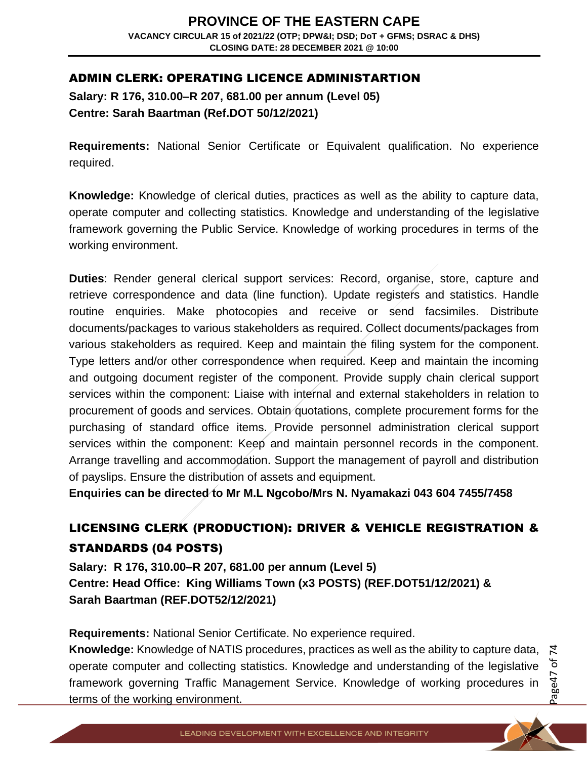## ADMIN CLERK: OPERATING LICENCE ADMINISTARTION

**Salary: R 176, 310.00–R 207, 681.00 per annum (Level 05)**
**Centre: Sarah Baartman (Ref.DOT 50/12/2021)**

**Requirements:** National Senior Certificate or Equivalent qualification. No experience required.

**Knowledge:** Knowledge of clerical duties, practices as well as the ability to capture data, operate computer and collecting statistics. Knowledge and understanding of the legislative framework governing the Public Service. Knowledge of working procedures in terms of the working environment.

**Duties**: Render general clerical support services: Record, organise, store, capture and retrieve correspondence and data (line function). Update registers and statistics. Handle routine enquiries. Make photocopies and receive or send facsimiles. Distribute documents/packages to various stakeholders as required. Collect documents/packages from various stakeholders as required. Keep and maintain the filing system for the component. Type letters and/or other correspondence when required. Keep and maintain the incoming and outgoing document register of the component. Provide supply chain clerical support services within the component: Liaise with internal and external stakeholders in relation to procurement of goods and services. Obtain quotations, complete procurement forms for the purchasing of standard office items. Provide personnel administration clerical support services within the component: Keep and maintain personnel records in the component. Arrange travelling and accommodation. Support the management of payroll and distribution of payslips. Ensure the distribution of assets and equipment.

**Enquiries can be directed to Mr M.L Ngcobo/Mrs N. Nyamakazi 043 604 7455/7458**

## LICENSING CLERK (PRODUCTION): DRIVER & VEHICLE REGISTRATION & STANDARDS (04 POSTS)

**Salary: R 176, 310.00–R 207, 681.00 per annum (Level 5)**
**Centre: Head Office: King Williams Town (x3 POSTS) (REF.DOT51/12/2021) & Sarah Baartman (REF.DOT52/12/2021)**

**Requirements:** National Senior Certificate. No experience required.

**Knowledge:** Knowledge of NATIS procedures, practices as well as the ability to capture data, operate computer and collecting statistics. Knowledge and understanding of the legislative framework governing Traffic Management Service. Knowledge of working procedures in terms of the working environment.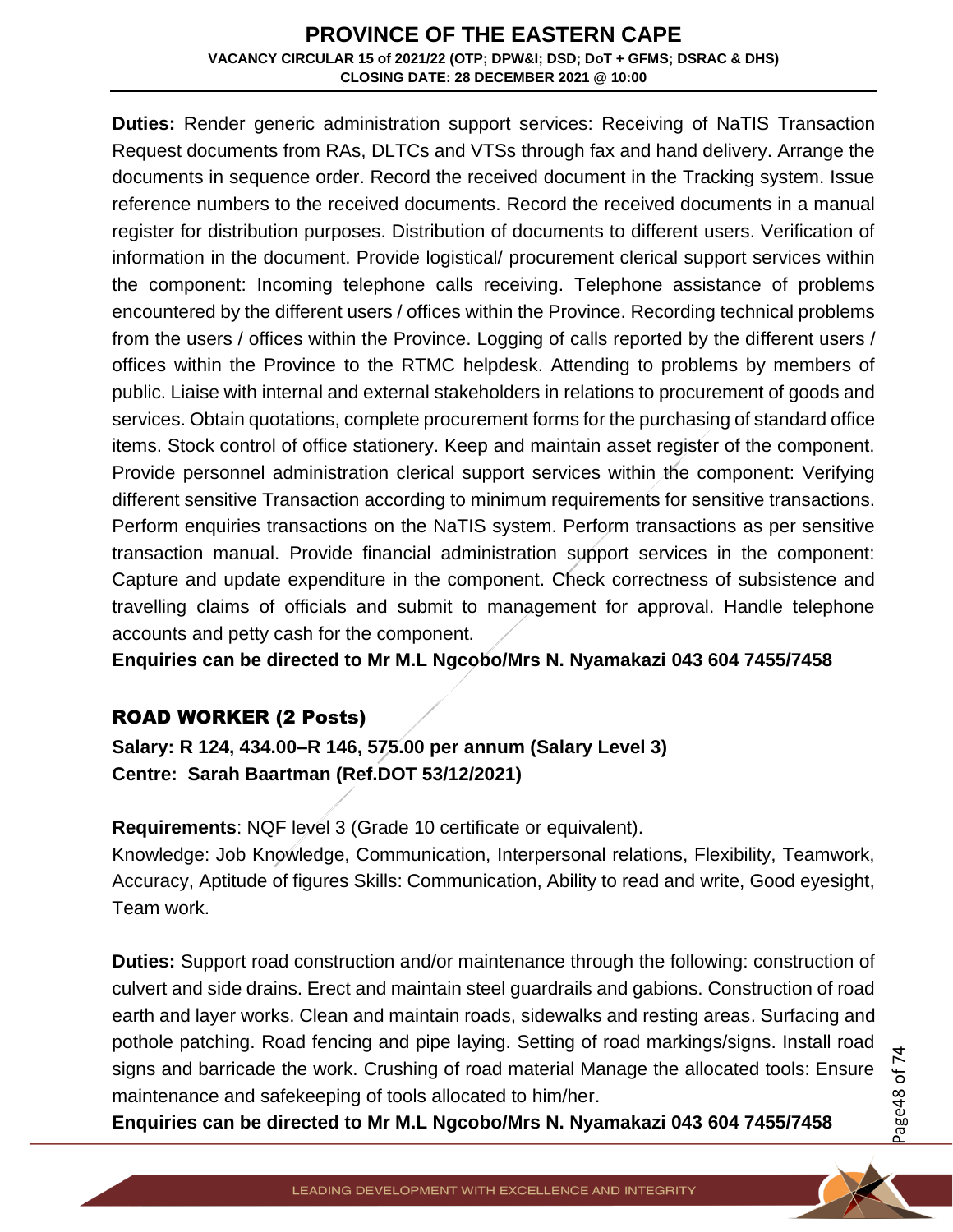**Duties:** Render generic administration support services: Receiving of NaTIS Transaction Request documents from RAs, DLTCs and VTSs through fax and hand delivery. Arrange the documents in sequence order. Record the received document in the Tracking system. Issue reference numbers to the received documents. Record the received documents in a manual register for distribution purposes. Distribution of documents to different users. Verification of information in the document. Provide logistical/ procurement clerical support services within the component: Incoming telephone calls receiving. Telephone assistance of problems encountered by the different users / offices within the Province. Recording technical problems from the users / offices within the Province. Logging of calls reported by the different users / offices within the Province to the RTMC helpdesk. Attending to problems by members of public. Liaise with internal and external stakeholders in relations to procurement of goods and services. Obtain quotations, complete procurement forms for the purchasing of standard office items. Stock control of office stationery. Keep and maintain asset register of the component. Provide personnel administration clerical support services within the component: Verifying different sensitive Transaction according to minimum requirements for sensitive transactions. Perform enquiries transactions on the NaTIS system. Perform transactions as per sensitive transaction manual. Provide financial administration support services in the component: Capture and update expenditure in the component. Check correctness of subsistence and travelling claims of officials and submit to management for approval. Handle telephone accounts and petty cash for the component.

**Enquiries can be directed to Mr M.L Ngcobo/Mrs N. Nyamakazi 043 604 7455/7458**

## ROAD WORKER (2 Posts)

**Salary: R 124, 434.00–R 146, 575.00 per annum (Salary Level 3)**
**Centre: Sarah Baartman (Ref.DOT 53/12/2021)**

**Requirements**: NQF level 3 (Grade 10 certificate or equivalent).
Knowledge: Job Knowledge, Communication, Interpersonal relations, Flexibility, Teamwork, Accuracy, Aptitude of figures Skills: Communication, Ability to read and write, Good eyesight, Team work.

**Duties:** Support road construction and/or maintenance through the following: construction of culvert and side drains. Erect and maintain steel guardrails and gabions. Construction of road earth and layer works. Clean and maintain roads, sidewalks and resting areas. Surfacing and pothole patching. Road fencing and pipe laying. Setting of road markings/signs. Install road signs and barricade the work. Crushing of road material Manage the allocated tools: Ensure maintenance and safekeeping of tools allocated to him/her.

**Enquiries can be directed to Mr M.L Ngcobo/Mrs N. Nyamakazi 043 604 7455/7458**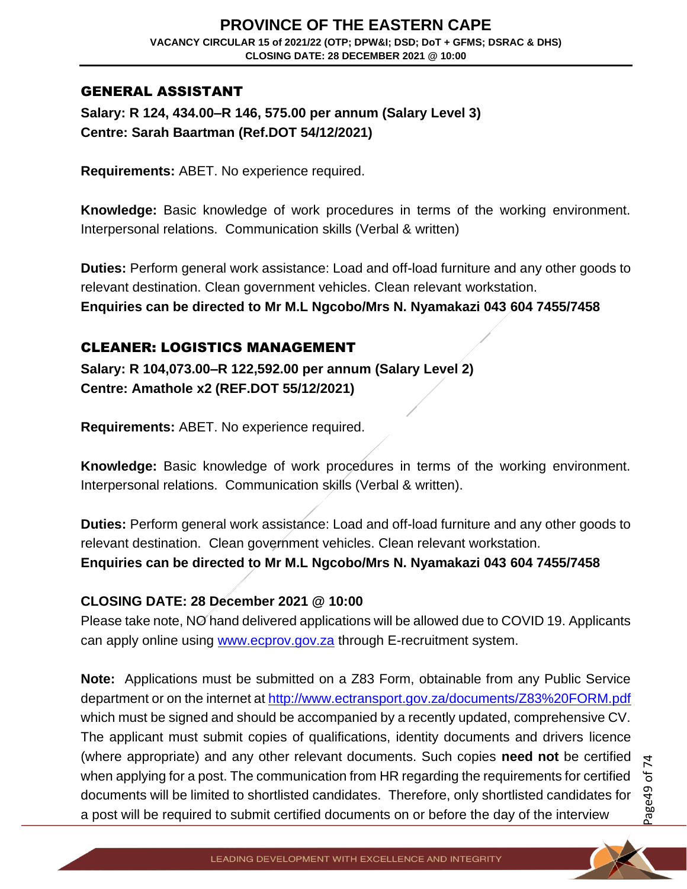## GENERAL ASSISTANT

**Salary: R 124, 434.00–R 146, 575.00 per annum (Salary Level 3)**
**Centre: Sarah Baartman (Ref.DOT 54/12/2021)**

**Requirements:** ABET. No experience required.

**Knowledge:** Basic knowledge of work procedures in terms of the working environment. Interpersonal relations. Communication skills (Verbal & written)

**Duties:** Perform general work assistance: Load and off-load furniture and any other goods to relevant destination. Clean government vehicles. Clean relevant workstation.
**Enquiries can be directed to Mr M.L Ngcobo/Mrs N. Nyamakazi 043 604 7455/7458**

## CLEANER: LOGISTICS MANAGEMENT

**Salary: R 104,073.00–R 122,592.00 per annum (Salary Level 2)**
**Centre: Amathole x2 (REF.DOT 55/12/2021)**

**Requirements:** ABET. No experience required.

**Knowledge:** Basic knowledge of work procedures in terms of the working environment. Interpersonal relations. Communication skills (Verbal & written).

**Duties:** Perform general work assistance: Load and off-load furniture and any other goods to relevant destination. Clean government vehicles. Clean relevant workstation.
**Enquiries can be directed to Mr M.L Ngcobo/Mrs N. Nyamakazi 043 604 7455/7458**

**CLOSING DATE: 28 December 2021 @ 10:00**
Please take note, NO hand delivered applications will be allowed due to COVID 19. Applicants can apply online using www.ecprov.gov.za through E-recruitment system.

**Note:** Applications must be submitted on a Z83 Form, obtainable from any Public Service department or on the internet at http://www.ectransport.gov.za/documents/Z83%20FORM.pdf which must be signed and should be accompanied by a recently updated, comprehensive CV. The applicant must submit copies of qualifications, identity documents and drivers licence (where appropriate) and any other relevant documents. Such copies **need not** be certified when applying for a post. The communication from HR regarding the requirements for certified documents will be limited to shortlisted candidates. Therefore, only shortlisted candidates for a post will be required to submit certified documents on or before the day of the interview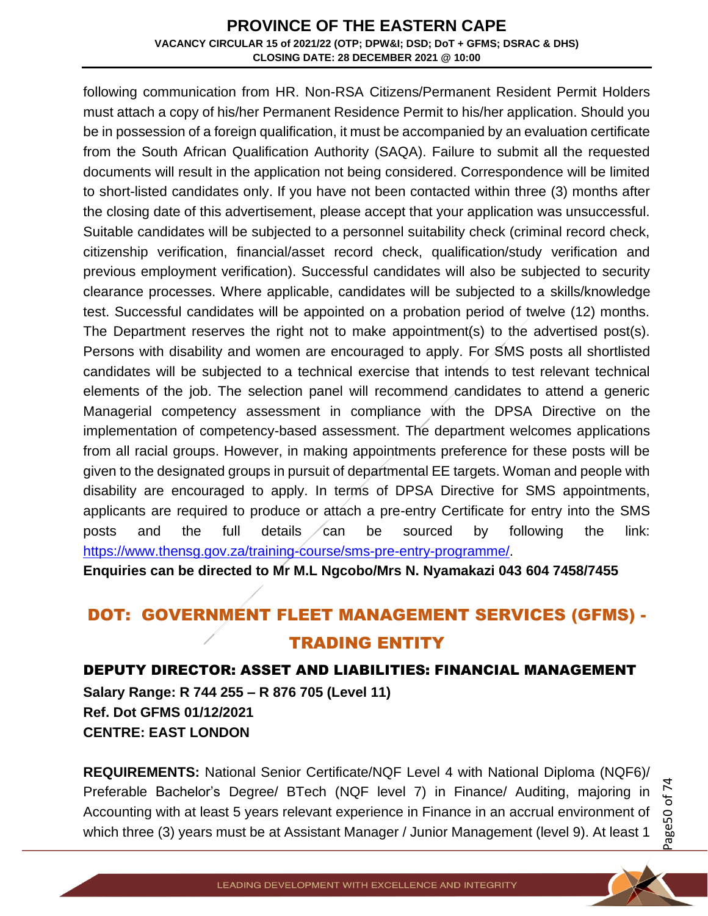following communication from HR. Non-RSA Citizens/Permanent Resident Permit Holders must attach a copy of his/her Permanent Residence Permit to his/her application. Should you be in possession of a foreign qualification, it must be accompanied by an evaluation certificate from the South African Qualification Authority (SAQA). Failure to submit all the requested documents will result in the application not being considered. Correspondence will be limited to short-listed candidates only. If you have not been contacted within three (3) months after the closing date of this advertisement, please accept that your application was unsuccessful. Suitable candidates will be subjected to a personnel suitability check (criminal record check, citizenship verification, financial/asset record check, qualification/study verification and previous employment verification). Successful candidates will also be subjected to security clearance processes. Where applicable, candidates will be subjected to a skills/knowledge test. Successful candidates will be appointed on a probation period of twelve (12) months. The Department reserves the right not to make appointment(s) to the advertised post(s). Persons with disability and women are encouraged to apply. For SMS posts all shortlisted candidates will be subjected to a technical exercise that intends to test relevant technical elements of the job. The selection panel will recommend candidates to attend a generic Managerial competency assessment in compliance with the DPSA Directive on the implementation of competency-based assessment. The department welcomes applications from all racial groups. However, in making appointments preference for these posts will be given to the designated groups in pursuit of departmental EE targets. Woman and people with disability are encouraged to apply. In terms of DPSA Directive for SMS appointments, applicants are required to produce or attach a pre-entry Certificate for entry into the SMS posts and the full details can be sourced by following the link: https://www.thensg.gov.za/training-course/sms-pre-entry-programme/.

**Enquiries can be directed to Mr M.L Ngcobo/Mrs N. Nyamakazi 043 604 7458/7455**

## DOT: GOVERNMENT FLEET MANAGEMENT SERVICES (GFMS) - TRADING ENTITY

### DEPUTY DIRECTOR: ASSET AND LIABILITIES: FINANCIAL MANAGEMENT

**Salary Range: R 744 255 – R 876 705 (Level 11)**
**Ref. Dot GFMS 01/12/2021**
**CENTRE: EAST LONDON**

**REQUIREMENTS:** National Senior Certificate/NQF Level 4 with National Diploma (NQF6)/ Preferable Bachelor's Degree/ BTech (NQF level 7) in Finance/ Auditing, majoring in Accounting with at least 5 years relevant experience in Finance in an accrual environment of which three (3) years must be at Assistant Manager / Junior Management (level 9). At least 1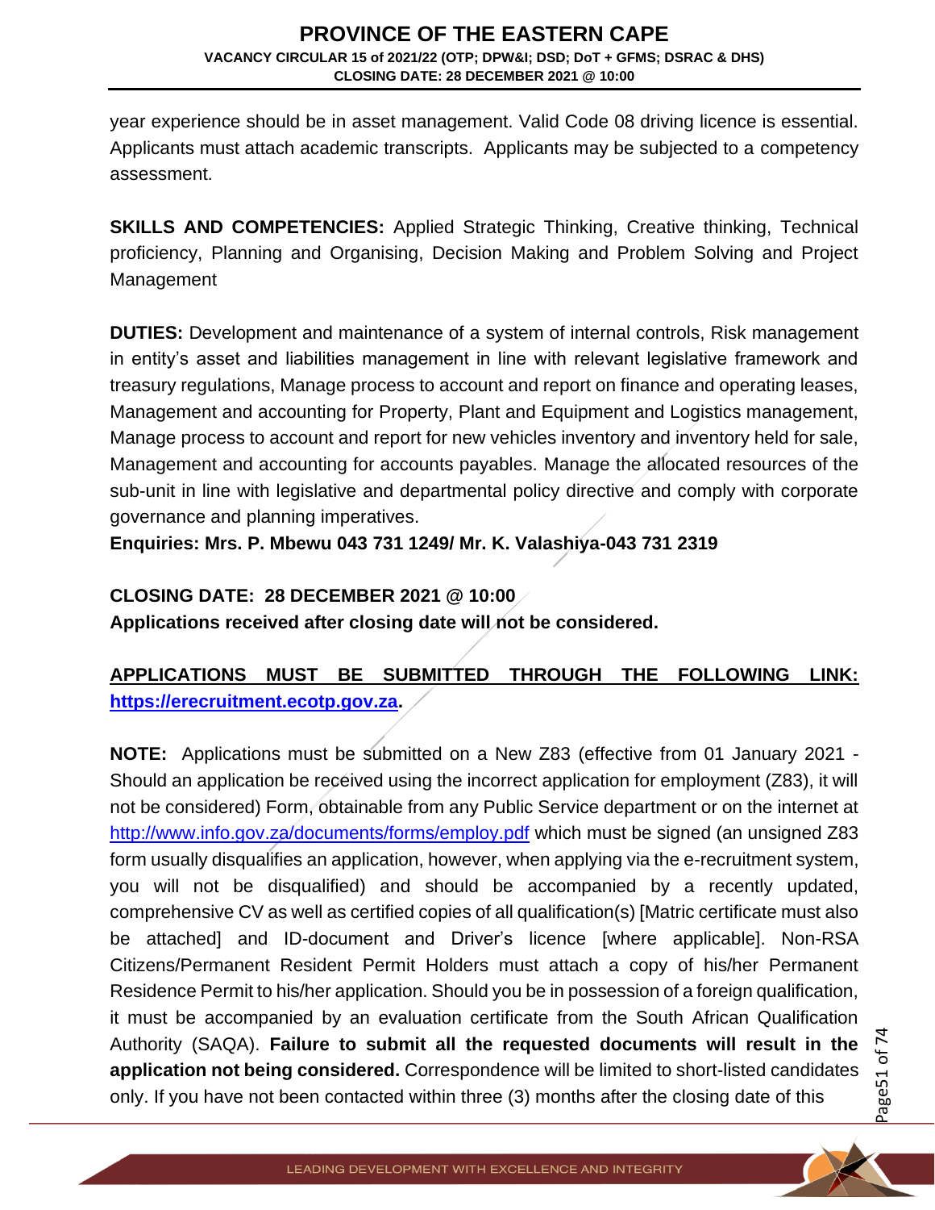year experience should be in asset management. Valid Code 08 driving licence is essential. Applicants must attach academic transcripts. Applicants may be subjected to a competency assessment.

**SKILLS AND COMPETENCIES:** Applied Strategic Thinking, Creative thinking, Technical proficiency, Planning and Organising, Decision Making and Problem Solving and Project Management

**DUTIES:** Development and maintenance of a system of internal controls, Risk management in entity's asset and liabilities management in line with relevant legislative framework and treasury regulations, Manage process to account and report on finance and operating leases, Management and accounting for Property, Plant and Equipment and Logistics management, Manage process to account and report for new vehicles inventory and inventory held for sale, Management and accounting for accounts payables. Manage the allocated resources of the sub-unit in line with legislative and departmental policy directive and comply with corporate governance and planning imperatives.

**Enquiries: Mrs. P. Mbewu 043 731 1249/ Mr. K. Valashiya-043 731 2319**

**CLOSING DATE: 28 DECEMBER 2021 @ 10:00**

**Applications received after closing date will not be considered.**

**APPLICATIONS MUST BE SUBMITTED THROUGH THE FOLLOWING LINK: https://erecruitment.ecotp.gov.za.**

**NOTE:** Applications must be submitted on a New Z83 (effective from 01 January 2021 - Should an application be received using the incorrect application for employment (Z83), it will not be considered) Form, obtainable from any Public Service department or on the internet at http://www.info.gov.za/documents/forms/employ.pdf which must be signed (an unsigned Z83 form usually disqualifies an application, however, when applying via the e-recruitment system, you will not be disqualified) and should be accompanied by a recently updated, comprehensive CV as well as certified copies of all qualification(s) [Matric certificate must also be attached] and ID-document and Driver's licence [where applicable]. Non-RSA Citizens/Permanent Resident Permit Holders must attach a copy of his/her Permanent Residence Permit to his/her application. Should you be in possession of a foreign qualification, it must be accompanied by an evaluation certificate from the South African Qualification Authority (SAQA). **Failure to submit all the requested documents will result in the application not being considered.** Correspondence will be limited to short-listed candidates only. If you have not been contacted within three (3) months after the closing date of this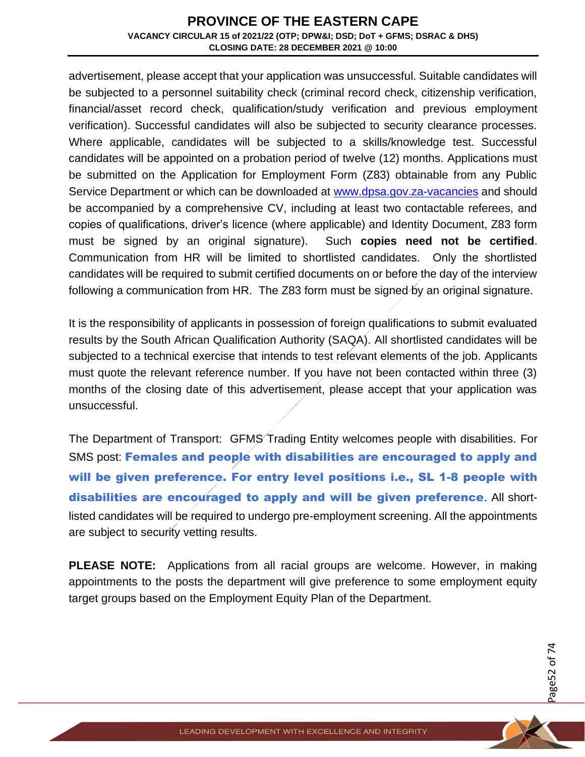advertisement, please accept that your application was unsuccessful. Suitable candidates will be subjected to a personnel suitability check (criminal record check, citizenship verification, financial/asset record check, qualification/study verification and previous employment verification). Successful candidates will also be subjected to security clearance processes. Where applicable, candidates will be subjected to a skills/knowledge test. Successful candidates will be appointed on a probation period of twelve (12) months. Applications must be submitted on the Application for Employment Form (Z83) obtainable from any Public Service Department or which can be downloaded at www.dpsa.gov.za-vacancies and should be accompanied by a comprehensive CV, including at least two contactable referees, and copies of qualifications, driver's licence (where applicable) and Identity Document, Z83 form must be signed by an original signature). Such **copies need not be certified**. Communication from HR will be limited to shortlisted candidates. Only the shortlisted candidates will be required to submit certified documents on or before the day of the interview following a communication from HR. The Z83 form must be signed by an original signature.

It is the responsibility of applicants in possession of foreign qualifications to submit evaluated results by the South African Qualification Authority (SAQA). All shortlisted candidates will be subjected to a technical exercise that intends to test relevant elements of the job. Applicants must quote the relevant reference number. If you have not been contacted within three (3) months of the closing date of this advertisement, please accept that your application was unsuccessful.

The Department of Transport: GFMS Trading Entity welcomes people with disabilities. For SMS post: **Females and people with disabilities are encouraged to apply and will be given preference. For entry level positions i.e., SL 1-8 people with disabilities are encouraged to apply and will be given preference**. All short-listed candidates will be required to undergo pre-employment screening. All the appointments are subject to security vetting results.

**PLEASE NOTE:** Applications from all racial groups are welcome. However, in making appointments to the posts the department will give preference to some employment equity target groups based on the Employment Equity Plan of the Department.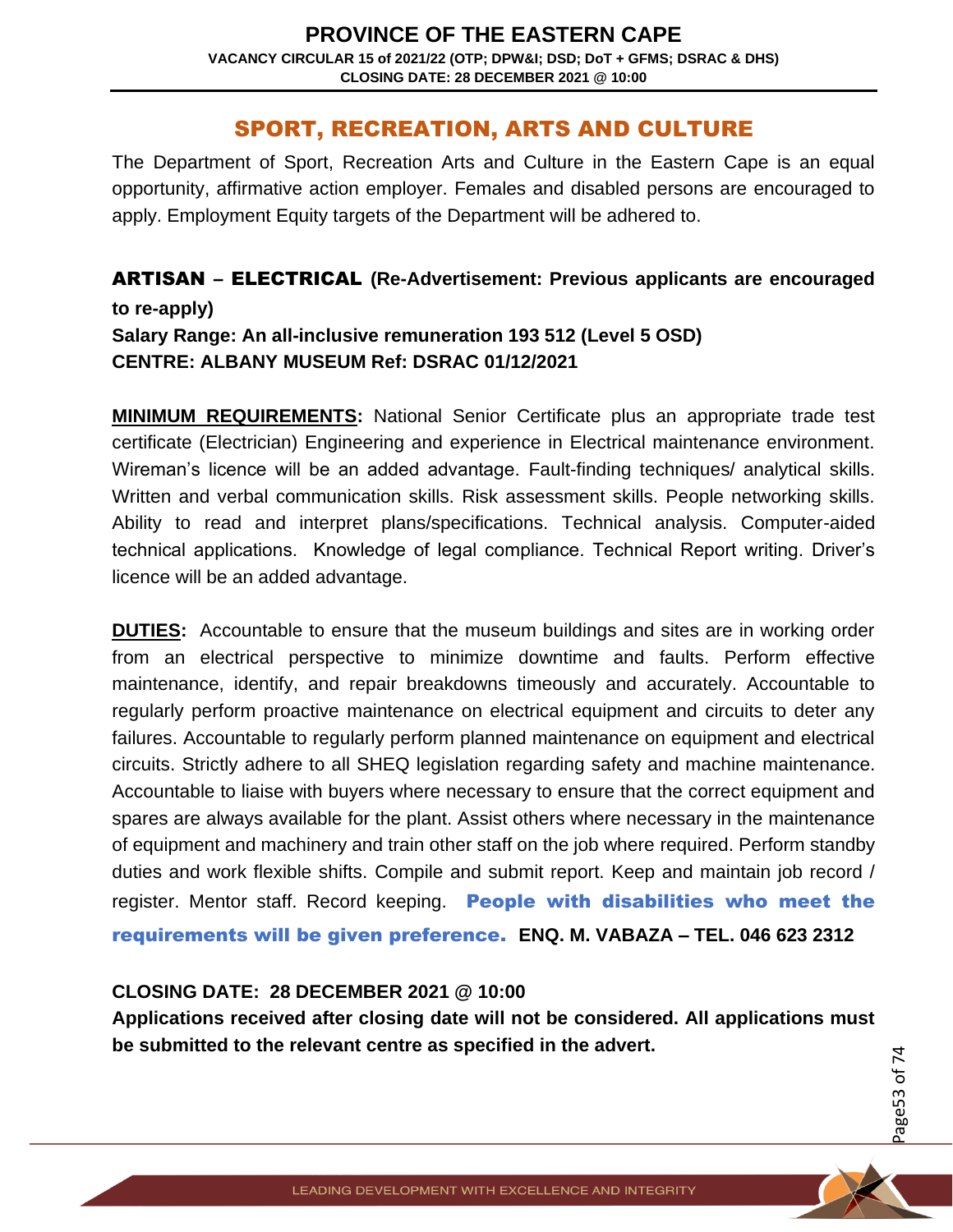## SPORT, RECREATION, ARTS AND CULTURE

The Department of Sport, Recreation Arts and Culture in the Eastern Cape is an equal opportunity, affirmative action employer. Females and disabled persons are encouraged to apply. Employment Equity targets of the Department will be adhered to.

**ARTISAN – ELECTRICAL (Re-Advertisement: Previous applicants are encouraged to re-apply)**
**Salary Range: An all-inclusive remuneration 193 512 (Level 5 OSD)**
**CENTRE: ALBANY MUSEUM Ref: DSRAC 01/12/2021**

**MINIMUM REQUIREMENTS:** National Senior Certificate plus an appropriate trade test certificate (Electrician) Engineering and experience in Electrical maintenance environment. Wireman's licence will be an added advantage. Fault-finding techniques/ analytical skills. Written and verbal communication skills. Risk assessment skills. People networking skills. Ability to read and interpret plans/specifications. Technical analysis. Computer-aided technical applications. Knowledge of legal compliance. Technical Report writing. Driver's licence will be an added advantage.

**DUTIES:** Accountable to ensure that the museum buildings and sites are in working order from an electrical perspective to minimize downtime and faults. Perform effective maintenance, identify, and repair breakdowns timeously and accurately. Accountable to regularly perform proactive maintenance on electrical equipment and circuits to deter any failures. Accountable to regularly perform planned maintenance on equipment and electrical circuits. Strictly adhere to all SHEQ legislation regarding safety and machine maintenance. Accountable to liaise with buyers where necessary to ensure that the correct equipment and spares are always available for the plant. Assist others where necessary in the maintenance of equipment and machinery and train other staff on the job where required. Perform standby duties and work flexible shifts. Compile and submit report. Keep and maintain job record / register. Mentor staff. Record keeping. **People with disabilities who meet the requirements will be given preference.** **ENQ. M. VABAZA – TEL. 046 623 2312**

**CLOSING DATE: 28 DECEMBER 2021 @ 10:00**
**Applications received after closing date will not be considered. All applications must be submitted to the relevant centre as specified in the advert.**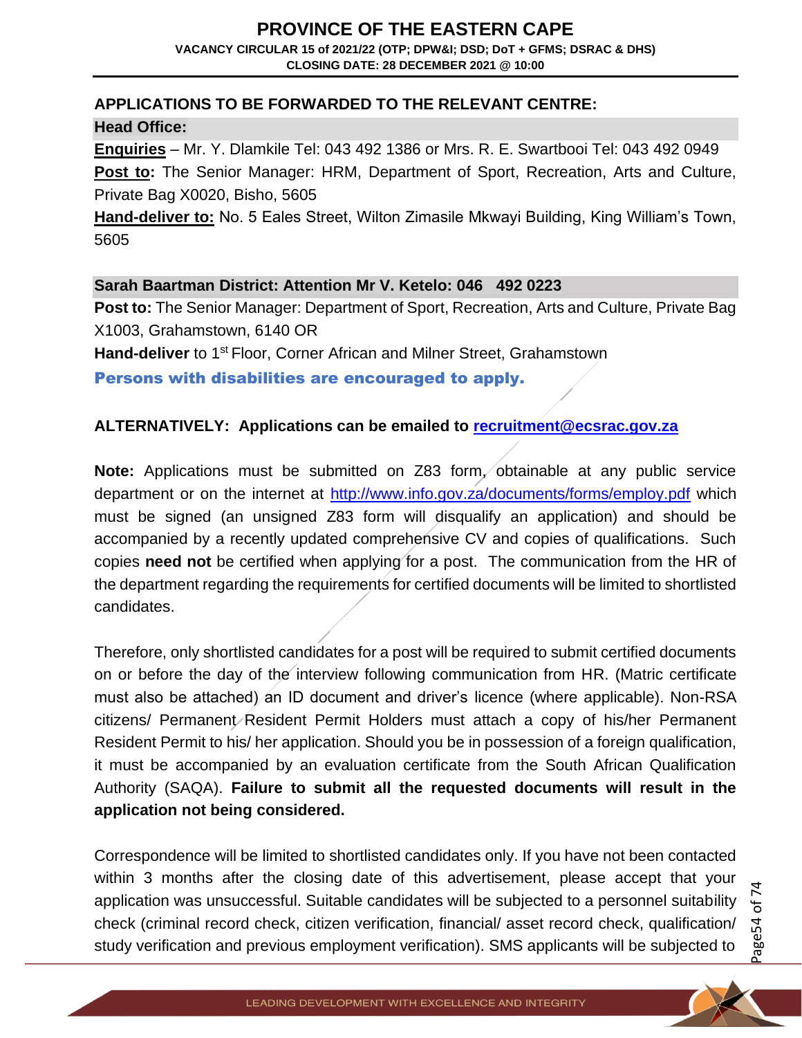**APPLICATIONS TO BE FORWARDED TO THE RELEVANT CENTRE:**

**Head Office:**

**Enquiries** – Mr. Y. Dlamkile Tel: 043 492 1386 or Mrs. R. E. Swartbooi Tel: 043 492 0949

**Post to:** The Senior Manager: HRM, Department of Sport, Recreation, Arts and Culture, Private Bag X0020, Bisho, 5605

**Hand-deliver to:** No. 5 Eales Street, Wilton Zimasile Mkwayi Building, King William's Town, 5605

**Sarah Baartman District: Attention Mr V. Ketelo: 046 492 0223**

**Post to:** The Senior Manager: Department of Sport, Recreation, Arts and Culture, Private Bag X1003, Grahamstown, 6140 OR

**Hand-deliver** to 1st Floor, Corner African and Milner Street, Grahamstown

**Persons with disabilities are encouraged to apply.**

**ALTERNATIVELY: Applications can be emailed to recruitment@ecsrac.gov.za**

**Note:** Applications must be submitted on Z83 form, obtainable at any public service department or on the internet at http://www.info.gov.za/documents/forms/employ.pdf which must be signed (an unsigned Z83 form will disqualify an application) and should be accompanied by a recently updated comprehensive CV and copies of qualifications. Such copies **need not** be certified when applying for a post. The communication from the HR of the department regarding the requirements for certified documents will be limited to shortlisted candidates.

Therefore, only shortlisted candidates for a post will be required to submit certified documents on or before the day of the interview following communication from HR. (Matric certificate must also be attached) an ID document and driver's licence (where applicable). Non-RSA citizens/ Permanent Resident Permit Holders must attach a copy of his/her Permanent Resident Permit to his/ her application. Should you be in possession of a foreign qualification, it must be accompanied by an evaluation certificate from the South African Qualification Authority (SAQA). **Failure to submit all the requested documents will result in the application not being considered.**

Correspondence will be limited to shortlisted candidates only. If you have not been contacted within 3 months after the closing date of this advertisement, please accept that your application was unsuccessful. Suitable candidates will be subjected to a personnel suitability check (criminal record check, citizen verification, financial/ asset record check, qualification/ study verification and previous employment verification). SMS applicants will be subjected to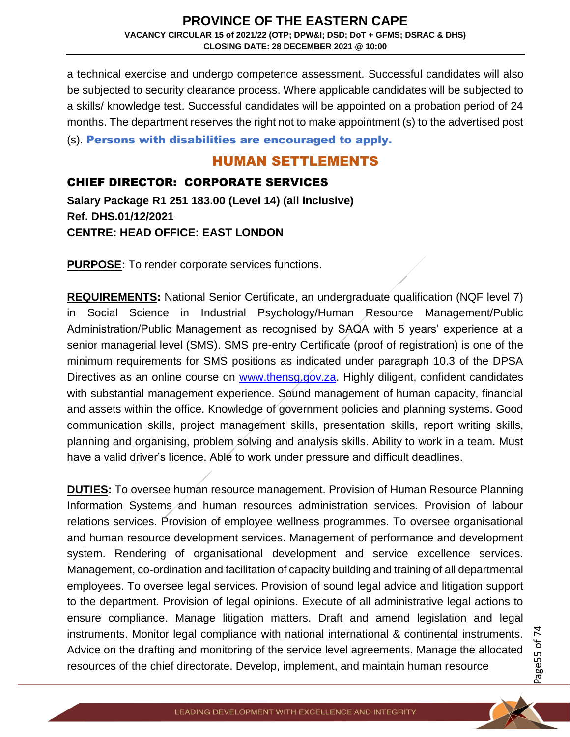a technical exercise and undergo competence assessment. Successful candidates will also be subjected to security clearance process. Where applicable candidates will be subjected to a skills/ knowledge test. Successful candidates will be appointed on a probation period of 24 months. The department reserves the right not to make appointment (s) to the advertised post (s). **Persons with disabilities are encouraged to apply.**

## HUMAN SETTLEMENTS

### CHIEF DIRECTOR: CORPORATE SERVICES

**Salary Package R1 251 183.00 (Level 14) (all inclusive)**
**Ref. DHS.01/12/2021**
**CENTRE: HEAD OFFICE: EAST LONDON**

**PURPOSE:** To render corporate services functions.

**REQUIREMENTS:** National Senior Certificate, an undergraduate qualification (NQF level 7) in Social Science in Industrial Psychology/Human Resource Management/Public Administration/Public Management as recognised by SAQA with 5 years' experience at a senior managerial level (SMS). SMS pre-entry Certificate (proof of registration) is one of the minimum requirements for SMS positions as indicated under paragraph 10.3 of the DPSA Directives as an online course on [www.thensg.gov.za](http://www.thensg.gov.za). Highly diligent, confident candidates with substantial management experience. Sound management of human capacity, financial and assets within the office. Knowledge of government policies and planning systems. Good communication skills, project management skills, presentation skills, report writing skills, planning and organising, problem solving and analysis skills. Ability to work in a team. Must have a valid driver's licence. Able to work under pressure and difficult deadlines.

**DUTIES:** To oversee human resource management. Provision of Human Resource Planning Information Systems and human resources administration services. Provision of labour relations services. Provision of employee wellness programmes. To oversee organisational and human resource development services. Management of performance and development system. Rendering of organisational development and service excellence services. Management, co-ordination and facilitation of capacity building and training of all departmental employees. To oversee legal services. Provision of sound legal advice and litigation support to the department. Provision of legal opinions. Execute of all administrative legal actions to ensure compliance. Manage litigation matters. Draft and amend legislation and legal instruments. Monitor legal compliance with national international & continental instruments. Advice on the drafting and monitoring of the service level agreements. Manage the allocated resources of the chief directorate. Develop, implement, and maintain human resource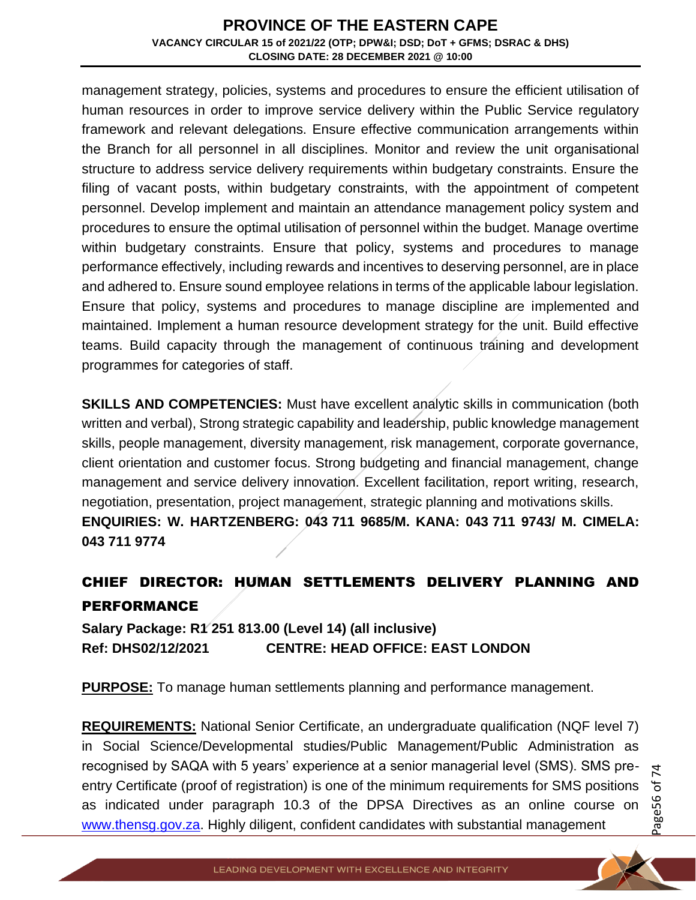management strategy, policies, systems and procedures to ensure the efficient utilisation of human resources in order to improve service delivery within the Public Service regulatory framework and relevant delegations. Ensure effective communication arrangements within the Branch for all personnel in all disciplines. Monitor and review the unit organisational structure to address service delivery requirements within budgetary constraints. Ensure the filing of vacant posts, within budgetary constraints, with the appointment of competent personnel. Develop implement and maintain an attendance management policy system and procedures to ensure the optimal utilisation of personnel within the budget. Manage overtime within budgetary constraints. Ensure that policy, systems and procedures to manage performance effectively, including rewards and incentives to deserving personnel, are in place and adhered to. Ensure sound employee relations in terms of the applicable labour legislation. Ensure that policy, systems and procedures to manage discipline are implemented and maintained. Implement a human resource development strategy for the unit. Build effective teams. Build capacity through the management of continuous training and development programmes for categories of staff.

**SKILLS AND COMPETENCIES:** Must have excellent analytic skills in communication (both written and verbal), Strong strategic capability and leadership, public knowledge management skills, people management, diversity management, risk management, corporate governance, client orientation and customer focus. Strong budgeting and financial management, change management and service delivery innovation. Excellent facilitation, report writing, research, negotiation, presentation, project management, strategic planning and motivations skills.

**ENQUIRIES: W. HARTZENBERG: 043 711 9685/M. KANA: 043 711 9743/ M. CIMELA: 043 711 9774**

## CHIEF DIRECTOR: HUMAN SETTLEMENTS DELIVERY PLANNING AND PERFORMANCE

**Salary Package: R1 251 813.00 (Level 14) (all inclusive)**

**Ref: DHS02/12/2021 CENTRE: HEAD OFFICE: EAST LONDON**

**PURPOSE:** To manage human settlements planning and performance management.

**REQUIREMENTS:** National Senior Certificate, an undergraduate qualification (NQF level 7) in Social Science/Developmental studies/Public Management/Public Administration as recognised by SAQA with 5 years' experience at a senior managerial level (SMS). SMS pre-entry Certificate (proof of registration) is one of the minimum requirements for SMS positions as indicated under paragraph 10.3 of the DPSA Directives as an online course on www.thensg.gov.za. Highly diligent, confident candidates with substantial management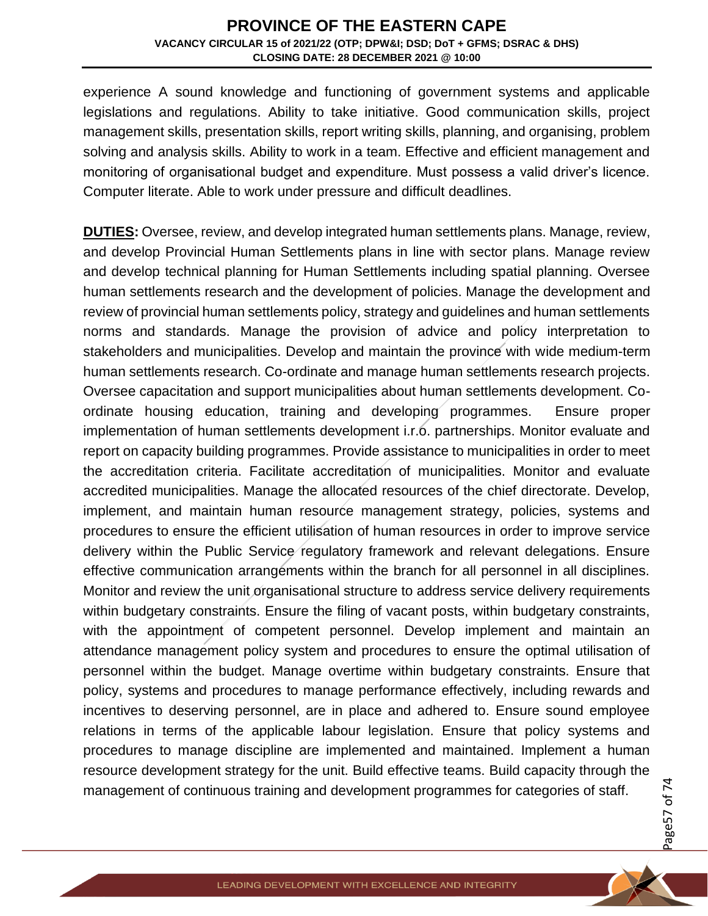experience A sound knowledge and functioning of government systems and applicable legislations and regulations. Ability to take initiative. Good communication skills, project management skills, presentation skills, report writing skills, planning, and organising, problem solving and analysis skills. Ability to work in a team. Effective and efficient management and monitoring of organisational budget and expenditure. Must possess a valid driver's licence. Computer literate. Able to work under pressure and difficult deadlines.

**DUTIES:** Oversee, review, and develop integrated human settlements plans. Manage, review, and develop Provincial Human Settlements plans in line with sector plans. Manage review and develop technical planning for Human Settlements including spatial planning. Oversee human settlements research and the development of policies. Manage the development and review of provincial human settlements policy, strategy and guidelines and human settlements norms and standards. Manage the provision of advice and policy interpretation to stakeholders and municipalities. Develop and maintain the province with wide medium-term human settlements research. Co-ordinate and manage human settlements research projects. Oversee capacitation and support municipalities about human settlements development. Co-ordinate housing education, training and developing programmes. Ensure proper implementation of human settlements development i.r.o. partnerships. Monitor evaluate and report on capacity building programmes. Provide assistance to municipalities in order to meet the accreditation criteria. Facilitate accreditation of municipalities. Monitor and evaluate accredited municipalities. Manage the allocated resources of the chief directorate. Develop, implement, and maintain human resource management strategy, policies, systems and procedures to ensure the efficient utilisation of human resources in order to improve service delivery within the Public Service regulatory framework and relevant delegations. Ensure effective communication arrangements within the branch for all personnel in all disciplines. Monitor and review the unit organisational structure to address service delivery requirements within budgetary constraints. Ensure the filing of vacant posts, within budgetary constraints, with the appointment of competent personnel. Develop implement and maintain an attendance management policy system and procedures to ensure the optimal utilisation of personnel within the budget. Manage overtime within budgetary constraints. Ensure that policy, systems and procedures to manage performance effectively, including rewards and incentives to deserving personnel, are in place and adhered to. Ensure sound employee relations in terms of the applicable labour legislation. Ensure that policy systems and procedures to manage discipline are implemented and maintained. Implement a human resource development strategy for the unit. Build effective teams. Build capacity through the management of continuous training and development programmes for categories of staff.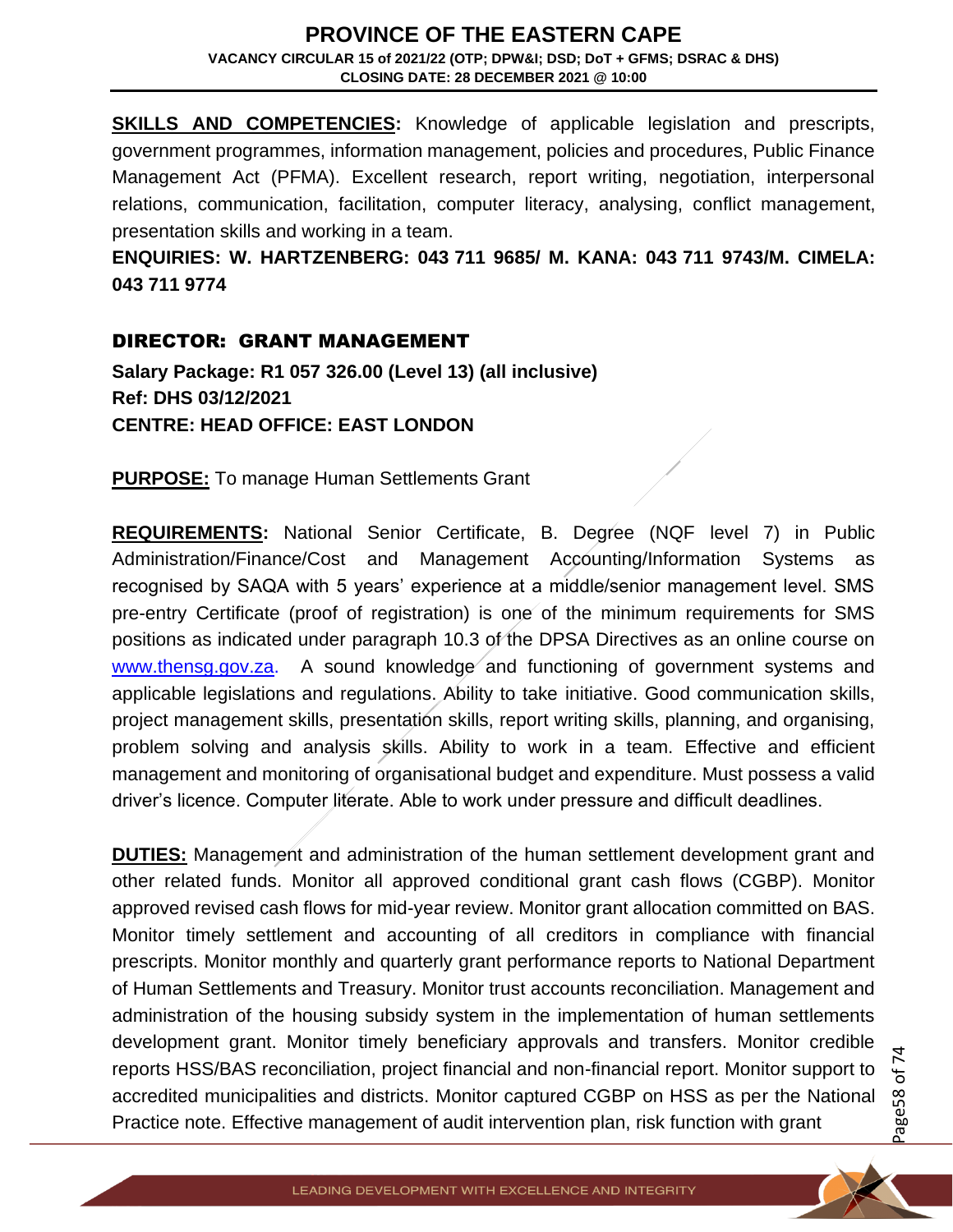**SKILLS AND COMPETENCIES:** Knowledge of applicable legislation and prescripts, government programmes, information management, policies and procedures, Public Finance Management Act (PFMA). Excellent research, report writing, negotiation, interpersonal relations, communication, facilitation, computer literacy, analysing, conflict management, presentation skills and working in a team.

**ENQUIRIES: W. HARTZENBERG: 043 711 9685/ M. KANA: 043 711 9743/M. CIMELA: 043 711 9774**

## DIRECTOR: GRANT MANAGEMENT

**Salary Package: R1 057 326.00 (Level 13) (all inclusive)**
**Ref: DHS 03/12/2021**
**CENTRE: HEAD OFFICE: EAST LONDON**

**PURPOSE:** To manage Human Settlements Grant

**REQUIREMENTS:** National Senior Certificate, B. Degree (NQF level 7) in Public Administration/Finance/Cost and Management Accounting/Information Systems as recognised by SAQA with 5 years' experience at a middle/senior management level. SMS pre-entry Certificate (proof of registration) is one of the minimum requirements for SMS positions as indicated under paragraph 10.3 of the DPSA Directives as an online course on www.thensg.gov.za. A sound knowledge and functioning of government systems and applicable legislations and regulations. Ability to take initiative. Good communication skills, project management skills, presentation skills, report writing skills, planning, and organising, problem solving and analysis skills. Ability to work in a team. Effective and efficient management and monitoring of organisational budget and expenditure. Must possess a valid driver's licence. Computer literate. Able to work under pressure and difficult deadlines.

**DUTIES:** Management and administration of the human settlement development grant and other related funds. Monitor all approved conditional grant cash flows (CGBP). Monitor approved revised cash flows for mid-year review. Monitor grant allocation committed on BAS. Monitor timely settlement and accounting of all creditors in compliance with financial prescripts. Monitor monthly and quarterly grant performance reports to National Department of Human Settlements and Treasury. Monitor trust accounts reconciliation. Management and administration of the housing subsidy system in the implementation of human settlements development grant. Monitor timely beneficiary approvals and transfers. Monitor credible reports HSS/BAS reconciliation, project financial and non-financial report. Monitor support to accredited municipalities and districts. Monitor captured CGBP on HSS as per the National Practice note. Effective management of audit intervention plan, risk function with grant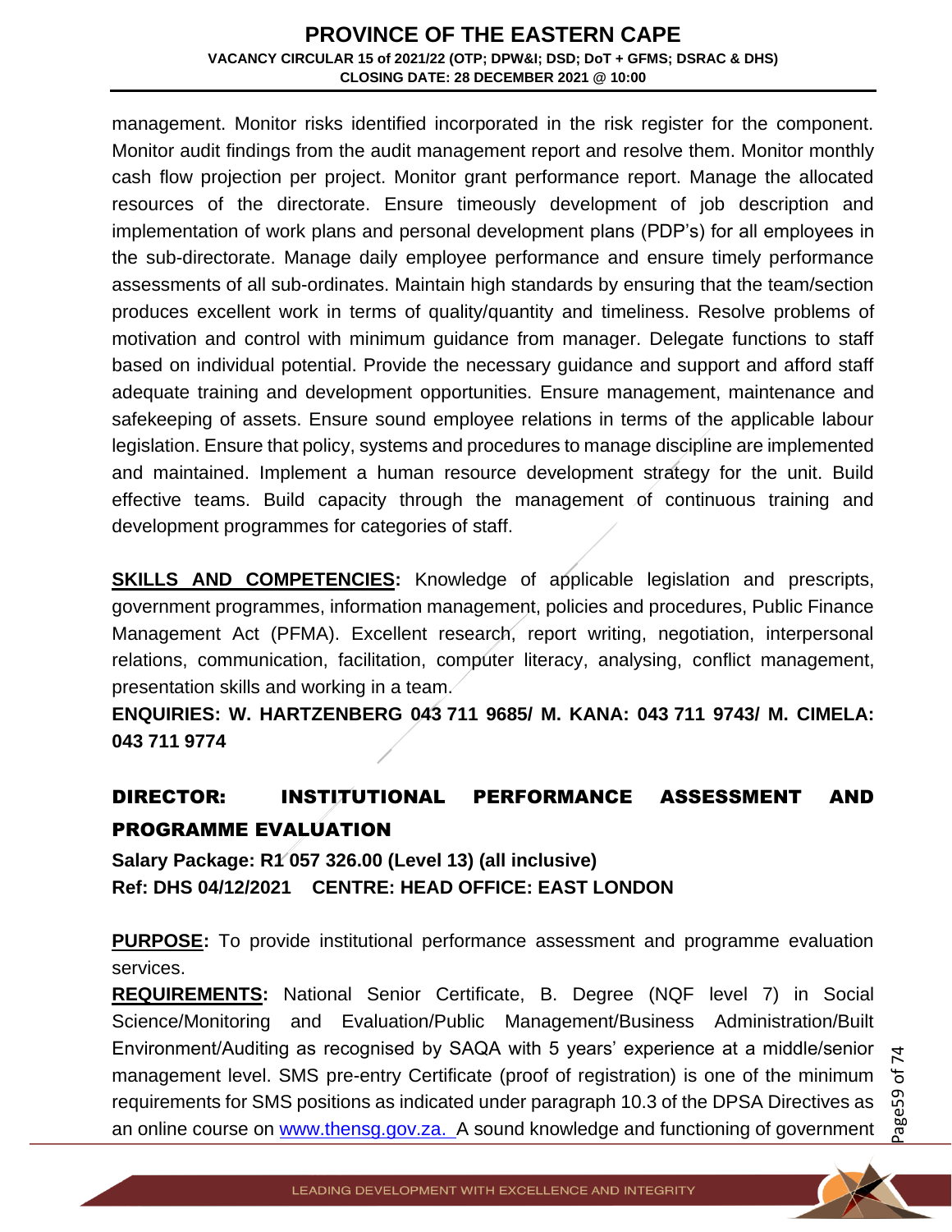management. Monitor risks identified incorporated in the risk register for the component. Monitor audit findings from the audit management report and resolve them. Monitor monthly cash flow projection per project. Monitor grant performance report. Manage the allocated resources of the directorate. Ensure timeously development of job description and implementation of work plans and personal development plans (PDP's) for all employees in the sub-directorate. Manage daily employee performance and ensure timely performance assessments of all sub-ordinates. Maintain high standards by ensuring that the team/section produces excellent work in terms of quality/quantity and timeliness. Resolve problems of motivation and control with minimum guidance from manager. Delegate functions to staff based on individual potential. Provide the necessary guidance and support and afford staff adequate training and development opportunities. Ensure management, maintenance and safekeeping of assets. Ensure sound employee relations in terms of the applicable labour legislation. Ensure that policy, systems and procedures to manage discipline are implemented and maintained. Implement a human resource development strategy for the unit. Build effective teams. Build capacity through the management of continuous training and development programmes for categories of staff.

**SKILLS AND COMPETENCIES:** Knowledge of applicable legislation and prescripts, government programmes, information management, policies and procedures, Public Finance Management Act (PFMA). Excellent research, report writing, negotiation, interpersonal relations, communication, facilitation, computer literacy, analysing, conflict management, presentation skills and working in a team.

**ENQUIRIES: W. HARTZENBERG 043 711 9685/ M. KANA: 043 711 9743/ M. CIMELA: 043 711 9774**

## DIRECTOR: INSTITUTIONAL PERFORMANCE ASSESSMENT AND PROGRAMME EVALUATION

**Salary Package: R1 057 326.00 (Level 13) (all inclusive)**
**Ref: DHS 04/12/2021 CENTRE: HEAD OFFICE: EAST LONDON**

**PURPOSE:** To provide institutional performance assessment and programme evaluation services.

**REQUIREMENTS:** National Senior Certificate, B. Degree (NQF level 7) in Social Science/Monitoring and Evaluation/Public Management/Business Administration/Built Environment/Auditing as recognised by SAQA with 5 years' experience at a middle/senior management level. SMS pre-entry Certificate (proof of registration) is one of the minimum requirements for SMS positions as indicated under paragraph 10.3 of the DPSA Directives as an online course on www.thensg.gov.za. A sound knowledge and functioning of government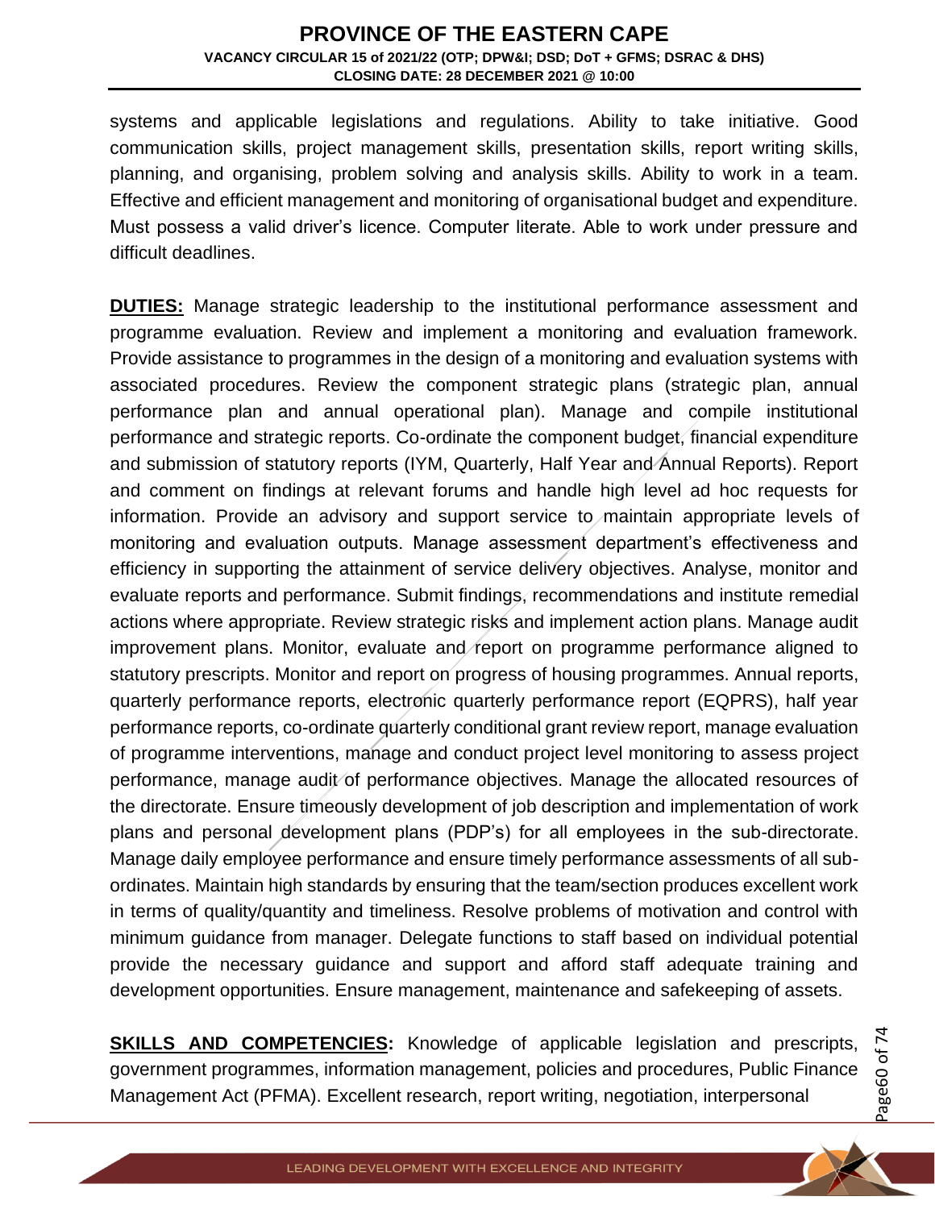systems and applicable legislations and regulations. Ability to take initiative. Good communication skills, project management skills, presentation skills, report writing skills, planning, and organising, problem solving and analysis skills. Ability to work in a team. Effective and efficient management and monitoring of organisational budget and expenditure. Must possess a valid driver's licence. Computer literate. Able to work under pressure and difficult deadlines.

**DUTIES:** Manage strategic leadership to the institutional performance assessment and programme evaluation. Review and implement a monitoring and evaluation framework. Provide assistance to programmes in the design of a monitoring and evaluation systems with associated procedures. Review the component strategic plans (strategic plan, annual performance plan and annual operational plan). Manage and compile institutional performance and strategic reports. Co-ordinate the component budget, financial expenditure and submission of statutory reports (IYM, Quarterly, Half Year and Annual Reports). Report and comment on findings at relevant forums and handle high level ad hoc requests for information. Provide an advisory and support service to maintain appropriate levels of monitoring and evaluation outputs. Manage assessment department's effectiveness and efficiency in supporting the attainment of service delivery objectives. Analyse, monitor and evaluate reports and performance. Submit findings, recommendations and institute remedial actions where appropriate. Review strategic risks and implement action plans. Manage audit improvement plans. Monitor, evaluate and report on programme performance aligned to statutory prescripts. Monitor and report on progress of housing programmes. Annual reports, quarterly performance reports, electronic quarterly performance report (EQPRS), half year performance reports, co-ordinate quarterly conditional grant review report, manage evaluation of programme interventions, manage and conduct project level monitoring to assess project performance, manage audit of performance objectives. Manage the allocated resources of the directorate. Ensure timeously development of job description and implementation of work plans and personal development plans (PDP's) for all employees in the sub-directorate. Manage daily employee performance and ensure timely performance assessments of all sub-ordinates. Maintain high standards by ensuring that the team/section produces excellent work in terms of quality/quantity and timeliness. Resolve problems of motivation and control with minimum guidance from manager. Delegate functions to staff based on individual potential provide the necessary guidance and support and afford staff adequate training and development opportunities. Ensure management, maintenance and safekeeping of assets.

**SKILLS AND COMPETENCIES:** Knowledge of applicable legislation and prescripts, government programmes, information management, policies and procedures, Public Finance Management Act (PFMA). Excellent research, report writing, negotiation, interpersonal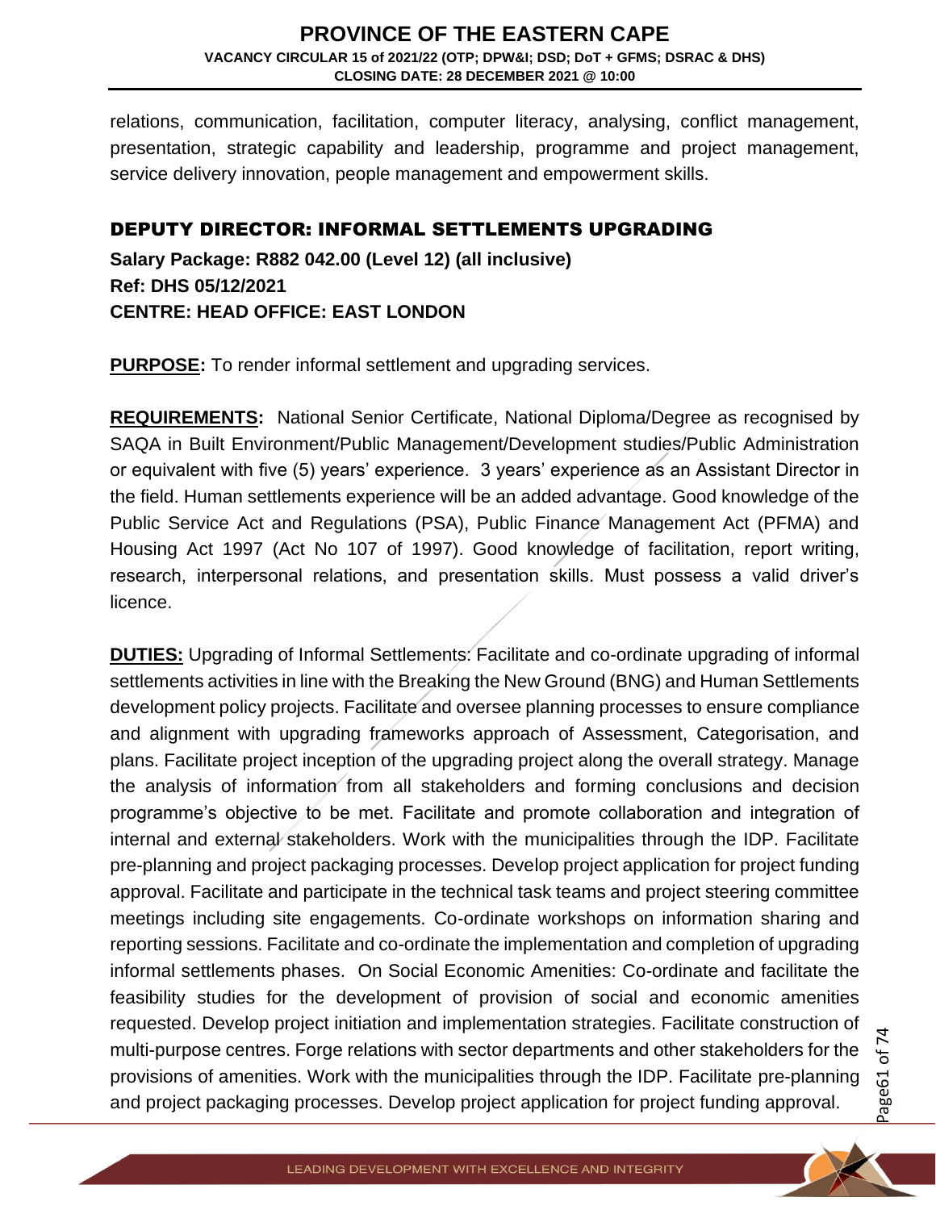relations, communication, facilitation, computer literacy, analysing, conflict management, presentation, strategic capability and leadership, programme and project management, service delivery innovation, people management and empowerment skills.

## DEPUTY DIRECTOR: INFORMAL SETTLEMENTS UPGRADING

**Salary Package: R882 042.00 (Level 12) (all inclusive)**
**Ref: DHS 05/12/2021**
**CENTRE: HEAD OFFICE: EAST LONDON**

**PURPOSE:** To render informal settlement and upgrading services.

**REQUIREMENTS:** National Senior Certificate, National Diploma/Degree as recognised by SAQA in Built Environment/Public Management/Development studies/Public Administration or equivalent with five (5) years' experience. 3 years' experience as an Assistant Director in the field. Human settlements experience will be an added advantage. Good knowledge of the Public Service Act and Regulations (PSA), Public Finance Management Act (PFMA) and Housing Act 1997 (Act No 107 of 1997). Good knowledge of facilitation, report writing, research, interpersonal relations, and presentation skills. Must possess a valid driver's licence.

**DUTIES:** Upgrading of Informal Settlements: Facilitate and co-ordinate upgrading of informal settlements activities in line with the Breaking the New Ground (BNG) and Human Settlements development policy projects. Facilitate and oversee planning processes to ensure compliance and alignment with upgrading frameworks approach of Assessment, Categorisation, and plans. Facilitate project inception of the upgrading project along the overall strategy. Manage the analysis of information from all stakeholders and forming conclusions and decision programme's objective to be met. Facilitate and promote collaboration and integration of internal and external stakeholders. Work with the municipalities through the IDP. Facilitate pre-planning and project packaging processes. Develop project application for project funding approval. Facilitate and participate in the technical task teams and project steering committee meetings including site engagements. Co-ordinate workshops on information sharing and reporting sessions. Facilitate and co-ordinate the implementation and completion of upgrading informal settlements phases. On Social Economic Amenities: Co-ordinate and facilitate the feasibility studies for the development of provision of social and economic amenities requested. Develop project initiation and implementation strategies. Facilitate construction of multi-purpose centres. Forge relations with sector departments and other stakeholders for the provisions of amenities. Work with the municipalities through the IDP. Facilitate pre-planning and project packaging processes. Develop project application for project funding approval.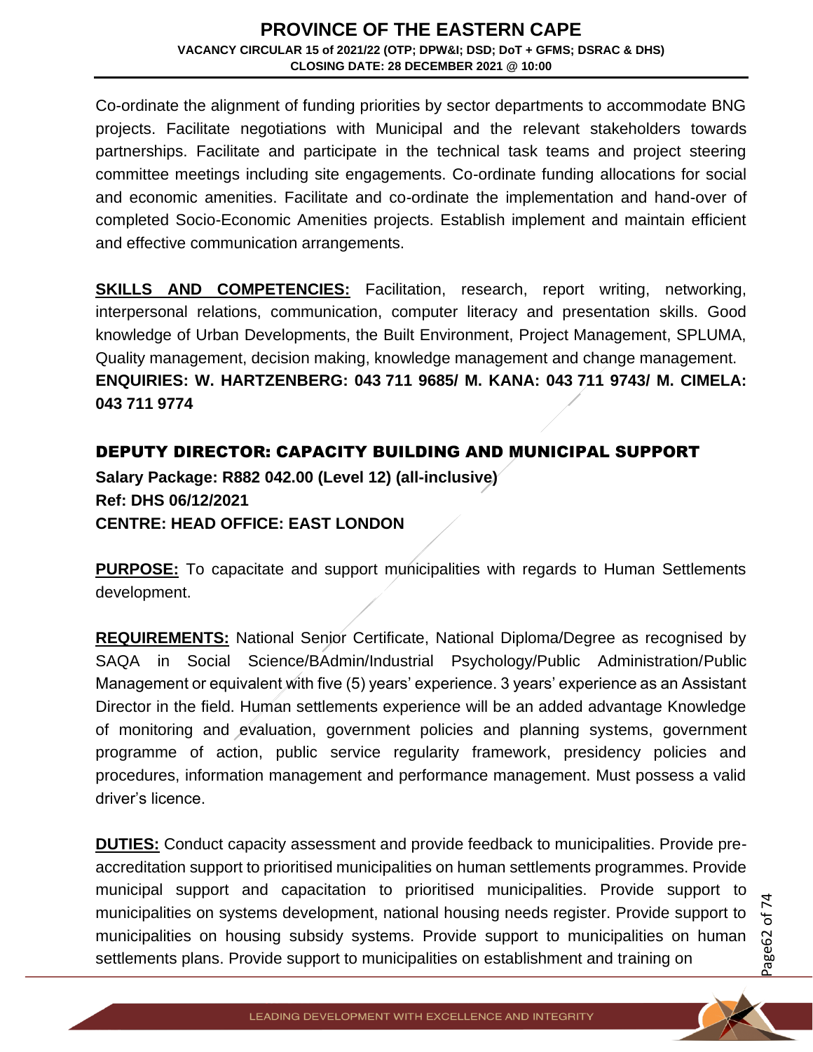Co-ordinate the alignment of funding priorities by sector departments to accommodate BNG projects. Facilitate negotiations with Municipal and the relevant stakeholders towards partnerships. Facilitate and participate in the technical task teams and project steering committee meetings including site engagements. Co-ordinate funding allocations for social and economic amenities. Facilitate and co-ordinate the implementation and hand-over of completed Socio-Economic Amenities projects. Establish implement and maintain efficient and effective communication arrangements.

**SKILLS AND COMPETENCIES:** Facilitation, research, report writing, networking, interpersonal relations, communication, computer literacy and presentation skills. Good knowledge of Urban Developments, the Built Environment, Project Management, SPLUMA, Quality management, decision making, knowledge management and change management.
**ENQUIRIES: W. HARTZENBERG: 043 711 9685/ M. KANA: 043 711 9743/ M. CIMELA: 043 711 9774**

## DEPUTY DIRECTOR: CAPACITY BUILDING AND MUNICIPAL SUPPORT

**Salary Package: R882 042.00 (Level 12) (all-inclusive)**
**Ref: DHS 06/12/2021**
**CENTRE: HEAD OFFICE: EAST LONDON**

**PURPOSE:** To capacitate and support municipalities with regards to Human Settlements development.

**REQUIREMENTS:** National Senior Certificate, National Diploma/Degree as recognised by SAQA in Social Science/BAdmin/Industrial Psychology/Public Administration/Public Management or equivalent with five (5) years' experience. 3 years' experience as an Assistant Director in the field. Human settlements experience will be an added advantage Knowledge of monitoring and evaluation, government policies and planning systems, government programme of action, public service regularity framework, presidency policies and procedures, information management and performance management. Must possess a valid driver's licence.

**DUTIES:** Conduct capacity assessment and provide feedback to municipalities. Provide pre-accreditation support to prioritised municipalities on human settlements programmes. Provide municipal support and capacitation to prioritised municipalities. Provide support to municipalities on systems development, national housing needs register. Provide support to municipalities on housing subsidy systems. Provide support to municipalities on human settlements plans. Provide support to municipalities on establishment and training on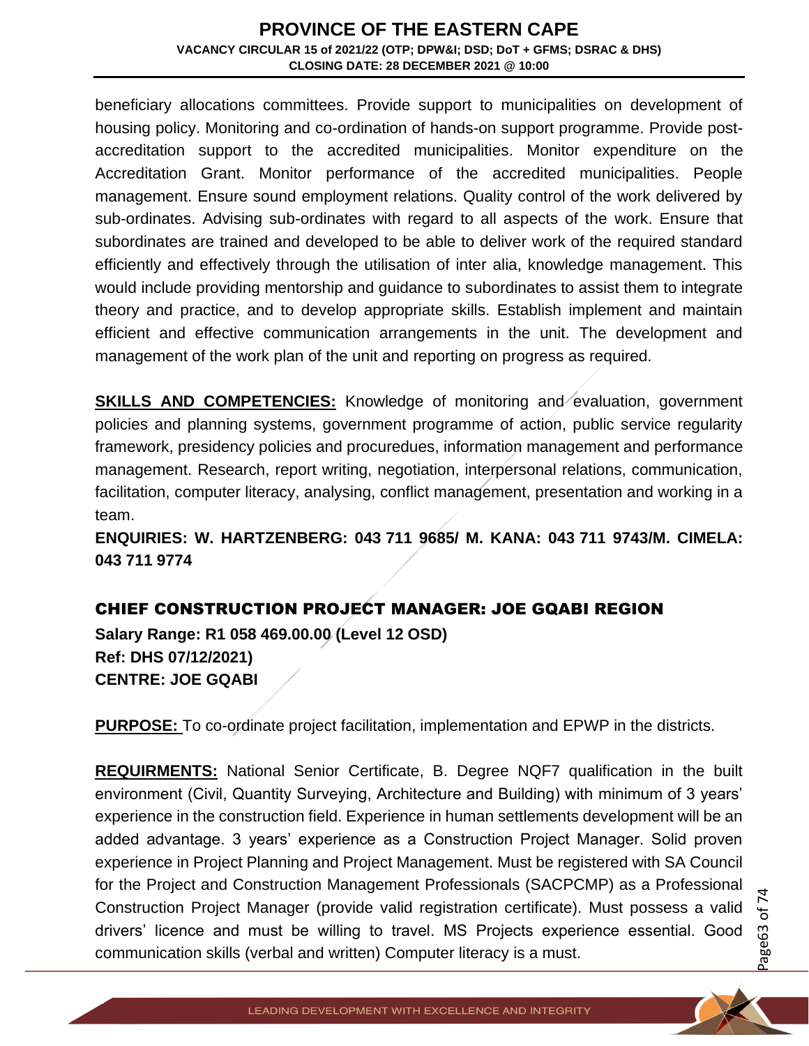beneficiary allocations committees. Provide support to municipalities on development of housing policy. Monitoring and co-ordination of hands-on support programme. Provide post-accreditation support to the accredited municipalities. Monitor expenditure on the Accreditation Grant. Monitor performance of the accredited municipalities. People management. Ensure sound employment relations. Quality control of the work delivered by sub-ordinates. Advising sub-ordinates with regard to all aspects of the work. Ensure that subordinates are trained and developed to be able to deliver work of the required standard efficiently and effectively through the utilisation of inter alia, knowledge management. This would include providing mentorship and guidance to subordinates to assist them to integrate theory and practice, and to develop appropriate skills. Establish implement and maintain efficient and effective communication arrangements in the unit. The development and management of the work plan of the unit and reporting on progress as required.

**SKILLS AND COMPETENCIES:** Knowledge of monitoring and evaluation, government policies and planning systems, government programme of action, public service regularity framework, presidency policies and procuredues, information management and performance management. Research, report writing, negotiation, interpersonal relations, communication, facilitation, computer literacy, analysing, conflict management, presentation and working in a team.

**ENQUIRIES: W. HARTZENBERG: 043 711 9685/ M. KANA: 043 711 9743/M. CIMELA: 043 711 9774**

## CHIEF CONSTRUCTION PROJECT MANAGER: JOE GQABI REGION

**Salary Range: R1 058 469.00.00 (Level 12 OSD)**
**Ref: DHS 07/12/2021)**
**CENTRE: JOE GQABI**

**PURPOSE:** To co-ordinate project facilitation, implementation and EPWP in the districts.

**REQUIRMENTS:** National Senior Certificate, B. Degree NQF7 qualification in the built environment (Civil, Quantity Surveying, Architecture and Building) with minimum of 3 years' experience in the construction field. Experience in human settlements development will be an added advantage. 3 years' experience as a Construction Project Manager. Solid proven experience in Project Planning and Project Management. Must be registered with SA Council for the Project and Construction Management Professionals (SACPCMP) as a Professional Construction Project Manager (provide valid registration certificate). Must possess a valid drivers' licence and must be willing to travel. MS Projects experience essential. Good communication skills (verbal and written) Computer literacy is a must.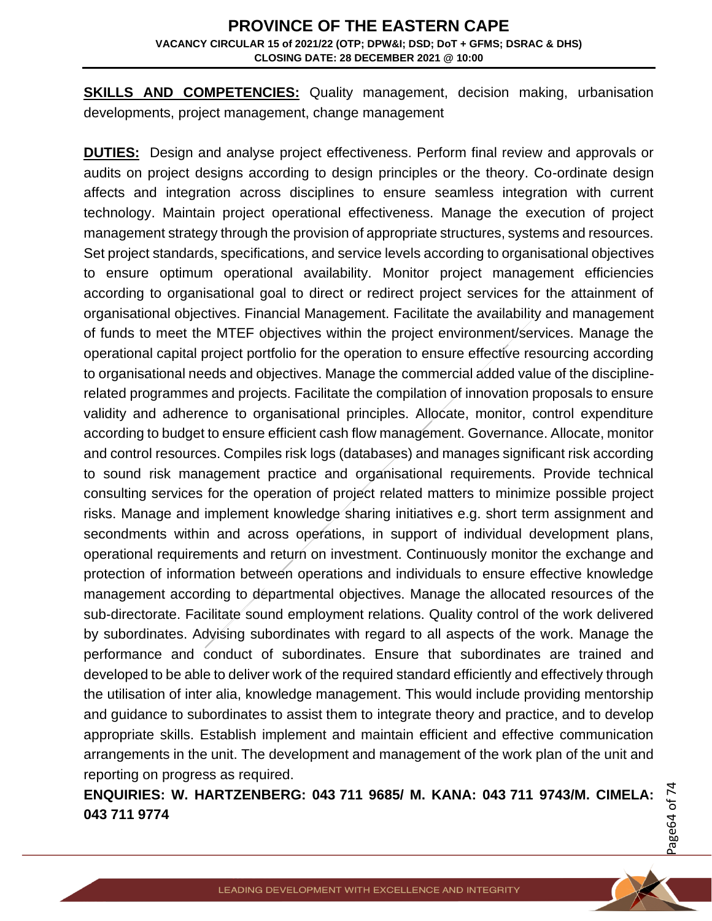**SKILLS AND COMPETENCIES:** Quality management, decision making, urbanisation developments, project management, change management

**DUTIES:** Design and analyse project effectiveness. Perform final review and approvals or audits on project designs according to design principles or the theory. Co-ordinate design affects and integration across disciplines to ensure seamless integration with current technology. Maintain project operational effectiveness. Manage the execution of project management strategy through the provision of appropriate structures, systems and resources. Set project standards, specifications, and service levels according to organisational objectives to ensure optimum operational availability. Monitor project management efficiencies according to organisational goal to direct or redirect project services for the attainment of organisational objectives. Financial Management. Facilitate the availability and management of funds to meet the MTEF objectives within the project environment/services. Manage the operational capital project portfolio for the operation to ensure effective resourcing according to organisational needs and objectives. Manage the commercial added value of the discipline-related programmes and projects. Facilitate the compilation of innovation proposals to ensure validity and adherence to organisational principles. Allocate, monitor, control expenditure according to budget to ensure efficient cash flow management. Governance. Allocate, monitor and control resources. Compiles risk logs (databases) and manages significant risk according to sound risk management practice and organisational requirements. Provide technical consulting services for the operation of project related matters to minimize possible project risks. Manage and implement knowledge sharing initiatives e.g. short term assignment and secondments within and across operations, in support of individual development plans, operational requirements and return on investment. Continuously monitor the exchange and protection of information between operations and individuals to ensure effective knowledge management according to departmental objectives. Manage the allocated resources of the sub-directorate. Facilitate sound employment relations. Quality control of the work delivered by subordinates. Advising subordinates with regard to all aspects of the work. Manage the performance and conduct of subordinates. Ensure that subordinates are trained and developed to be able to deliver work of the required standard efficiently and effectively through the utilisation of inter alia, knowledge management. This would include providing mentorship and guidance to subordinates to assist them to integrate theory and practice, and to develop appropriate skills. Establish implement and maintain efficient and effective communication arrangements in the unit. The development and management of the work plan of the unit and reporting on progress as required.

**ENQUIRIES: W. HARTZENBERG: 043 711 9685/ M. KANA: 043 711 9743/M. CIMELA: 043 711 9774**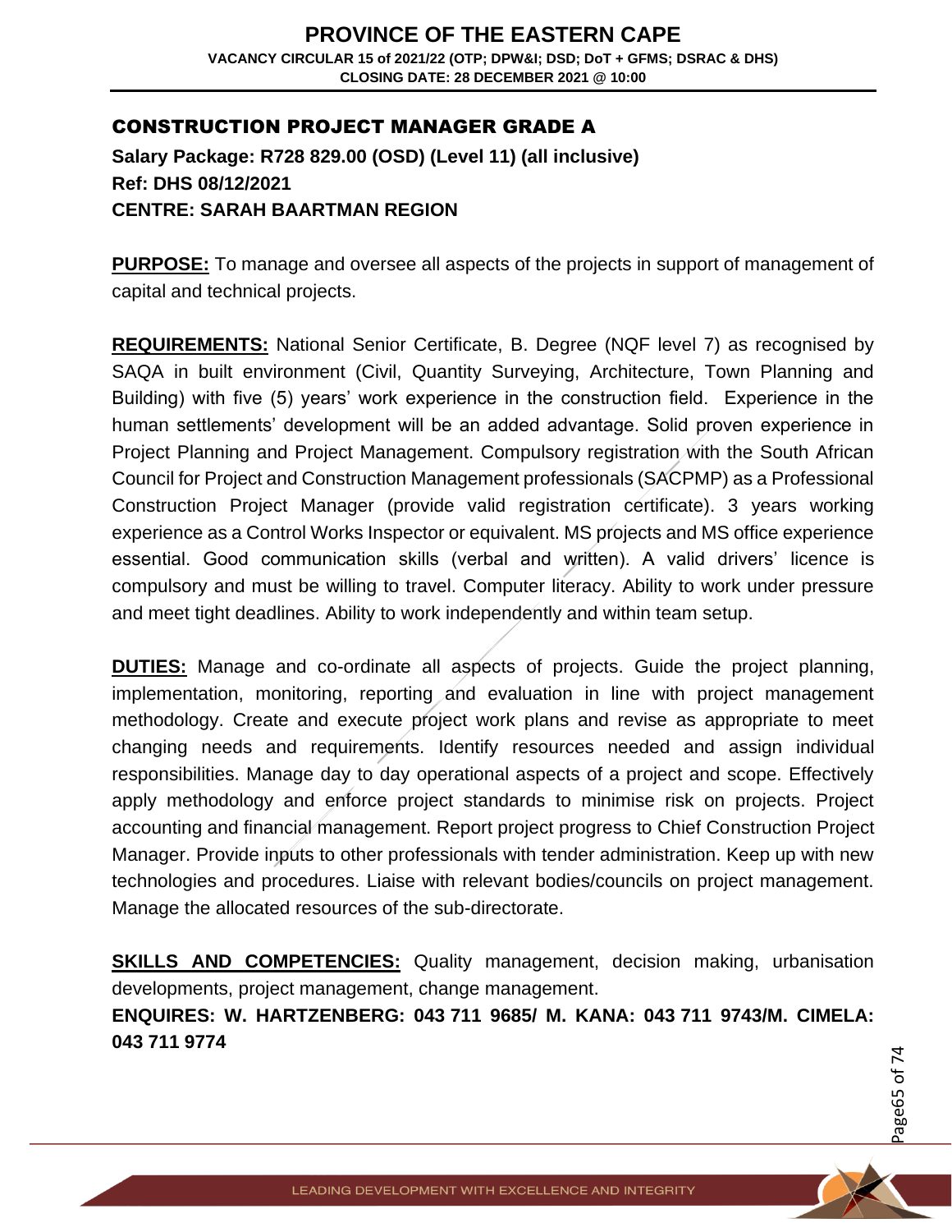## CONSTRUCTION PROJECT MANAGER GRADE A

**Salary Package: R728 829.00 (OSD) (Level 11) (all inclusive)**
**Ref: DHS 08/12/2021**
**CENTRE: SARAH BAARTMAN REGION**

**PURPOSE:** To manage and oversee all aspects of the projects in support of management of capital and technical projects.

**REQUIREMENTS:** National Senior Certificate, B. Degree (NQF level 7) as recognised by SAQA in built environment (Civil, Quantity Surveying, Architecture, Town Planning and Building) with five (5) years' work experience in the construction field. Experience in the human settlements' development will be an added advantage. Solid proven experience in Project Planning and Project Management. Compulsory registration with the South African Council for Project and Construction Management professionals (SACPMP) as a Professional Construction Project Manager (provide valid registration certificate). 3 years working experience as a Control Works Inspector or equivalent. MS projects and MS office experience essential. Good communication skills (verbal and written). A valid drivers' licence is compulsory and must be willing to travel. Computer literacy. Ability to work under pressure and meet tight deadlines. Ability to work independently and within team setup.

**DUTIES:** Manage and co-ordinate all aspects of projects. Guide the project planning, implementation, monitoring, reporting and evaluation in line with project management methodology. Create and execute project work plans and revise as appropriate to meet changing needs and requirements. Identify resources needed and assign individual responsibilities. Manage day to day operational aspects of a project and scope. Effectively apply methodology and enforce project standards to minimise risk on projects. Project accounting and financial management. Report project progress to Chief Construction Project Manager. Provide inputs to other professionals with tender administration. Keep up with new technologies and procedures. Liaise with relevant bodies/councils on project management. Manage the allocated resources of the sub-directorate.

**SKILLS AND COMPETENCIES:** Quality management, decision making, urbanisation developments, project management, change management.

**ENQUIRES: W. HARTZENBERG: 043 711 9685/ M. KANA: 043 711 9743/M. CIMELA: 043 711 9774**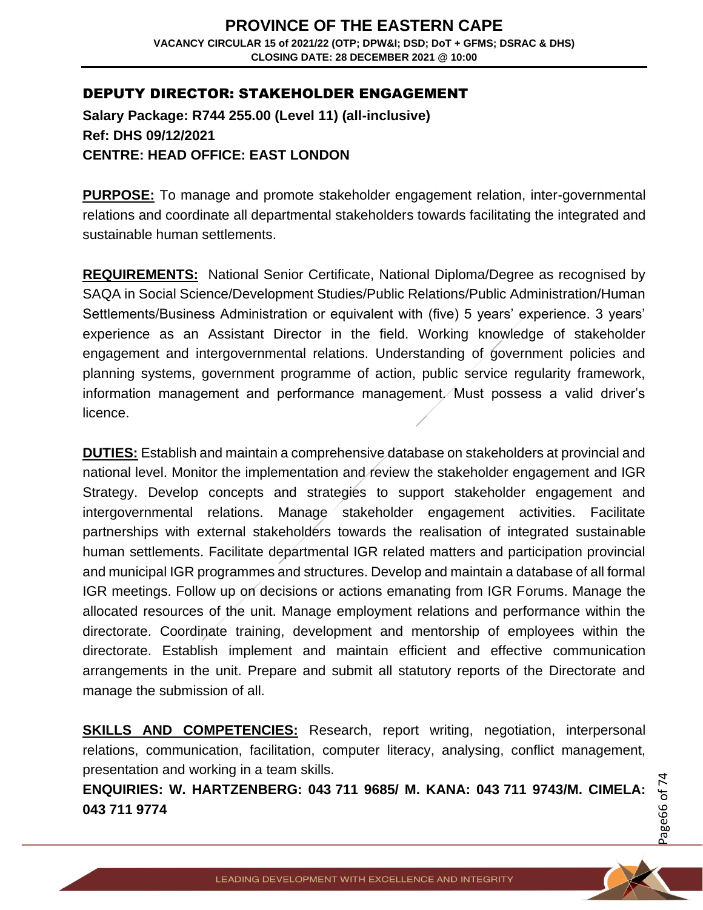## DEPUTY DIRECTOR: STAKEHOLDER ENGAGEMENT

**Salary Package: R744 255.00 (Level 11) (all-inclusive)**
**Ref: DHS 09/12/2021**
**CENTRE: HEAD OFFICE: EAST LONDON**

**PURPOSE:** To manage and promote stakeholder engagement relation, inter-governmental relations and coordinate all departmental stakeholders towards facilitating the integrated and sustainable human settlements.

**REQUIREMENTS:** National Senior Certificate, National Diploma/Degree as recognised by SAQA in Social Science/Development Studies/Public Relations/Public Administration/Human Settlements/Business Administration or equivalent with (five) 5 years' experience. 3 years' experience as an Assistant Director in the field. Working knowledge of stakeholder engagement and intergovernmental relations. Understanding of government policies and planning systems, government programme of action, public service regularity framework, information management and performance management. Must possess a valid driver's licence.

**DUTIES:** Establish and maintain a comprehensive database on stakeholders at provincial and national level. Monitor the implementation and review the stakeholder engagement and IGR Strategy. Develop concepts and strategies to support stakeholder engagement and intergovernmental relations. Manage stakeholder engagement activities. Facilitate partnerships with external stakeholders towards the realisation of integrated sustainable human settlements. Facilitate departmental IGR related matters and participation provincial and municipal IGR programmes and structures. Develop and maintain a database of all formal IGR meetings. Follow up on decisions or actions emanating from IGR Forums. Manage the allocated resources of the unit. Manage employment relations and performance within the directorate. Coordinate training, development and mentorship of employees within the directorate. Establish implement and maintain efficient and effective communication arrangements in the unit. Prepare and submit all statutory reports of the Directorate and manage the submission of all.

**SKILLS AND COMPETENCIES:** Research, report writing, negotiation, interpersonal relations, communication, facilitation, computer literacy, analysing, conflict management, presentation and working in a team skills.

**ENQUIRIES: W. HARTZENBERG: 043 711 9685/ M. KANA: 043 711 9743/M. CIMELA: 043 711 9774**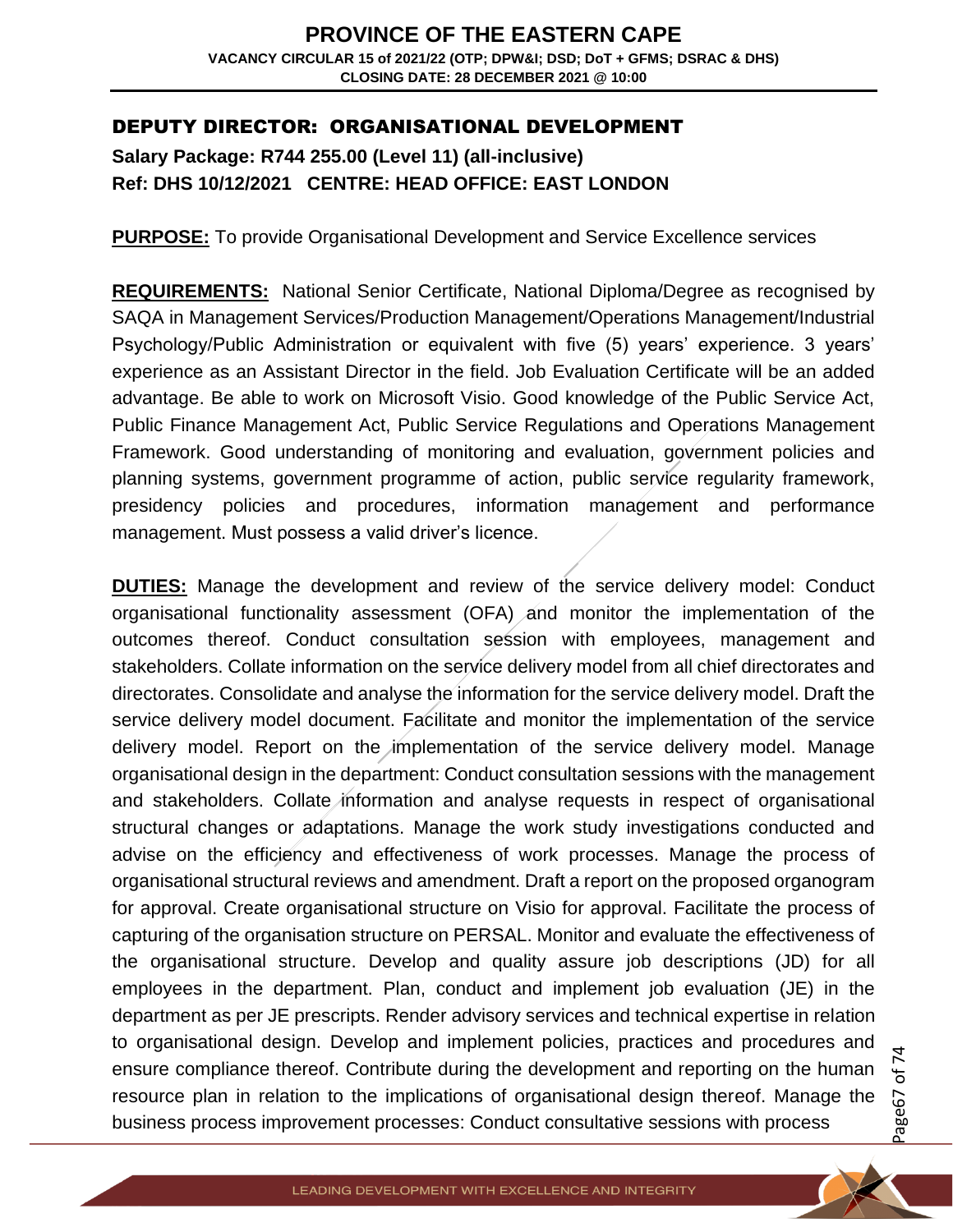## DEPUTY DIRECTOR: ORGANISATIONAL DEVELOPMENT

**Salary Package: R744 255.00 (Level 11) (all-inclusive)**
**Ref: DHS 10/12/2021 CENTRE: HEAD OFFICE: EAST LONDON**

**PURPOSE:** To provide Organisational Development and Service Excellence services

**REQUIREMENTS:** National Senior Certificate, National Diploma/Degree as recognised by SAQA in Management Services/Production Management/Operations Management/Industrial Psychology/Public Administration or equivalent with five (5) years' experience. 3 years' experience as an Assistant Director in the field. Job Evaluation Certificate will be an added advantage. Be able to work on Microsoft Visio. Good knowledge of the Public Service Act, Public Finance Management Act, Public Service Regulations and Operations Management Framework. Good understanding of monitoring and evaluation, government policies and planning systems, government programme of action, public service regularity framework, presidency policies and procedures, information management and performance management. Must possess a valid driver's licence.

**DUTIES:** Manage the development and review of the service delivery model: Conduct organisational functionality assessment (OFA) and monitor the implementation of the outcomes thereof. Conduct consultation session with employees, management and stakeholders. Collate information on the service delivery model from all chief directorates and directorates. Consolidate and analyse the information for the service delivery model. Draft the service delivery model document. Facilitate and monitor the implementation of the service delivery model. Report on the implementation of the service delivery model. Manage organisational design in the department: Conduct consultation sessions with the management and stakeholders. Collate information and analyse requests in respect of organisational structural changes or adaptations. Manage the work study investigations conducted and advise on the efficiency and effectiveness of work processes. Manage the process of organisational structural reviews and amendment. Draft a report on the proposed organogram for approval. Create organisational structure on Visio for approval. Facilitate the process of capturing of the organisation structure on PERSAL. Monitor and evaluate the effectiveness of the organisational structure. Develop and quality assure job descriptions (JD) for all employees in the department. Plan, conduct and implement job evaluation (JE) in the department as per JE prescripts. Render advisory services and technical expertise in relation to organisational design. Develop and implement policies, practices and procedures and ensure compliance thereof. Contribute during the development and reporting on the human resource plan in relation to the implications of organisational design thereof. Manage the business process improvement processes: Conduct consultative sessions with process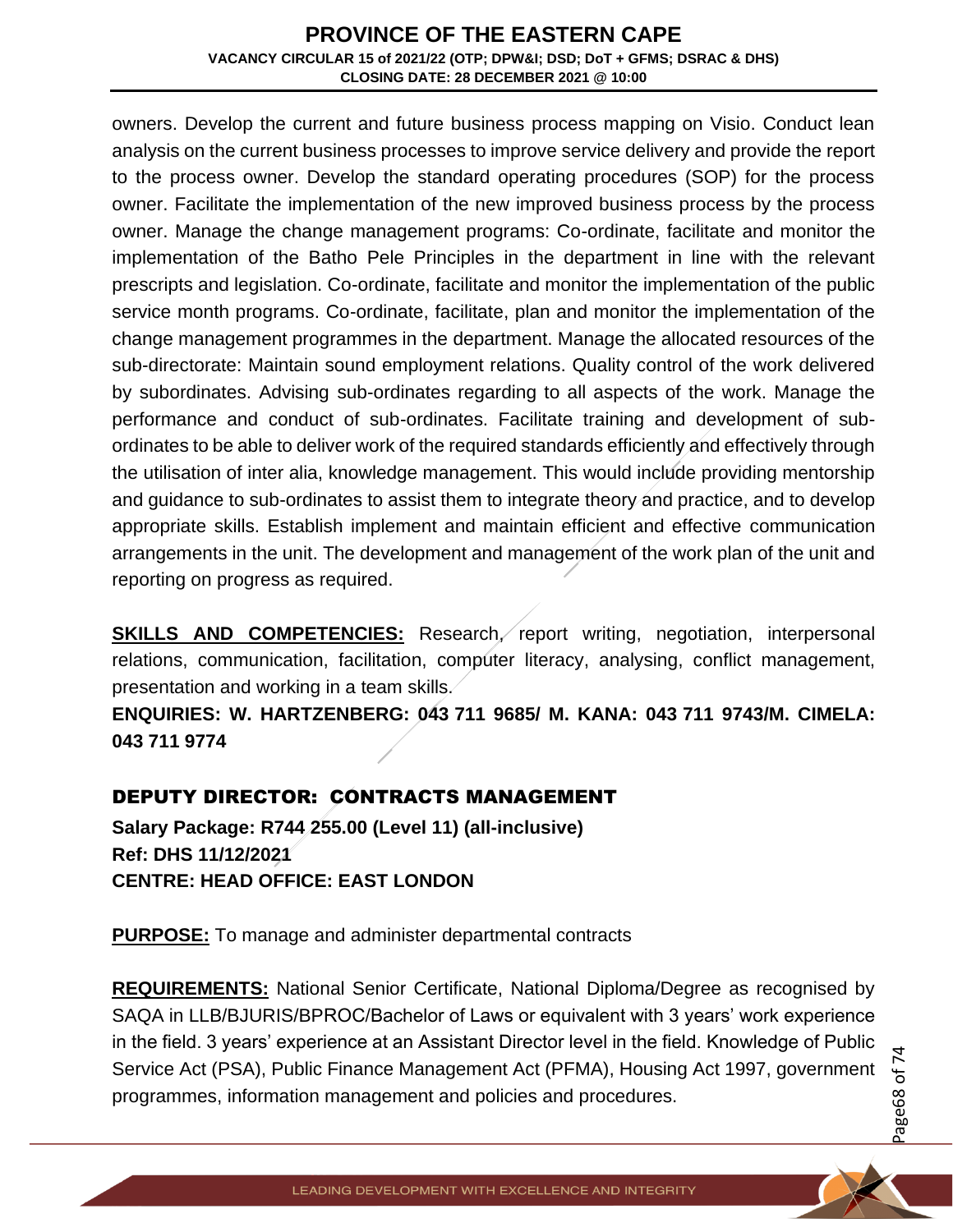owners. Develop the current and future business process mapping on Visio. Conduct lean analysis on the current business processes to improve service delivery and provide the report to the process owner. Develop the standard operating procedures (SOP) for the process owner. Facilitate the implementation of the new improved business process by the process owner. Manage the change management programs: Co-ordinate, facilitate and monitor the implementation of the Batho Pele Principles in the department in line with the relevant prescripts and legislation. Co-ordinate, facilitate and monitor the implementation of the public service month programs. Co-ordinate, facilitate, plan and monitor the implementation of the change management programmes in the department. Manage the allocated resources of the sub-directorate: Maintain sound employment relations. Quality control of the work delivered by subordinates. Advising sub-ordinates regarding to all aspects of the work. Manage the performance and conduct of sub-ordinates. Facilitate training and development of sub-ordinates to be able to deliver work of the required standards efficiently and effectively through the utilisation of inter alia, knowledge management. This would include providing mentorship and guidance to sub-ordinates to assist them to integrate theory and practice, and to develop appropriate skills. Establish implement and maintain efficient and effective communication arrangements in the unit. The development and management of the work plan of the unit and reporting on progress as required.

**SKILLS AND COMPETENCIES:** Research, report writing, negotiation, interpersonal relations, communication, facilitation, computer literacy, analysing, conflict management, presentation and working in a team skills.

**ENQUIRIES: W. HARTZENBERG: 043 711 9685/ M. KANA: 043 711 9743/M. CIMELA: 043 711 9774**

## DEPUTY DIRECTOR: CONTRACTS MANAGEMENT

**Salary Package: R744 255.00 (Level 11) (all-inclusive)**
**Ref: DHS 11/12/2021**
**CENTRE: HEAD OFFICE: EAST LONDON**

**PURPOSE:** To manage and administer departmental contracts

**REQUIREMENTS:** National Senior Certificate, National Diploma/Degree as recognised by SAQA in LLB/BJURIS/BPROC/Bachelor of Laws or equivalent with 3 years' work experience in the field. 3 years' experience at an Assistant Director level in the field. Knowledge of Public Service Act (PSA), Public Finance Management Act (PFMA), Housing Act 1997, government programmes, information management and policies and procedures.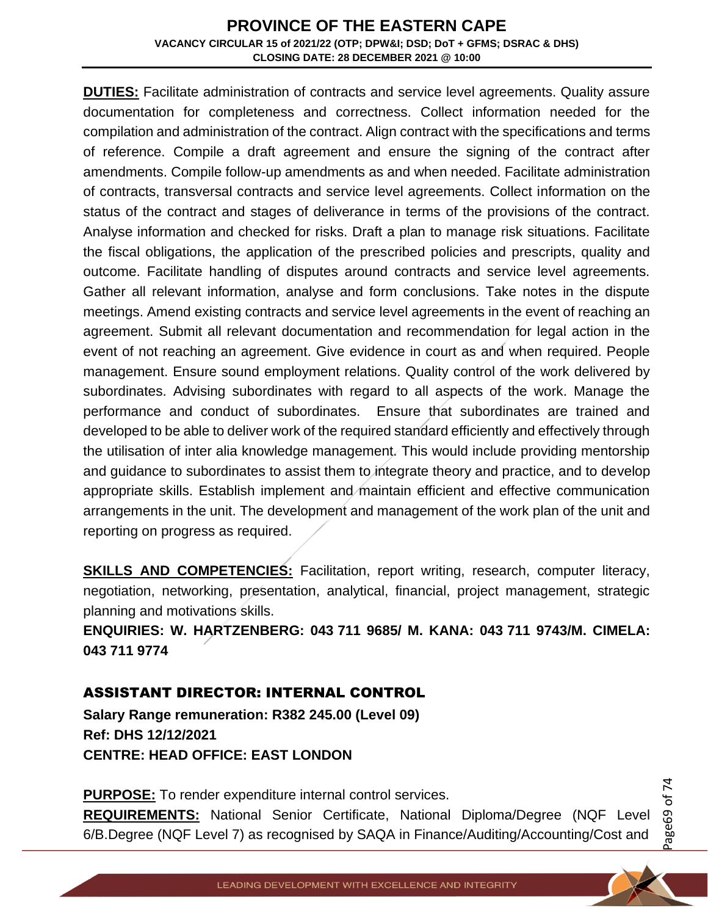**DUTIES:** Facilitate administration of contracts and service level agreements. Quality assure documentation for completeness and correctness. Collect information needed for the compilation and administration of the contract. Align contract with the specifications and terms of reference. Compile a draft agreement and ensure the signing of the contract after amendments. Compile follow-up amendments as and when needed. Facilitate administration of contracts, transversal contracts and service level agreements. Collect information on the status of the contract and stages of deliverance in terms of the provisions of the contract. Analyse information and checked for risks. Draft a plan to manage risk situations. Facilitate the fiscal obligations, the application of the prescribed policies and prescripts, quality and outcome. Facilitate handling of disputes around contracts and service level agreements. Gather all relevant information, analyse and form conclusions. Take notes in the dispute meetings. Amend existing contracts and service level agreements in the event of reaching an agreement. Submit all relevant documentation and recommendation for legal action in the event of not reaching an agreement. Give evidence in court as and when required. People management. Ensure sound employment relations. Quality control of the work delivered by subordinates. Advising subordinates with regard to all aspects of the work. Manage the performance and conduct of subordinates. Ensure that subordinates are trained and developed to be able to deliver work of the required standard efficiently and effectively through the utilisation of inter alia knowledge management. This would include providing mentorship and guidance to subordinates to assist them to integrate theory and practice, and to develop appropriate skills. Establish implement and maintain efficient and effective communication arrangements in the unit. The development and management of the work plan of the unit and reporting on progress as required.

**SKILLS AND COMPETENCIES:** Facilitation, report writing, research, computer literacy, negotiation, networking, presentation, analytical, financial, project management, strategic planning and motivations skills.

**ENQUIRIES: W. HARTZENBERG: 043 711 9685/ M. KANA: 043 711 9743/M. CIMELA: 043 711 9774**

## ASSISTANT DIRECTOR: INTERNAL CONTROL

**Salary Range remuneration: R382 245.00 (Level 09)**
**Ref: DHS 12/12/2021**
**CENTRE: HEAD OFFICE: EAST LONDON**

**PURPOSE:** To render expenditure internal control services.

**REQUIREMENTS:** National Senior Certificate, National Diploma/Degree (NQF Level 6/B.Degree (NQF Level 7) as recognised by SAQA in Finance/Auditing/Accounting/Cost and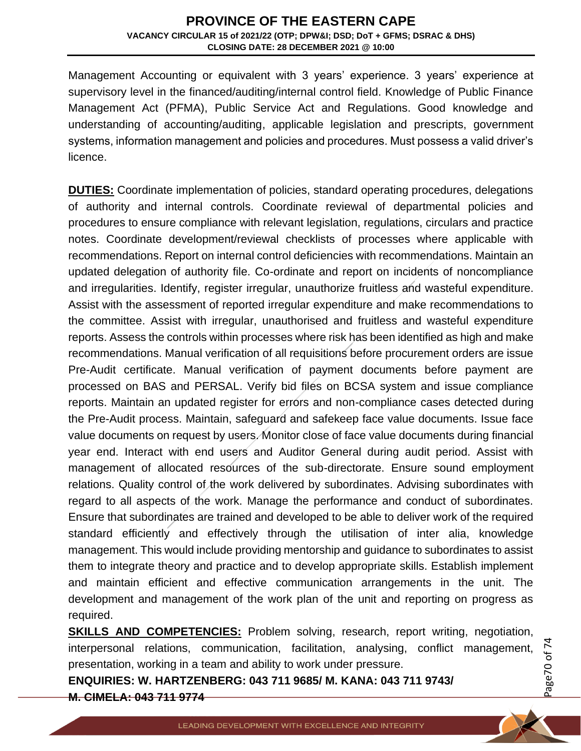Management Accounting or equivalent with 3 years' experience. 3 years' experience at supervisory level in the financed/auditing/internal control field. Knowledge of Public Finance Management Act (PFMA), Public Service Act and Regulations. Good knowledge and understanding of accounting/auditing, applicable legislation and prescripts, government systems, information management and policies and procedures. Must possess a valid driver's licence.

**DUTIES:** Coordinate implementation of policies, standard operating procedures, delegations of authority and internal controls. Coordinate reviewal of departmental policies and procedures to ensure compliance with relevant legislation, regulations, circulars and practice notes. Coordinate development/reviewal checklists of processes where applicable with recommendations. Report on internal control deficiencies with recommendations. Maintain an updated delegation of authority file. Co-ordinate and report on incidents of noncompliance and irregularities. Identify, register irregular, unauthorize fruitless and wasteful expenditure. Assist with the assessment of reported irregular expenditure and make recommendations to the committee. Assist with irregular, unauthorised and fruitless and wasteful expenditure reports. Assess the controls within processes where risk has been identified as high and make recommendations. Manual verification of all requisitions before procurement orders are issue Pre-Audit certificate. Manual verification of payment documents before payment are processed on BAS and PERSAL. Verify bid files on BCSA system and issue compliance reports. Maintain an updated register for errors and non-compliance cases detected during the Pre-Audit process. Maintain, safeguard and safekeep face value documents. Issue face value documents on request by users. Monitor close of face value documents during financial year end. Interact with end users and Auditor General during audit period. Assist with management of allocated resources of the sub-directorate. Ensure sound employment relations. Quality control of the work delivered by subordinates. Advising subordinates with regard to all aspects of the work. Manage the performance and conduct of subordinates. Ensure that subordinates are trained and developed to be able to deliver work of the required standard efficiently and effectively through the utilisation of inter alia, knowledge management. This would include providing mentorship and guidance to subordinates to assist them to integrate theory and practice and to develop appropriate skills. Establish implement and maintain efficient and effective communication arrangements in the unit. The development and management of the work plan of the unit and reporting on progress as required.

**SKILLS AND COMPETENCIES:** Problem solving, research, report writing, negotiation, interpersonal relations, communication, facilitation, analysing, conflict management, presentation, working in a team and ability to work under pressure.

**ENQUIRIES: W. HARTZENBERG: 043 711 9685/ M. KANA: 043 711 9743/ M. CIMELA: 043 711 9774**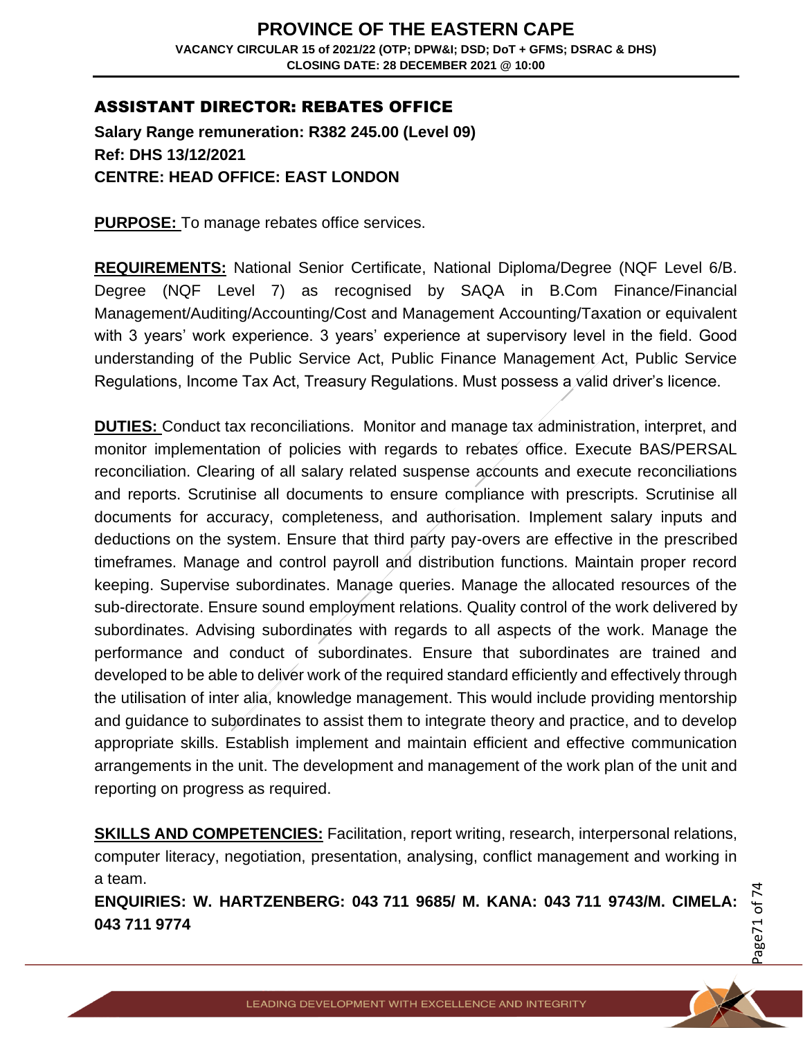## ASSISTANT DIRECTOR: REBATES OFFICE

**Salary Range remuneration: R382 245.00 (Level 09)**
**Ref: DHS 13/12/2021**
**CENTRE: HEAD OFFICE: EAST LONDON**

**PURPOSE:** To manage rebates office services.

**REQUIREMENTS:** National Senior Certificate, National Diploma/Degree (NQF Level 6/B. Degree (NQF Level 7) as recognised by SAQA in B.Com Finance/Financial Management/Auditing/Accounting/Cost and Management Accounting/Taxation or equivalent with 3 years' work experience. 3 years' experience at supervisory level in the field. Good understanding of the Public Service Act, Public Finance Management Act, Public Service Regulations, Income Tax Act, Treasury Regulations. Must possess a valid driver's licence.

**DUTIES:** Conduct tax reconciliations. Monitor and manage tax administration, interpret, and monitor implementation of policies with regards to rebates office. Execute BAS/PERSAL reconciliation. Clearing of all salary related suspense accounts and execute reconciliations and reports. Scrutinise all documents to ensure compliance with prescripts. Scrutinise all documents for accuracy, completeness, and authorisation. Implement salary inputs and deductions on the system. Ensure that third party pay-overs are effective in the prescribed timeframes. Manage and control payroll and distribution functions. Maintain proper record keeping. Supervise subordinates. Manage queries. Manage the allocated resources of the sub-directorate. Ensure sound employment relations. Quality control of the work delivered by subordinates. Advising subordinates with regards to all aspects of the work. Manage the performance and conduct of subordinates. Ensure that subordinates are trained and developed to be able to deliver work of the required standard efficiently and effectively through the utilisation of inter alia, knowledge management. This would include providing mentorship and guidance to subordinates to assist them to integrate theory and practice, and to develop appropriate skills. Establish implement and maintain efficient and effective communication arrangements in the unit. The development and management of the work plan of the unit and reporting on progress as required.

**SKILLS AND COMPETENCIES:** Facilitation, report writing, research, interpersonal relations, computer literacy, negotiation, presentation, analysing, conflict management and working in a team.

**ENQUIRIES: W. HARTZENBERG: 043 711 9685/ M. KANA: 043 711 9743/M. CIMELA: 043 711 9774**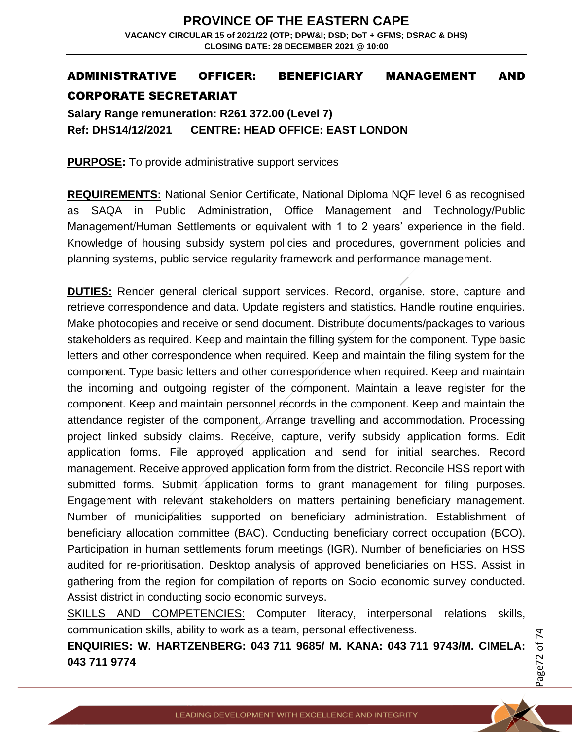## ADMINISTRATIVE OFFICER: BENEFICIARY MANAGEMENT AND CORPORATE SECRETARIAT

**Salary Range remuneration: R261 372.00 (Level 7)**
**Ref: DHS14/12/2021 CENTRE: HEAD OFFICE: EAST LONDON**

**PURPOSE:** To provide administrative support services

**REQUIREMENTS:** National Senior Certificate, National Diploma NQF level 6 as recognised as SAQA in Public Administration, Office Management and Technology/Public Management/Human Settlements or equivalent with 1 to 2 years' experience in the field. Knowledge of housing subsidy system policies and procedures, government policies and planning systems, public service regularity framework and performance management.

**DUTIES:** Render general clerical support services. Record, organise, store, capture and retrieve correspondence and data. Update registers and statistics. Handle routine enquiries. Make photocopies and receive or send document. Distribute documents/packages to various stakeholders as required. Keep and maintain the filling system for the component. Type basic letters and other correspondence when required. Keep and maintain the filing system for the component. Type basic letters and other correspondence when required. Keep and maintain the incoming and outgoing register of the component. Maintain a leave register for the component. Keep and maintain personnel records in the component. Keep and maintain the attendance register of the component. Arrange travelling and accommodation. Processing project linked subsidy claims. Receive, capture, verify subsidy application forms. Edit application forms. File approved application and send for initial searches. Record management. Receive approved application form from the district. Reconcile HSS report with submitted forms. Submit application forms to grant management for filing purposes. Engagement with relevant stakeholders on matters pertaining beneficiary management. Number of municipalities supported on beneficiary administration. Establishment of beneficiary allocation committee (BAC). Conducting beneficiary correct occupation (BCO). Participation in human settlements forum meetings (IGR). Number of beneficiaries on HSS audited for re-prioritisation. Desktop analysis of approved beneficiaries on HSS. Assist in gathering from the region for compilation of reports on Socio economic survey conducted. Assist district in conducting socio economic surveys.

SKILLS AND COMPETENCIES: Computer literacy, interpersonal relations skills, communication skills, ability to work as a team, personal effectiveness.

**ENQUIRIES: W. HARTZENBERG: 043 711 9685/ M. KANA: 043 711 9743/M. CIMELA: 043 711 9774**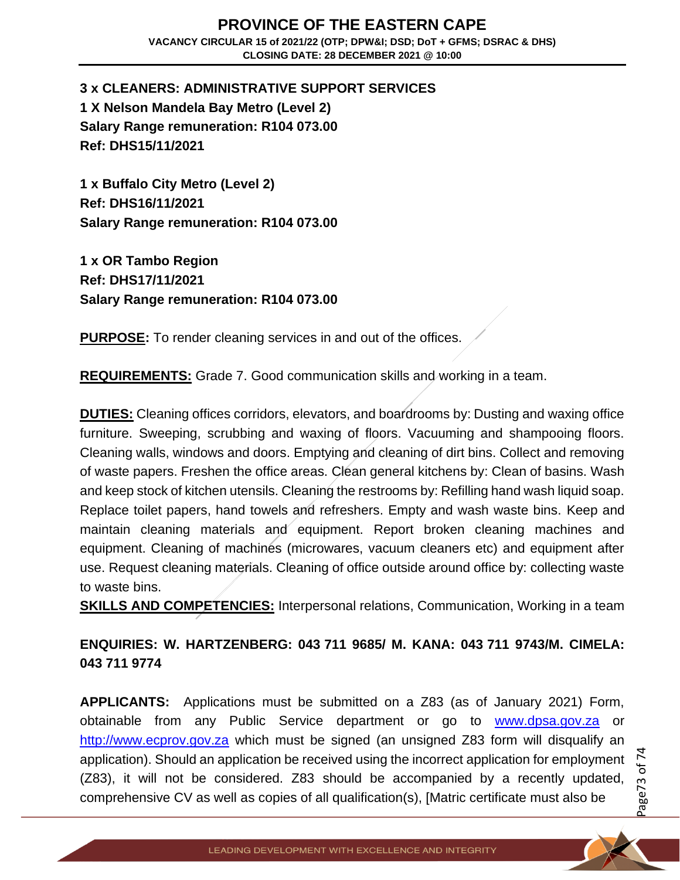**3 x CLEANERS: ADMINISTRATIVE SUPPORT SERVICES**
**1 X Nelson Mandela Bay Metro (Level 2)**
**Salary Range remuneration: R104 073.00**
**Ref: DHS15/11/2021**

**1 x Buffalo City Metro (Level 2)**
**Ref: DHS16/11/2021**
**Salary Range remuneration: R104 073.00**

**1 x OR Tambo Region**
**Ref: DHS17/11/2021**
**Salary Range remuneration: R104 073.00**

**PURPOSE:** To render cleaning services in and out of the offices.

**REQUIREMENTS:** Grade 7. Good communication skills and working in a team.

**DUTIES:** Cleaning offices corridors, elevators, and boardrooms by: Dusting and waxing office furniture. Sweeping, scrubbing and waxing of floors. Vacuuming and shampooing floors. Cleaning walls, windows and doors. Emptying and cleaning of dirt bins. Collect and removing of waste papers. Freshen the office areas. Clean general kitchens by: Clean of basins. Wash and keep stock of kitchen utensils. Cleaning the restrooms by: Refilling hand wash liquid soap. Replace toilet papers, hand towels and refreshers. Empty and wash waste bins. Keep and maintain cleaning materials and equipment. Report broken cleaning machines and equipment. Cleaning of machines (microwares, vacuum cleaners etc) and equipment after use. Request cleaning materials. Cleaning of office outside around office by: collecting waste to waste bins.
**SKILLS AND COMPETENCIES:** Interpersonal relations, Communication, Working in a team

**ENQUIRIES: W. HARTZENBERG: 043 711 9685/ M. KANA: 043 711 9743/M. CIMELA: 043 711 9774**

**APPLICANTS:** Applications must be submitted on a Z83 (as of January 2021) Form, obtainable from any Public Service department or go to www.dpsa.gov.za or http://www.ecprov.gov.za which must be signed (an unsigned Z83 form will disqualify an application). Should an application be received using the incorrect application for employment (Z83), it will not be considered. Z83 should be accompanied by a recently updated, comprehensive CV as well as copies of all qualification(s), [Matric certificate must also be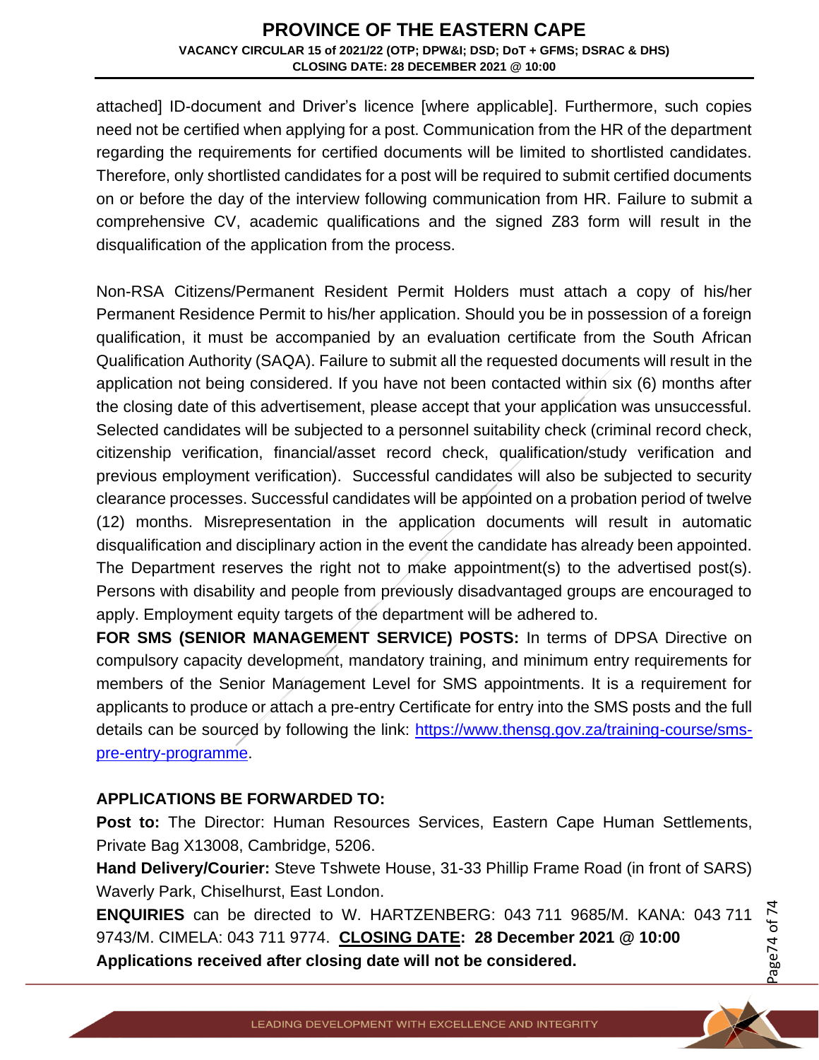attached] ID-document and Driver's licence [where applicable]. Furthermore, such copies need not be certified when applying for a post. Communication from the HR of the department regarding the requirements for certified documents will be limited to shortlisted candidates. Therefore, only shortlisted candidates for a post will be required to submit certified documents on or before the day of the interview following communication from HR. Failure to submit a comprehensive CV, academic qualifications and the signed Z83 form will result in the disqualification of the application from the process.

Non-RSA Citizens/Permanent Resident Permit Holders must attach a copy of his/her Permanent Residence Permit to his/her application. Should you be in possession of a foreign qualification, it must be accompanied by an evaluation certificate from the South African Qualification Authority (SAQA). Failure to submit all the requested documents will result in the application not being considered. If you have not been contacted within six (6) months after the closing date of this advertisement, please accept that your application was unsuccessful. Selected candidates will be subjected to a personnel suitability check (criminal record check, citizenship verification, financial/asset record check, qualification/study verification and previous employment verification). Successful candidates will also be subjected to security clearance processes. Successful candidates will be appointed on a probation period of twelve (12) months. Misrepresentation in the application documents will result in automatic disqualification and disciplinary action in the event the candidate has already been appointed. The Department reserves the right not to make appointment(s) to the advertised post(s). Persons with disability and people from previously disadvantaged groups are encouraged to apply. Employment equity targets of the department will be adhered to.

**FOR SMS (SENIOR MANAGEMENT SERVICE) POSTS:** In terms of DPSA Directive on compulsory capacity development, mandatory training, and minimum entry requirements for members of the Senior Management Level for SMS appointments. It is a requirement for applicants to produce or attach a pre-entry Certificate for entry into the SMS posts and the full details can be sourced by following the link: https://www.thensg.gov.za/training-course/sms-pre-entry-programme.

**APPLICATIONS BE FORWARDED TO:**

**Post to:** The Director: Human Resources Services, Eastern Cape Human Settlements, Private Bag X13008, Cambridge, 5206.

**Hand Delivery/Courier:** Steve Tshwete House, 31-33 Phillip Frame Road (in front of SARS) Waverly Park, Chiselhurst, East London.

**ENQUIRIES** can be directed to W. HARTZENBERG: 043 711 9685/M. KANA: 043 711 9743/M. CIMELA: 043 711 9774. **CLOSING DATE: 28 December 2021 @ 10:00**

**Applications received after closing date will not be considered.**